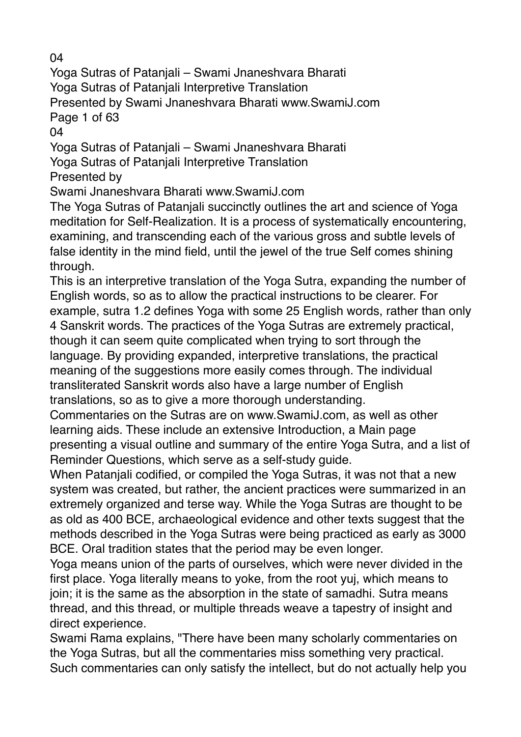# Yoga Sutras of Patanjali – Swami Jnaneshvara Bharati

## Yoga Sutras of Patanjali Interpretive Translation

Presented by

Swami Jnaneshvara Bharati www.SwamiJ.com

The Yoga Sutras of Patanjali succinctly outlines the art and science of Yoga meditation for Self-Realization. It is a process of systematically encountering, examining, and transcending each of the various gross and subtle levels of false identity in the mind field, until the jewel of the true Self comes shining through.

This is an interpretive translation of the Yoga Sutra, expanding the number of English words, so as to allow the practical instructions to be clearer. For example, sutra 1.2 defines Yoga with some 25 English words, rather than only 4 Sanskrit words. The practices of the Yoga Sutras are extremely practical, though it can seem quite complicated when trying to sort through the language. By providing expanded, interpretive translations, the practical meaning of the suggestions more easily comes through. The individual transliterated Sanskrit words also have a large number of English translations, so as to give a more thorough understanding.

Commentaries on the Sutras are on www.SwamiJ.com, as well as other learning aids. These include an extensive Introduction, a Main page presenting a visual outline and summary of the entire Yoga Sutra, and a list of Reminder Questions, which serve as a self-study guide.

When Patanjali codified, or compiled the Yoga Sutras, it was not that a new system was created, but rather, the ancient practices were summarized in an extremely organized and terse way. While the Yoga Sutras are thought to be as old as 400 BCE, archaeological evidence and other texts suggest that the methods described in the Yoga Sutras were being practiced as early as 3000 BCE. Oral tradition states that the period may be even longer.

Yoga means union of the parts of ourselves, which were never divided in the first place. Yoga literally means to yoke, from the root yuj, which means to join; it is the same as the absorption in the state of samadhi. Sutra means thread, and this thread, or multiple threads weave a tapestry of insight and direct experience.

Swami Rama explains, "There have been many scholarly commentaries on the Yoga Sutras, but all the commentaries miss something very practical. Such commentaries can only satisfy the intellect, but do not actually help you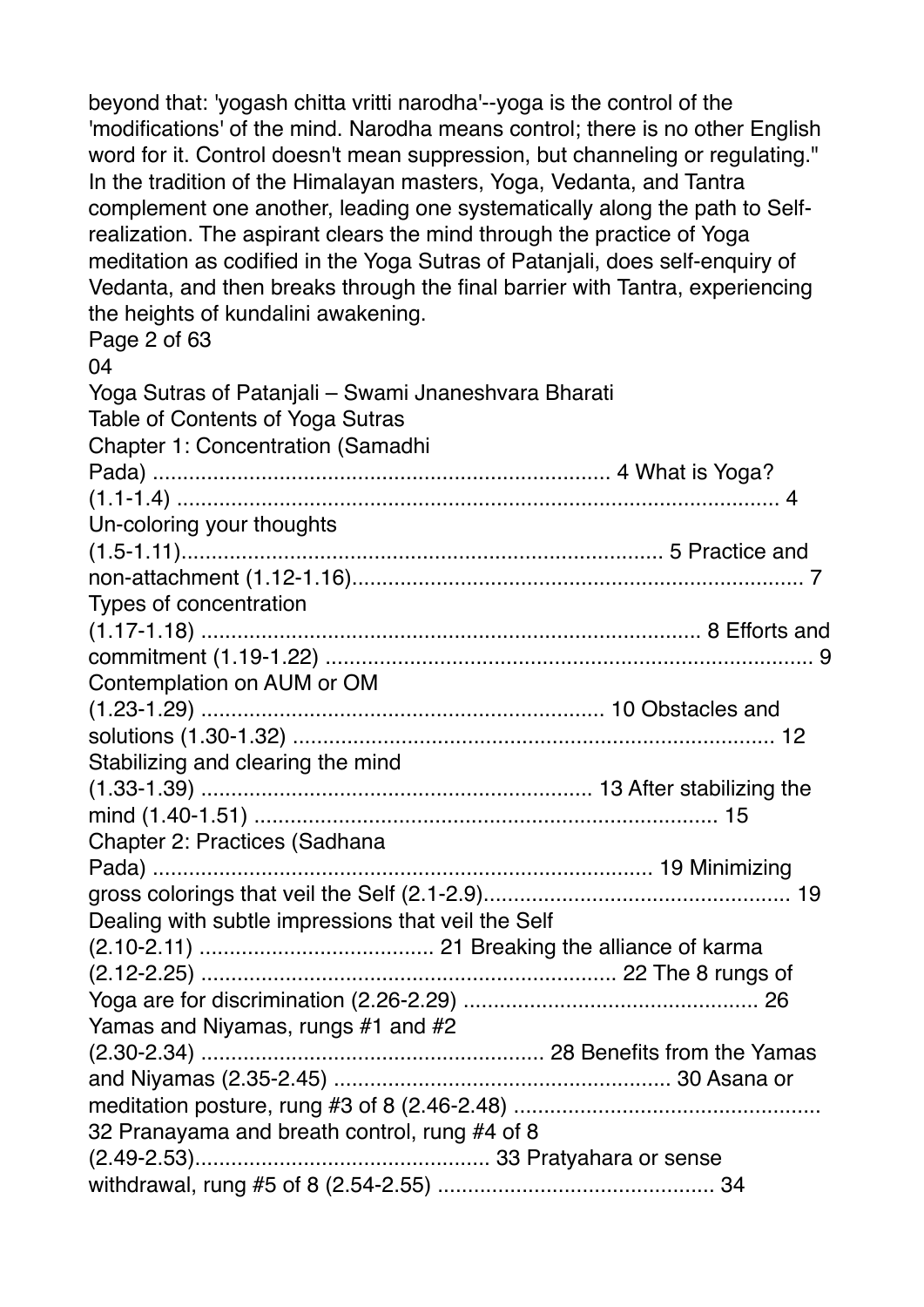beyond that: 'yogash chitta vritti narodha'--yoga is the control of the 'modifications' of the mind. Narodha means control; there is no other English word for it. Control doesn't mean suppression, but channeling or regulating."

In the tradition of the Himalayan masters, Yoga, Vedanta, and Tantra complement one another, leading one systematically along the path to Self-realization. The aspirant clears the mind through the practice of Yoga meditation as codified in the Yoga Sutras of Patanjali, does self-enquiry of Vedanta, and then breaks through the final barrier with Tantra, experiencing the heights of kundalini awakening.

04

## Table of Contents of Yoga Sutras

Chapter 1: Concentration (Samadhi Pada) .......... 4

- What is Yoga? (1.1-1.4) .......... 4
- Un-coloring your thoughts (1.5-1.11) .......... 5
- Practice and non-attachment (1.12-1.16) .......... 7
- Types of concentration (1.17-1.18) .......... 8
- Efforts and commitment (1.19-1.22) .......... 9
- Contemplation on AUM or OM (1.23-1.29) .......... 10
- Obstacles and solutions (1.30-1.32) .......... 12
- Stabilizing and clearing the mind (1.33-1.39) .......... 13
- After stabilizing the mind (1.40-1.51) .......... 15

Chapter 2: Practices (Sadhana Pada) .......... 19

- Minimizing gross colorings that veil the Self (2.1-2.9) .......... 19
- Dealing with subtle impressions that veil the Self (2.10-2.11) .......... 21
- Breaking the alliance of karma (2.12-2.25) .......... 22
- The 8 rungs of Yoga are for discrimination (2.26-2.29) .......... 26
- Yamas and Niyamas, rungs #1 and #2 (2.30-2.34) .......... 28
- Benefits from the Yamas and Niyamas (2.35-2.45) .......... 30
- Asana or meditation posture, rung #3 of 8 (2.46-2.48) .......... 32
- Pranayama and breath control, rung #4 of 8 (2.49-2.53) .......... 33
- Pratyahara or sense withdrawal, rung #5 of 8 (2.54-2.55) .......... 34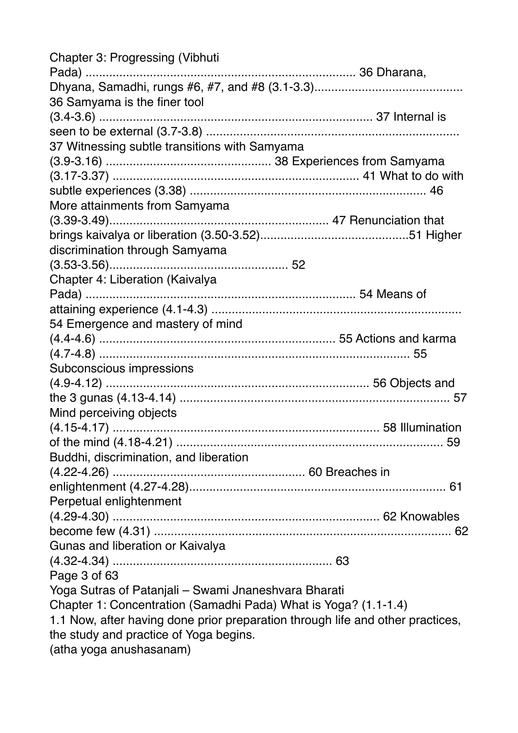Chapter 3: Progressing (Vibhuti Pada) ............................................................................... 36
Dharana, Dhyana, Samadhi, rungs #6, #7, and #8 (3.1-3.3)........................................... 36
Samyama is the finer tool (3.4-3.6) ............................................................................... 37
Internal is seen to be external (3.7-3.8) .......................................................................... 37
Witnessing subtle transitions with Samyama (3.9-3.16) ................................................ 38
Experiences from Samyama (3.17-3.37) ........................................................................ 41
What to do with subtle experiences (3.38) ..................................................................... 46
More attainments from Samyama (3.39-3.49)................................................................ 47
Renunciation that brings kaivalya or liberation (3.50-3.52)...........................................51
Higher discrimination through Samyama (3.53-3.56).................................................... 52
Chapter 4: Liberation (Kaivalya Pada) .............................................................................. 54
Means of attaining experience (4.1-4.3) ......................................................................... 54
Emergence and mastery of mind (4.4-4.6) ..................................................................... 55
Actions and karma (4.7-4.8) ........................................................................................... 55
Subconscious impressions (4.9-4.12) ............................................................................ 56
Objects and the 3 gunas (4.13-4.14) ............................................................................... 57
Mind perceiving objects (4.15-4.17) .............................................................................. 58
Illumination of the mind (4.18-4.21) ............................................................................... 59
Buddhi, discrimination, and liberation (4.22-4.26) ........................................................ 60
Breaches in enlightenment (4.27-4.28)........................................................................... 61
Perpetual enlightenment (4.29-4.30) .............................................................................. 62
Knowables become few (4.31) ....................................................................................... 62
Gunas and liberation or Kaivalya (4.32-4.34) ................................................................ 63

## Chapter 1: Concentration (Samadhi Pada)

### What is Yoga? (1.1-1.4)

1.1 Now, after having done prior preparation through life and other practices, the study and practice of Yoga begins.
(atha yoga anushasanam)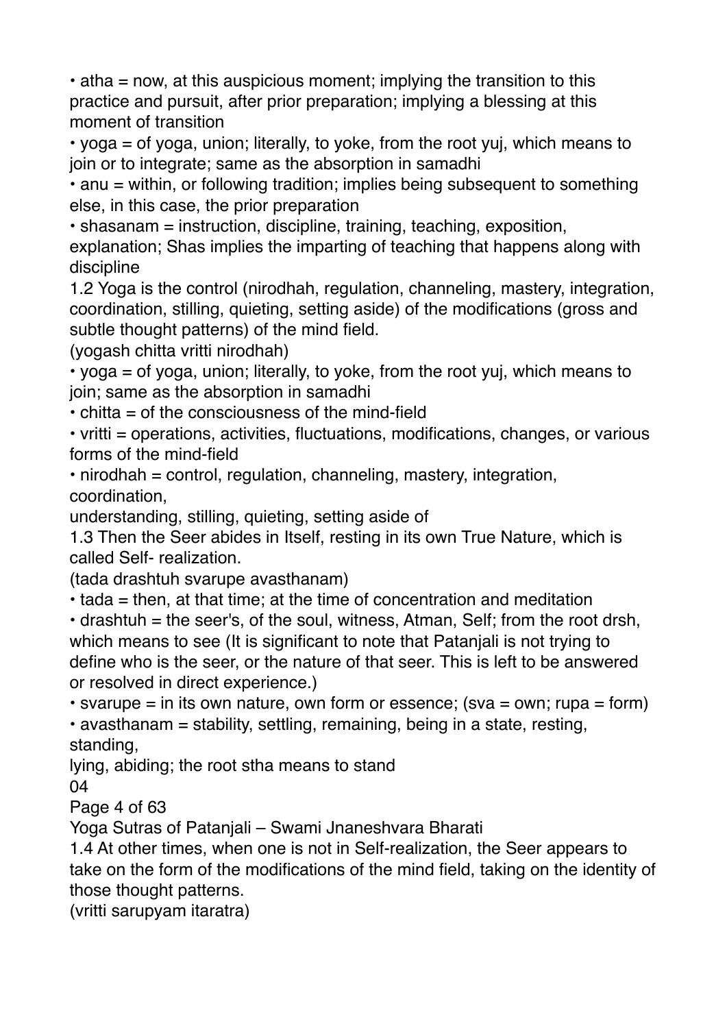- atha = now, at this auspicious moment; implying the transition to this practice and pursuit, after prior preparation; implying a blessing at this moment of transition
- yoga = of yoga, union; literally, to yoke, from the root yuj, which means to join or to integrate; same as the absorption in samadhi
- anu = within, or following tradition; implies being subsequent to something else, in this case, the prior preparation
- shasanam = instruction, discipline, training, teaching, exposition, explanation; Shas implies the imparting of teaching that happens along with discipline

1.2 Yoga is the control (nirodhah, regulation, channeling, mastery, integration, coordination, stilling, quieting, setting aside) of the modifications (gross and subtle thought patterns) of the mind field.
(yogash chitta vritti nirodhah)

- yoga = of yoga, union; literally, to yoke, from the root yuj, which means to join; same as the absorption in samadhi
- chitta = of the consciousness of the mind-field
- vritti = operations, activities, fluctuations, modifications, changes, or various forms of the mind-field
- nirodhah = control, regulation, channeling, mastery, integration, coordination,
understanding, stilling, quieting, setting aside of

1.3 Then the Seer abides in Itself, resting in its own True Nature, which is called Self- realization.
(tada drashtuh svarupe avasthanam)

- tada = then, at that time; at the time of concentration and meditation
- drashtuh = the seer's, of the soul, witness, Atman, Self; from the root drsh, which means to see (It is significant to note that Patanjali is not trying to define who is the seer, or the nature of that seer. This is left to be answered or resolved in direct experience.)
- svarupe = in its own nature, own form or essence; (sva = own; rupa = form)
- avasthanam = stability, settling, remaining, being in a state, resting, standing,
lying, abiding; the root stha means to stand

1.4 At other times, when one is not in Self-realization, the Seer appears to take on the form of the modifications of the mind field, taking on the identity of those thought patterns.
(vritti sarupyam itaratra)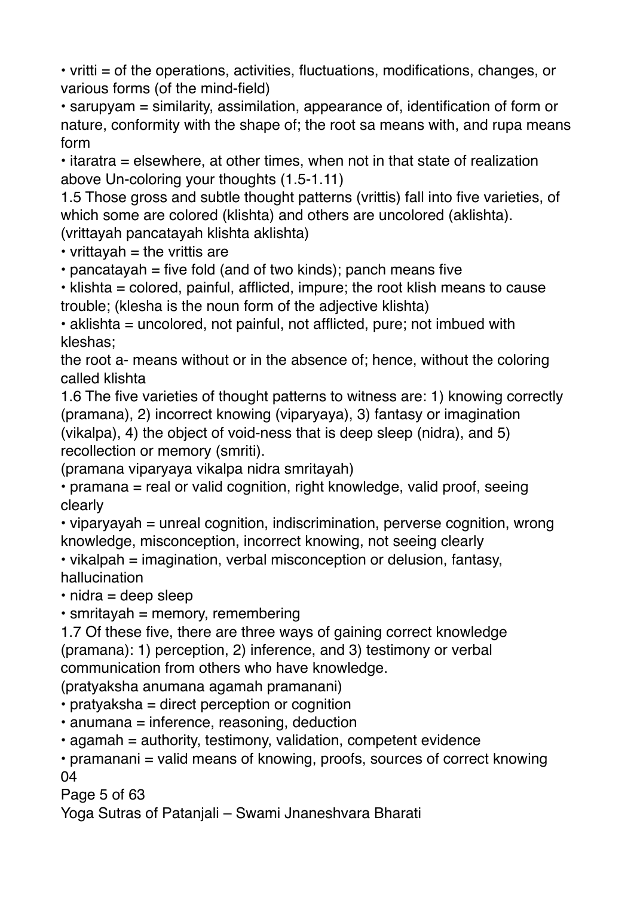• vritti = of the operations, activities, fluctuations, modifications, changes, or various forms (of the mind-field)

• sarupyam = similarity, assimilation, appearance of, identification of form or nature, conformity with the shape of; the root sa means with, and rupa means form

• itaratra = elsewhere, at other times, when not in that state of realization above Un-coloring your thoughts (1.5-1.11)

1.5 Those gross and subtle thought patterns (vrittis) fall into five varieties, of which some are colored (klishta) and others are uncolored (aklishta).
(vrittayah pancatayah klishta aklishta)

• vrittayah = the vrittis are

• pancatayah = five fold (and of two kinds); panch means five

• klishta = colored, painful, afflicted, impure; the root klish means to cause trouble; (klesha is the noun form of the adjective klishta)

• aklishta = uncolored, not painful, not afflicted, pure; not imbued with kleshas;
the root a- means without or in the absence of; hence, without the coloring called klishta

1.6 The five varieties of thought patterns to witness are: 1) knowing correctly (pramana), 2) incorrect knowing (viparyaya), 3) fantasy or imagination (vikalpa), 4) the object of void-ness that is deep sleep (nidra), and 5) recollection or memory (smriti).
(pramana viparyaya vikalpa nidra smritayah)

• pramana = real or valid cognition, right knowledge, valid proof, seeing clearly

• viparyayah = unreal cognition, indiscrimination, perverse cognition, wrong knowledge, misconception, incorrect knowing, not seeing clearly

• vikalpah = imagination, verbal misconception or delusion, fantasy, hallucination

• nidra = deep sleep

• smritayah = memory, remembering

1.7 Of these five, there are three ways of gaining correct knowledge (pramana): 1) perception, 2) inference, and 3) testimony or verbal communication from others who have knowledge.
(pratyaksha anumana agamah pramanani)

• pratyaksha = direct perception or cognition

• anumana = inference, reasoning, deduction

• agamah = authority, testimony, validation, competent evidence

• pramanani = valid means of knowing, proofs, sources of correct knowing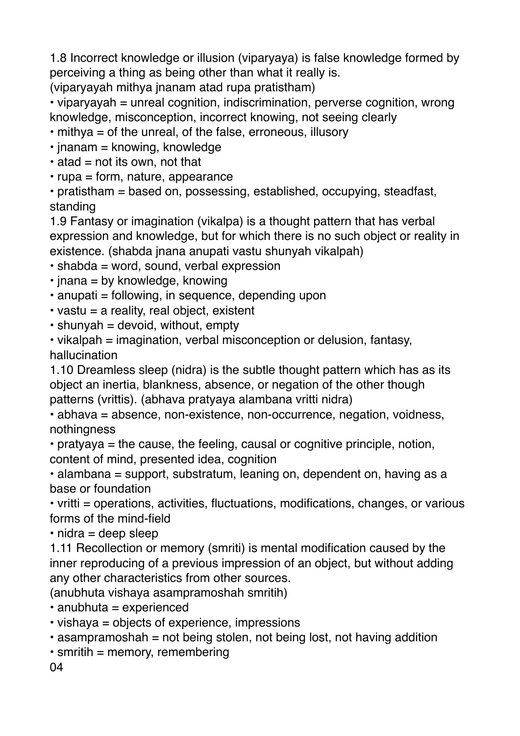1.8 Incorrect knowledge or illusion (viparyaya) is false knowledge formed by perceiving a thing as being other than what it really is.
(viparyayah mithya jnanam atad rupa pratistham)

- viparyayah = unreal cognition, indiscrimination, perverse cognition, wrong knowledge, misconception, incorrect knowing, not seeing clearly
- mithya = of the unreal, of the false, erroneous, illusory
- jnanam = knowing, knowledge
- atad = not its own, not that
- rupa = form, nature, appearance
- pratistham = based on, possessing, established, occupying, steadfast, standing

1.9 Fantasy or imagination (vikalpa) is a thought pattern that has verbal expression and knowledge, but for which there is no such object or reality in existence. (shabda jnana anupati vastu shunyah vikalpah)

- shabda = word, sound, verbal expression
- jnana = by knowledge, knowing
- anupati = following, in sequence, depending upon
- vastu = a reality, real object, existent
- shunyah = devoid, without, empty
- vikalpah = imagination, verbal misconception or delusion, fantasy, hallucination

1.10 Dreamless sleep (nidra) is the subtle thought pattern which has as its object an inertia, blankness, absence, or negation of the other though patterns (vrittis). (abhava pratyaya alambana vritti nidra)

- abhava = absence, non-existence, non-occurrence, negation, voidness, nothingness
- pratyaya = the cause, the feeling, causal or cognitive principle, notion, content of mind, presented idea, cognition
- alambana = support, substratum, leaning on, dependent on, having as a base or foundation
- vritti = operations, activities, fluctuations, modifications, changes, or various forms of the mind-field
- nidra = deep sleep

1.11 Recollection or memory (smriti) is mental modification caused by the inner reproducing of a previous impression of an object, but without adding any other characteristics from other sources.
(anubhuta vishaya asampramoshah smritih)

- anubhuta = experienced
- vishaya = objects of experience, impressions
- asampramoshah = not being stolen, not being lost, not having addition
- smritih = memory, remembering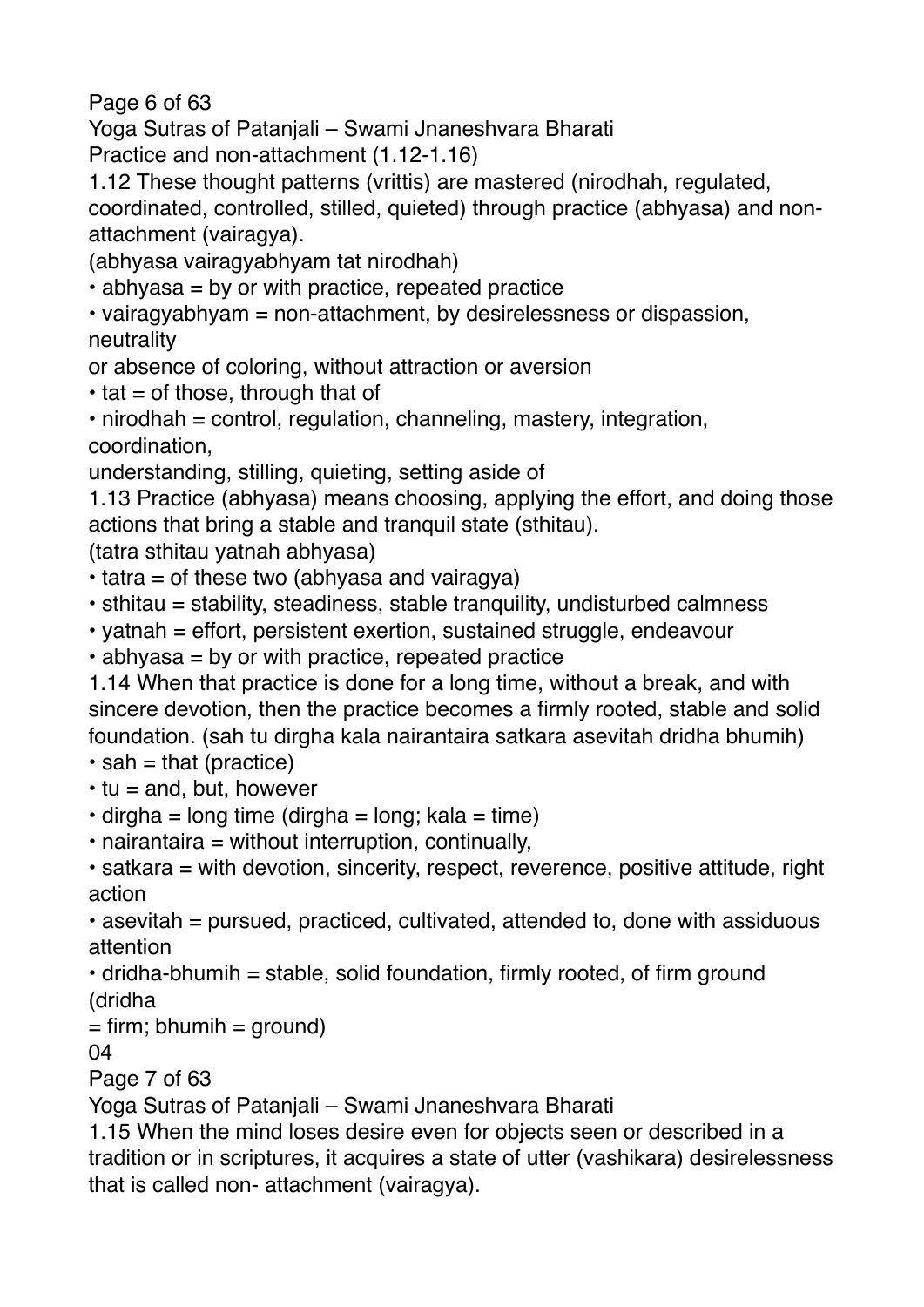## Practice and non-attachment (1.12-1.16)

1.12 These thought patterns (vrittis) are mastered (nirodhah, regulated, coordinated, controlled, stilled, quieted) through practice (abhyasa) and non-attachment (vairagya).

(abhyasa vairagyabhyam tat nirodhah)

- abhyasa = by or with practice, repeated practice
- vairagyabhyam = non-attachment, by desirelessness or dispassion, neutrality or absence of coloring, without attraction or aversion
- tat = of those, through that of
- nirodhah = control, regulation, channeling, mastery, integration, coordination, understanding, stilling, quieting, setting aside of

1.13 Practice (abhyasa) means choosing, applying the effort, and doing those actions that bring a stable and tranquil state (sthitau).

(tatra sthitau yatnah abhyasa)

- tatra = of these two (abhyasa and vairagya)
- sthitau = stability, steadiness, stable tranquility, undisturbed calmness
- yatnah = effort, persistent exertion, sustained struggle, endeavour
- abhyasa = by or with practice, repeated practice

1.14 When that practice is done for a long time, without a break, and with sincere devotion, then the practice becomes a firmly rooted, stable and solid foundation. (sah tu dirgha kala nairantaira satkara asevitah dridha bhumih)

- sah = that (practice)
- tu = and, but, however
- dirgha = long time (dirgha = long; kala = time)
- nairantaira = without interruption, continually,
- satkara = with devotion, sincerity, respect, reverence, positive attitude, right action
- asevitah = pursued, practiced, cultivated, attended to, done with assiduous attention
- dridha-bhumih = stable, solid foundation, firmly rooted, of firm ground (dridha = firm; bhumih = ground)

04

1.15 When the mind loses desire even for objects seen or described in a tradition or in scriptures, it acquires a state of utter (vashikara) desirelessness that is called non- attachment (vairagya).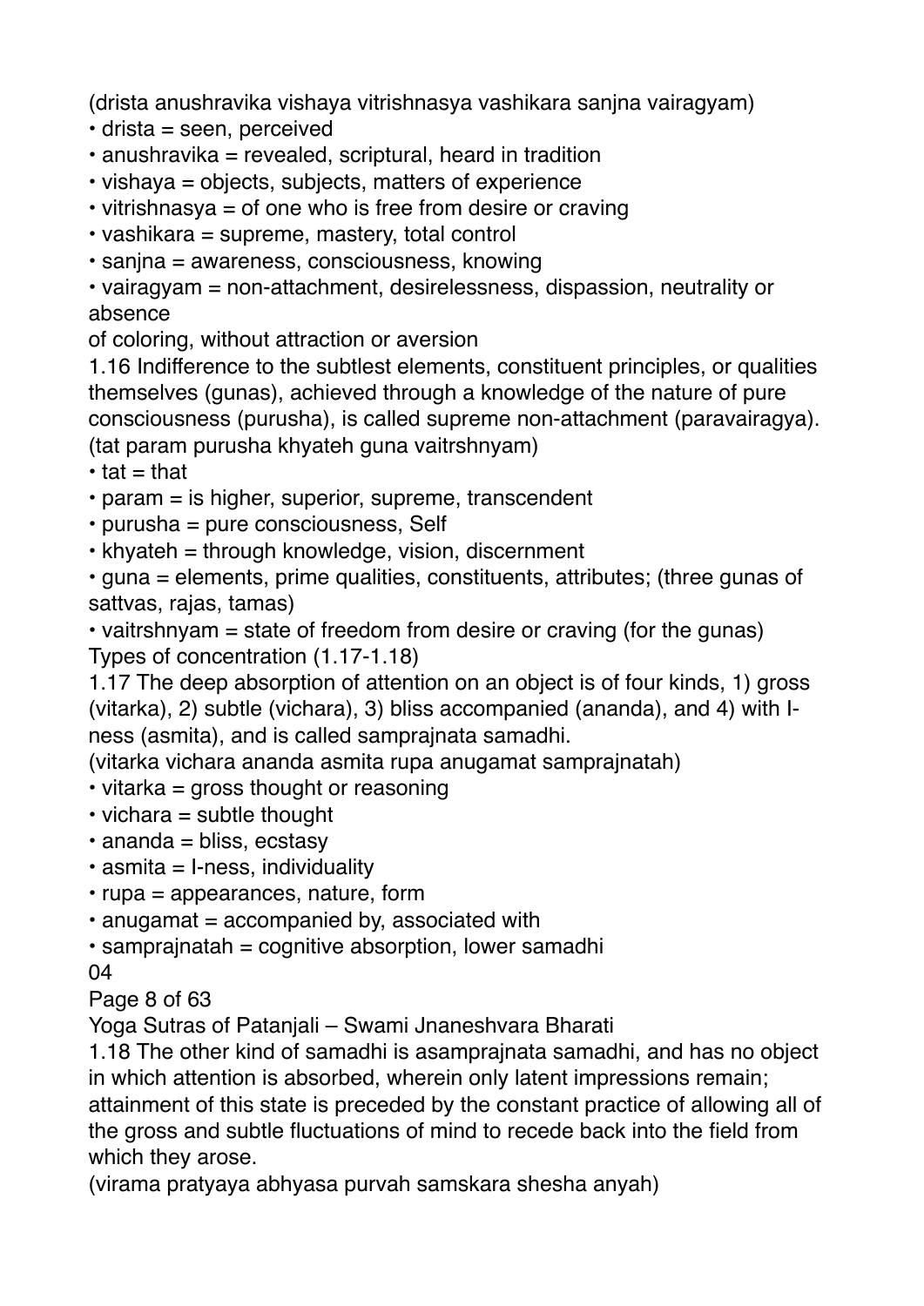(drista anushravika vishaya vitrishnasya vashikara sanjna vairagyam)

- drista = seen, perceived
- anushravika = revealed, scriptural, heard in tradition
- vishaya = objects, subjects, matters of experience
- vitrishnasya = of one who is free from desire or craving
- vashikara = supreme, mastery, total control
- sanjna = awareness, consciousness, knowing
- vairagyam = non-attachment, desirelessness, dispassion, neutrality or absence of coloring, without attraction or aversion

1.16 Indifference to the subtlest elements, constituent principles, or qualities themselves (gunas), achieved through a knowledge of the nature of pure consciousness (purusha), is called supreme non-attachment (paravairagya).

(tat param purusha khyateh guna vaitrshnyam)

- tat = that
- param = is higher, superior, supreme, transcendent
- purusha = pure consciousness, Self
- khyateh = through knowledge, vision, discernment
- guna = elements, prime qualities, constituents, attributes; (three gunas of sattvas, rajas, tamas)
- vaitrshnyam = state of freedom from desire or craving (for the gunas)

Types of concentration (1.17-1.18)

1.17 The deep absorption of attention on an object is of four kinds, 1) gross (vitarka), 2) subtle (vichara), 3) bliss accompanied (ananda), and 4) with I-ness (asmita), and is called samprajnata samadhi.

(vitarka vichara ananda asmita rupa anugamat samprajnatah)

- vitarka = gross thought or reasoning
- vichara = subtle thought
- ananda = bliss, ecstasy
- asmita = I-ness, individuality
- rupa = appearances, nature, form
- anugamat = accompanied by, associated with
- samprajnatah = cognitive absorption, lower samadhi

1.18 The other kind of samadhi is asamprajnata samadhi, and has no object in which attention is absorbed, wherein only latent impressions remain; attainment of this state is preceded by the constant practice of allowing all of the gross and subtle fluctuations of mind to recede back into the field from which they arose.

(virama pratyaya abhyasa purvah samskara shesha anyah)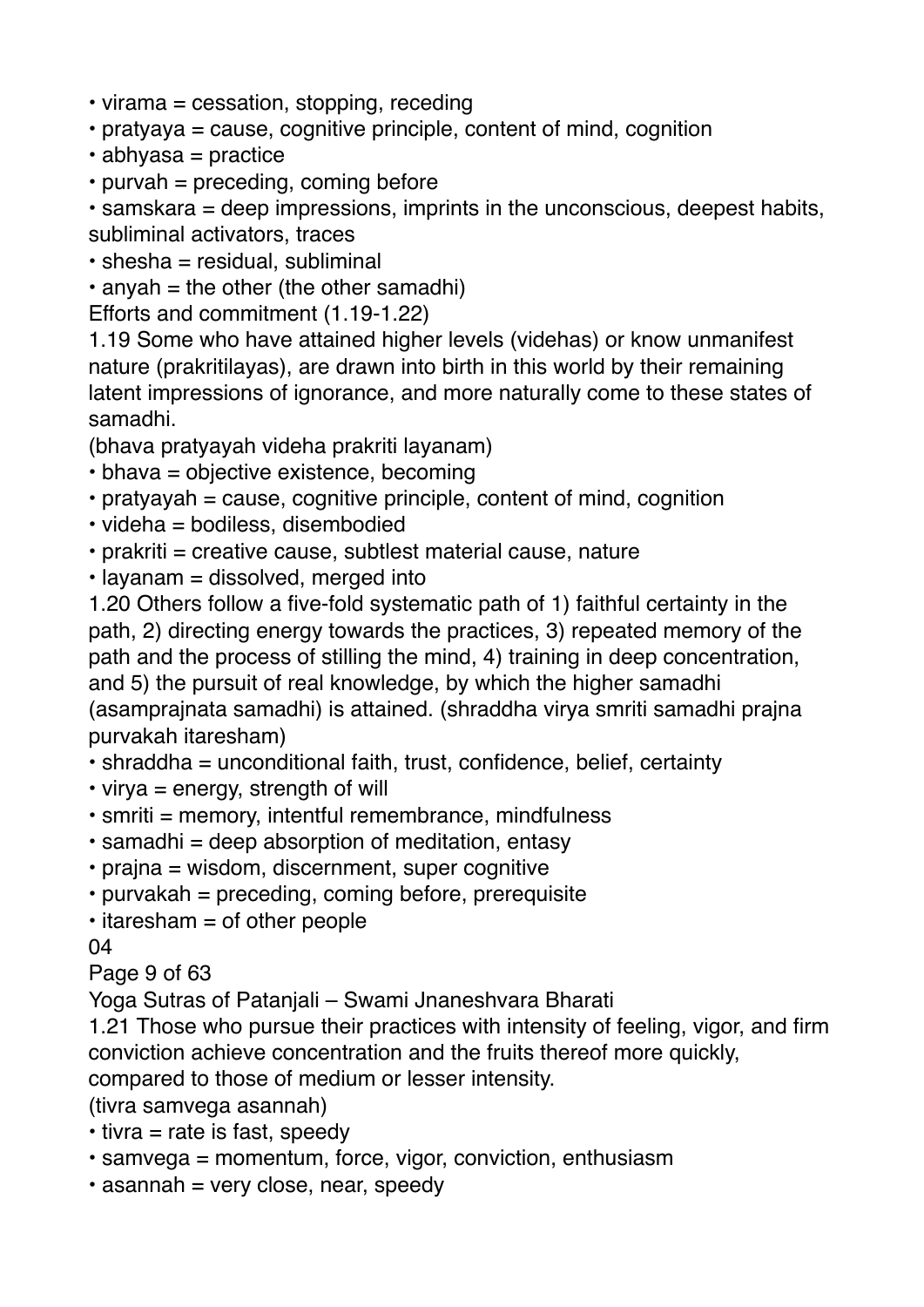- virama = cessation, stopping, receding
- pratyaya = cause, cognitive principle, content of mind, cognition
- abhyasa = practice
- purvah = preceding, coming before
- samskara = deep impressions, imprints in the unconscious, deepest habits, subliminal activators, traces
- shesha = residual, subliminal
- anyah = the other (the other samadhi)

Efforts and commitment (1.19-1.22)

1.19 Some who have attained higher levels (videhas) or know unmanifest nature (prakritilayas), are drawn into birth in this world by their remaining latent impressions of ignorance, and more naturally come to these states of samadhi.
(bhava pratyayah videha prakriti layanam)

- bhava = objective existence, becoming
- pratyayah = cause, cognitive principle, content of mind, cognition
- videha = bodiless, disembodied
- prakriti = creative cause, subtlest material cause, nature
- layanam = dissolved, merged into

1.20 Others follow a five-fold systematic path of 1) faithful certainty in the path, 2) directing energy towards the practices, 3) repeated memory of the path and the process of stilling the mind, 4) training in deep concentration, and 5) the pursuit of real knowledge, by which the higher samadhi (asamprajnata samadhi) is attained. (shraddha virya smriti samadhi prajna purvakah itaresham)

- shraddha = unconditional faith, trust, confidence, belief, certainty
- virya = energy, strength of will
- smriti = memory, intentful remembrance, mindfulness
- samadhi = deep absorption of meditation, entasy
- prajna = wisdom, discernment, super cognitive
- purvakah = preceding, coming before, prerequisite
- itaresham = of other people

04

1.21 Those who pursue their practices with intensity of feeling, vigor, and firm conviction achieve concentration and the fruits thereof more quickly, compared to those of medium or lesser intensity.
(tivra samvega asannah)

- tivra = rate is fast, speedy
- samvega = momentum, force, vigor, conviction, enthusiasm
- asannah = very close, near, speedy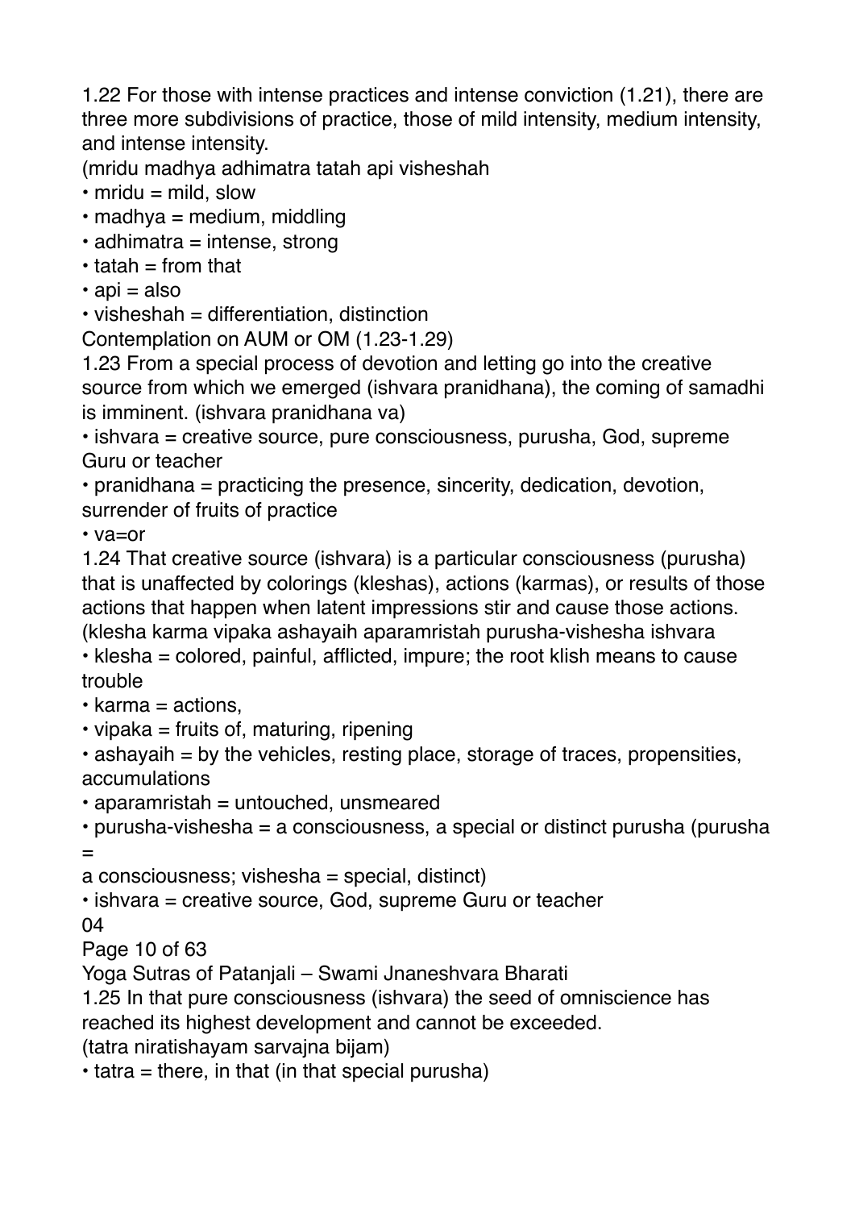1.22 For those with intense practices and intense conviction (1.21), there are three more subdivisions of practice, those of mild intensity, medium intensity, and intense intensity.

(mridu madhya adhimatra tatah api visheshah

- mridu = mild, slow
- madhya = medium, middling
- adhimatra = intense, strong
- tatah = from that
- api = also
- visheshah = differentiation, distinction

Contemplation on AUM or OM (1.23-1.29)

1.23 From a special process of devotion and letting go into the creative source from which we emerged (ishvara pranidhana), the coming of samadhi is imminent. (ishvara pranidhana va)

- ishvara = creative source, pure consciousness, purusha, God, supreme Guru or teacher
- pranidhana = practicing the presence, sincerity, dedication, devotion, surrender of fruits of practice
- va=or

1.24 That creative source (ishvara) is a particular consciousness (purusha) that is unaffected by colorings (kleshas), actions (karmas), or results of those actions that happen when latent impressions stir and cause those actions. (klesha karma vipaka ashayaih aparamristah purusha-vishesha ishvara

- klesha = colored, painful, afflicted, impure; the root klish means to cause trouble
- karma = actions,
- vipaka = fruits of, maturing, ripening
- ashayaih = by the vehicles, resting place, storage of traces, propensities, accumulations
- aparamristah = untouched, unsmeared
- purusha-vishesha = a consciousness, a special or distinct purusha (purusha = a consciousness; vishesha = special, distinct)
- ishvara = creative source, God, supreme Guru or teacher

1.25 In that pure consciousness (ishvara) the seed of omniscience has reached its highest development and cannot be exceeded.

(tatra niratishayam sarvajna bijam)

- tatra = there, in that (in that special purusha)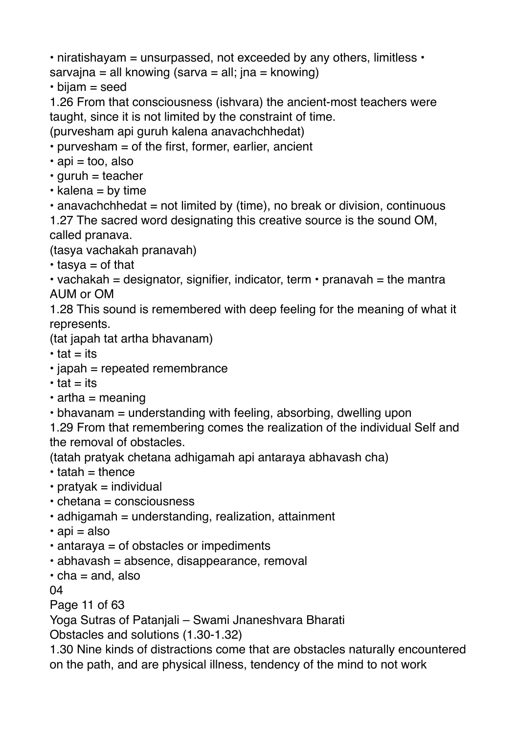• niratishayam = unsurpassed, not exceeded by any others, limitless • sarvajna = all knowing (sarva = all; jna = knowing)

• bijam = seed

1.26 From that consciousness (ishvara) the ancient-most teachers were taught, since it is not limited by the constraint of time.

(purvesham api guruh kalena anavachchhedat)

• purvesham = of the first, former, earlier, ancient
• api = too, also
• guruh = teacher
• kalena = by time
• anavachchhedat = not limited by (time), no break or division, continuous

1.27 The sacred word designating this creative source is the sound OM, called pranava.

(tasya vachakah pranavah)

• tasya = of that
• vachakah = designator, signifier, indicator, term • pranavah = the mantra AUM or OM

1.28 This sound is remembered with deep feeling for the meaning of what it represents.

(tat japah tat artha bhavanam)

• tat = its
• japah = repeated remembrance
• tat = its
• artha = meaning
• bhavanam = understanding with feeling, absorbing, dwelling upon

1.29 From that remembering comes the realization of the individual Self and the removal of obstacles.

(tatah pratyak chetana adhigamah api antaraya abhavash cha)

• tatah = thence
• pratyak = individual
• chetana = consciousness
• adhigamah = understanding, realization, attainment
• api = also
• antaraya = of obstacles or impediments
• abhavash = absence, disappearance, removal
• cha = and, also

04

## Obstacles and solutions (1.30-1.32)

1.30 Nine kinds of distractions come that are obstacles naturally encountered on the path, and are physical illness, tendency of the mind to not work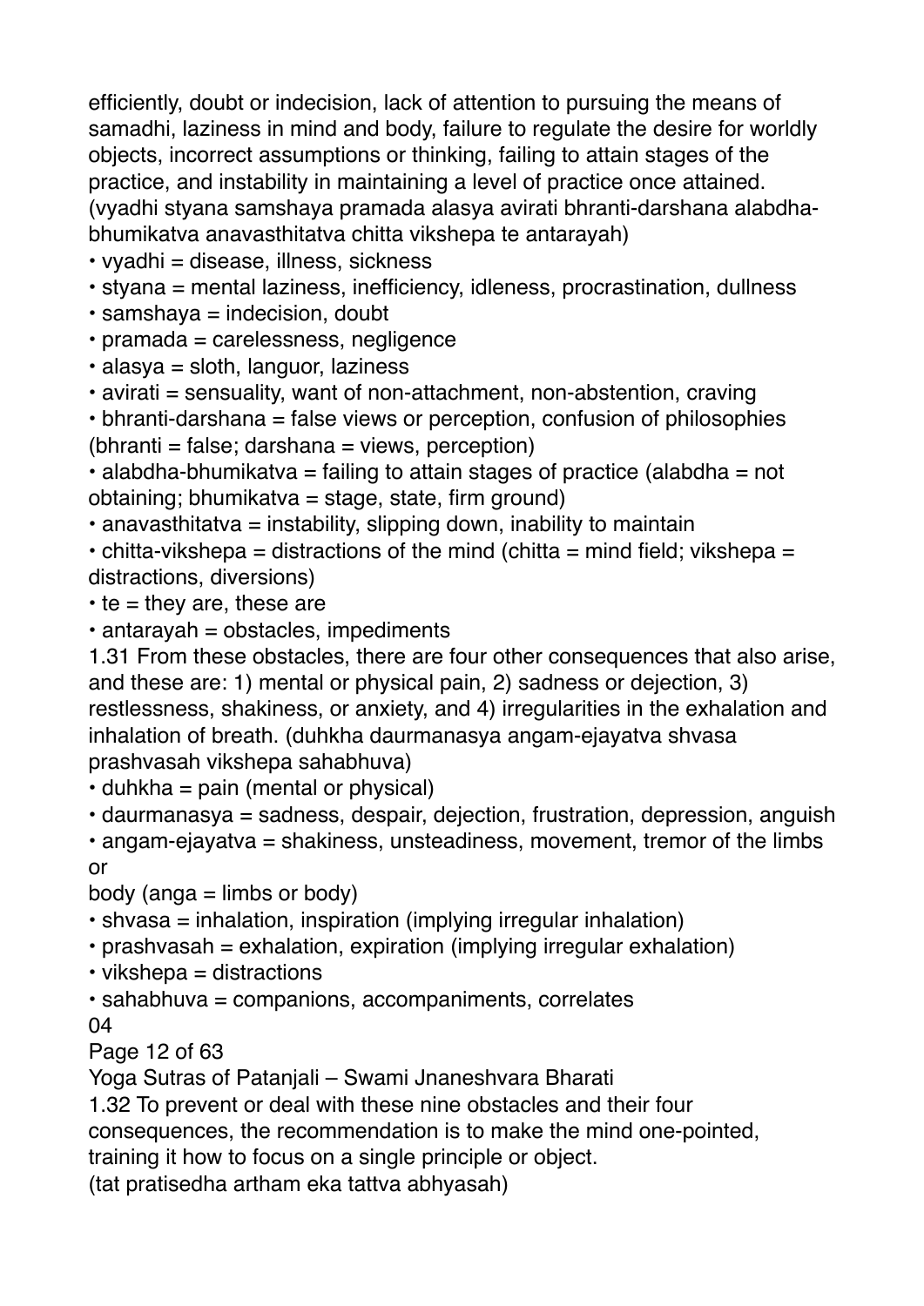efficiently, doubt or indecision, lack of attention to pursuing the means of samadhi, laziness in mind and body, failure to regulate the desire for worldly objects, incorrect assumptions or thinking, failing to attain stages of the practice, and instability in maintaining a level of practice once attained. (vyadhi styana samshaya pramada alasya avirati bhranti-darshana alabdha-bhumikatva anavasthitatva chitta vikshepa te antarayah)

- vyadhi = disease, illness, sickness
- styana = mental laziness, inefficiency, idleness, procrastination, dullness
- samshaya = indecision, doubt
- pramada = carelessness, negligence
- alasya = sloth, languor, laziness
- avirati = sensuality, want of non-attachment, non-abstention, craving
- bhranti-darshana = false views or perception, confusion of philosophies (bhranti = false; darshana = views, perception)
- alabdha-bhumikatva = failing to attain stages of practice (alabdha = not obtaining; bhumikatva = stage, state, firm ground)
- anavasthitatva = instability, slipping down, inability to maintain
- chitta-vikshepa = distractions of the mind (chitta = mind field; vikshepa = distractions, diversions)
- te = they are, these are
- antarayah = obstacles, impediments

1.31 From these obstacles, there are four other consequences that also arise, and these are: 1) mental or physical pain, 2) sadness or dejection, 3) restlessness, shakiness, or anxiety, and 4) irregularities in the exhalation and inhalation of breath. (duhkha daurmanasya angam-ejayatva shvasa prashvasah vikshepa sahabhuva)

- duhkha = pain (mental or physical)
- daurmanasya = sadness, despair, dejection, frustration, depression, anguish
- angam-ejayatva = shakiness, unsteadiness, movement, tremor of the limbs or body (anga = limbs or body)
- shvasa = inhalation, inspiration (implying irregular inhalation)
- prashvasah = exhalation, expiration (implying irregular exhalation)
- vikshepa = distractions
- sahabhuva = companions, accompaniments, correlates

04

1.32 To prevent or deal with these nine obstacles and their four consequences, the recommendation is to make the mind one-pointed, training it how to focus on a single principle or object.
(tat pratisedha artham eka tattva abhyasah)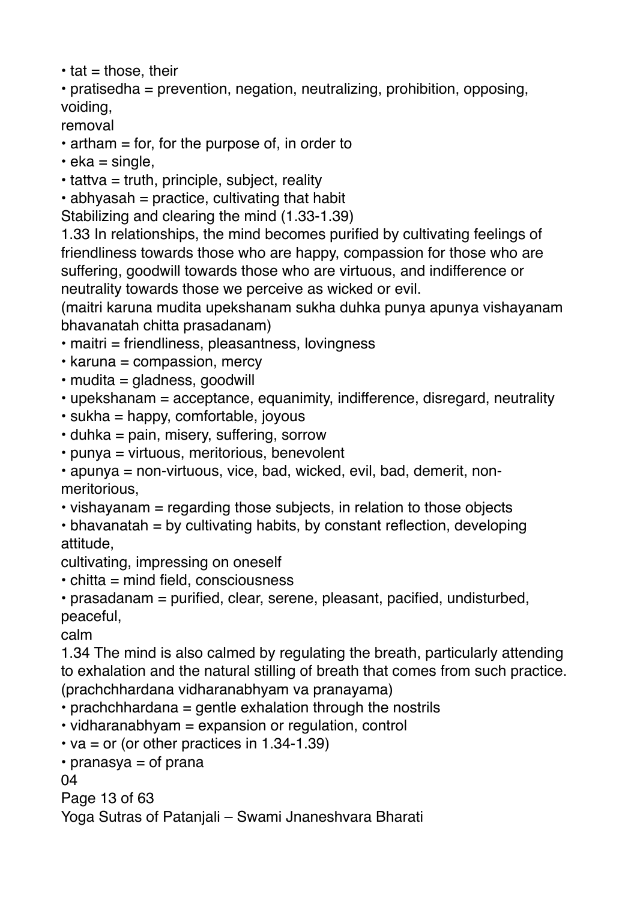- tat = those, their
- pratisedha = prevention, negation, neutralizing, prohibition, opposing, voiding, removal
- artham = for, for the purpose of, in order to
- eka = single,
- tattva = truth, principle, subject, reality
- abhyasah = practice, cultivating that habit

Stabilizing and clearing the mind (1.33-1.39)

1.33 In relationships, the mind becomes purified by cultivating feelings of friendliness towards those who are happy, compassion for those who are suffering, goodwill towards those who are virtuous, and indifference or neutrality towards those we perceive as wicked or evil.

(maitri karuna mudita upekshanam sukha duhka punya apunya vishayanam bhavanatah chitta prasadanam)

- maitri = friendliness, pleasantness, lovingness
- karuna = compassion, mercy
- mudita = gladness, goodwill
- upekshanam = acceptance, equanimity, indifference, disregard, neutrality
- sukha = happy, comfortable, joyous
- duhka = pain, misery, suffering, sorrow
- punya = virtuous, meritorious, benevolent
- apunya = non-virtuous, vice, bad, wicked, evil, bad, demerit, non-meritorious,
- vishayanam = regarding those subjects, in relation to those objects
- bhavanatah = by cultivating habits, by constant reflection, developing attitude, cultivating, impressing on oneself
- chitta = mind field, consciousness
- prasadanam = purified, clear, serene, pleasant, pacified, undisturbed, peaceful, calm

1.34 The mind is also calmed by regulating the breath, particularly attending to exhalation and the natural stilling of breath that comes from such practice.

(prachchhardana vidharanabhyam va pranayama)

- prachchhardana = gentle exhalation through the nostrils
- vidharanabhyam = expansion or regulation, control
- va = or (or other practices in 1.34-1.39)
- pranasya = of prana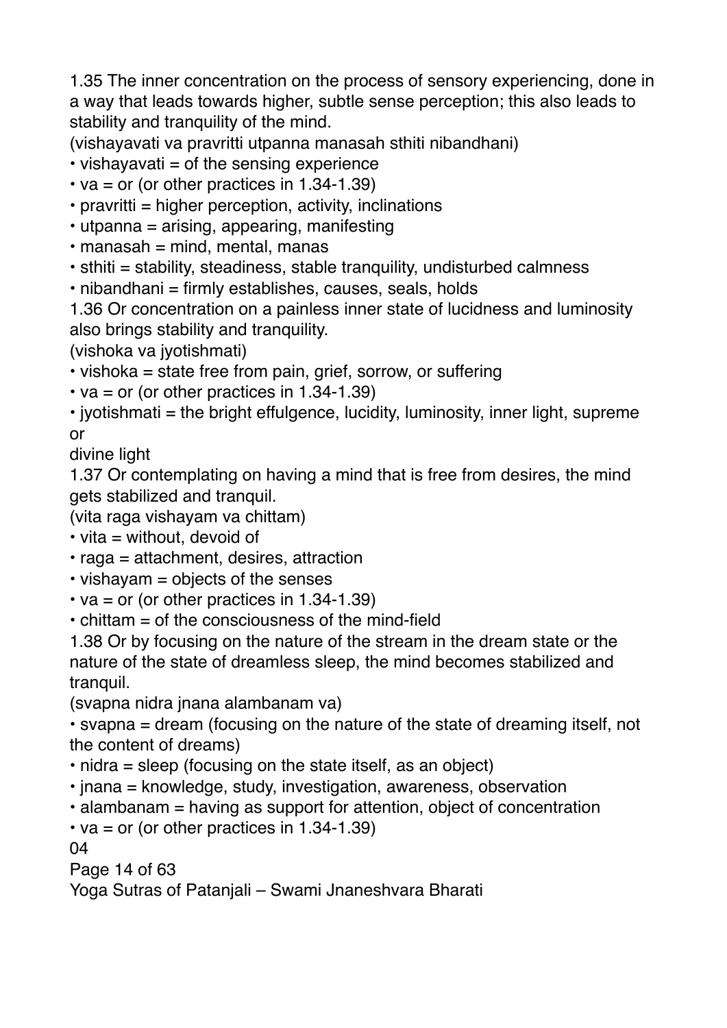1.35 The inner concentration on the process of sensory experiencing, done in a way that leads towards higher, subtle sense perception; this also leads to stability and tranquility of the mind.

(vishayavati va pravritti utpanna manasah sthiti nibandhani)

- vishayavati = of the sensing experience
- va = or (or other practices in 1.34-1.39)
- pravritti = higher perception, activity, inclinations
- utpanna = arising, appearing, manifesting
- manasah = mind, mental, manas
- sthiti = stability, steadiness, stable tranquility, undisturbed calmness
- nibandhani = firmly establishes, causes, seals, holds

1.36 Or concentration on a painless inner state of lucidness and luminosity also brings stability and tranquility.

(vishoka va jyotishmati)

- vishoka = state free from pain, grief, sorrow, or suffering
- va = or (or other practices in 1.34-1.39)
- jyotishmati = the bright effulgence, lucidity, luminosity, inner light, supreme or divine light

1.37 Or contemplating on having a mind that is free from desires, the mind gets stabilized and tranquil.

(vita raga vishayam va chittam)

- vita = without, devoid of
- raga = attachment, desires, attraction
- vishayam = objects of the senses
- va = or (or other practices in 1.34-1.39)
- chittam = of the consciousness of the mind-field

1.38 Or by focusing on the nature of the stream in the dream state or the nature of the state of dreamless sleep, the mind becomes stabilized and tranquil.

(svapna nidra jnana alambanam va)

- svapna = dream (focusing on the nature of the state of dreaming itself, not the content of dreams)
- nidra = sleep (focusing on the state itself, as an object)
- jnana = knowledge, study, investigation, awareness, observation
- alambanam = having as support for attention, object of concentration
- va = or (or other practices in 1.34-1.39)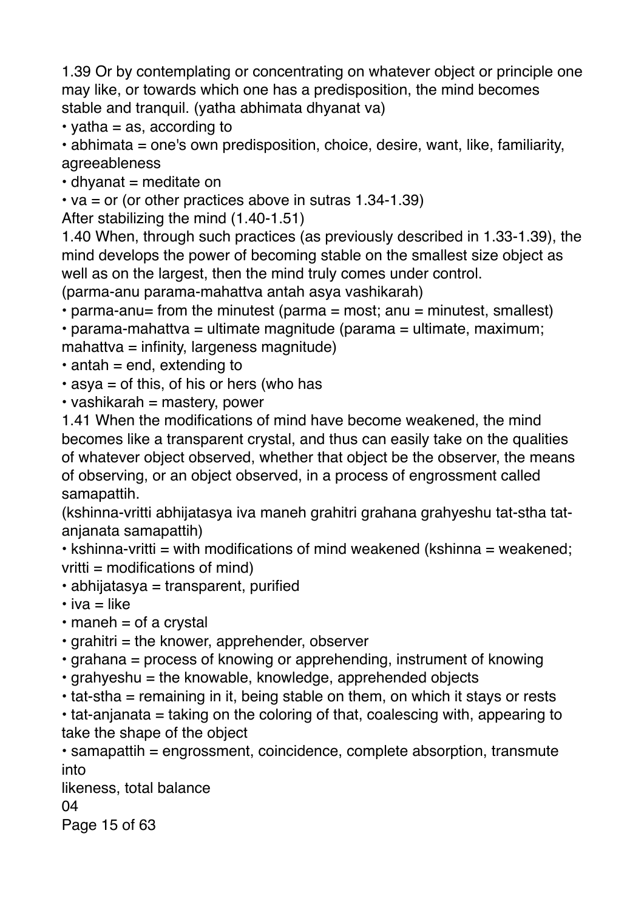1.39 Or by contemplating or concentrating on whatever object or principle one may like, or towards which one has a predisposition, the mind becomes stable and tranquil. (yatha abhimata dhyanat va)

- yatha = as, according to
- abhimata = one's own predisposition, choice, desire, want, like, familiarity, agreeableness
- dhyanat = meditate on
- va = or (or other practices above in sutras 1.34-1.39)

After stabilizing the mind (1.40-1.51)

1.40 When, through such practices (as previously described in 1.33-1.39), the mind develops the power of becoming stable on the smallest size object as well as on the largest, then the mind truly comes under control.
(parma-anu parama-mahattva antah asya vashikarah)

- parma-anu= from the minutest (parma = most; anu = minutest, smallest)
- parama-mahattva = ultimate magnitude (parama = ultimate, maximum; mahattva = infinity, largeness magnitude)
- antah = end, extending to
- asya = of this, of his or hers (who has
- vashikarah = mastery, power

1.41 When the modifications of mind have become weakened, the mind becomes like a transparent crystal, and thus can easily take on the qualities of whatever object observed, whether that object be the observer, the means of observing, or an object observed, in a process of engrossment called samapattih.
(kshinna-vritti abhijatasya iva maneh grahitri grahana grahyeshu tat-stha tat-anjanata samapattih)

- kshinna-vritti = with modifications of mind weakened (kshinna = weakened; vritti = modifications of mind)
- abhijatasya = transparent, purified
- iva = like
- maneh = of a crystal
- grahitri = the knower, apprehender, observer
- grahana = process of knowing or apprehending, instrument of knowing
- grahyeshu = the knowable, knowledge, apprehended objects
- tat-stha = remaining in it, being stable on them, on which it stays or rests
- tat-anjanata = taking on the coloring of that, coalescing with, appearing to take the shape of the object
- samapattih = engrossment, coincidence, complete absorption, transmute into likeness, total balance

04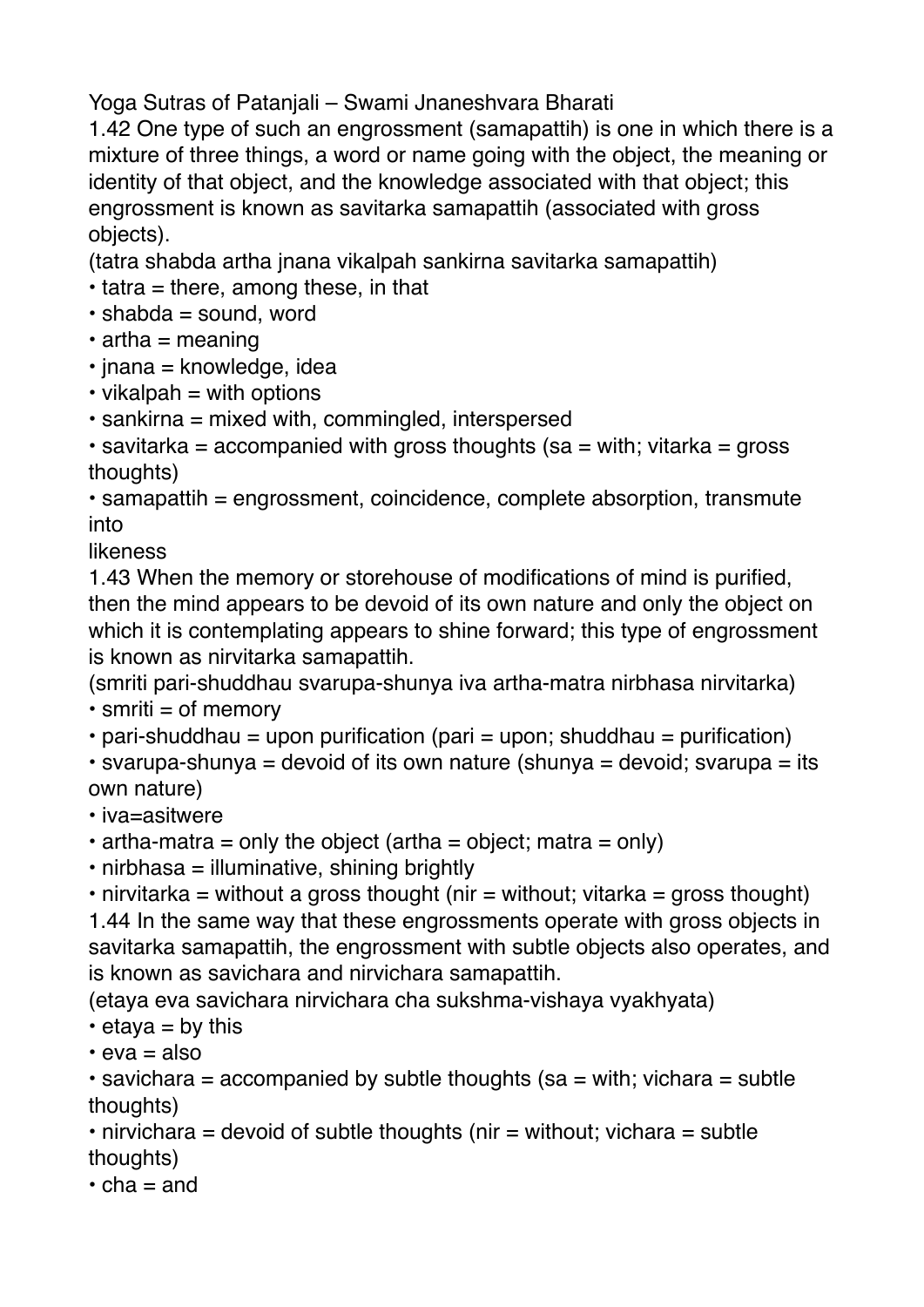Yoga Sutras of Patanjali – Swami Jnaneshvara Bharati

1.42 One type of such an engrossment (samapattih) is one in which there is a mixture of three things, a word or name going with the object, the meaning or identity of that object, and the knowledge associated with that object; this engrossment is known as savitarka samapattih (associated with gross objects).

(tatra shabda artha jnana vikalpah sankirna savitarka samapattih)

- tatra = there, among these, in that
- shabda = sound, word
- artha = meaning
- jnana = knowledge, idea
- vikalpah = with options
- sankirna = mixed with, commingled, interspersed
- savitarka = accompanied with gross thoughts (sa = with; vitarka = gross thoughts)
- samapattih = engrossment, coincidence, complete absorption, transmute into likeness

1.43 When the memory or storehouse of modifications of mind is purified, then the mind appears to be devoid of its own nature and only the object on which it is contemplating appears to shine forward; this type of engrossment is known as nirvitarka samapattih.

(smriti pari-shuddhau svarupa-shunya iva artha-matra nirbhasa nirvitarka)

- smriti = of memory
- pari-shuddhau = upon purification (pari = upon; shuddhau = purification)
- svarupa-shunya = devoid of its own nature (shunya = devoid; svarupa = its own nature)
- iva=asitwere
- artha-matra = only the object (artha = object; matra = only)
- nirbhasa = illuminative, shining brightly
- nirvitarka = without a gross thought (nir = without; vitarka = gross thought)

1.44 In the same way that these engrossments operate with gross objects in savitarka samapattih, the engrossment with subtle objects also operates, and is known as savichara and nirvichara samapattih.

(etaya eva savichara nirvichara cha sukshma-vishaya vyakhyata)

- etaya = by this
- eva = also
- savichara = accompanied by subtle thoughts (sa = with; vichara = subtle thoughts)
- nirvichara = devoid of subtle thoughts (nir = without; vichara = subtle thoughts)
- cha = and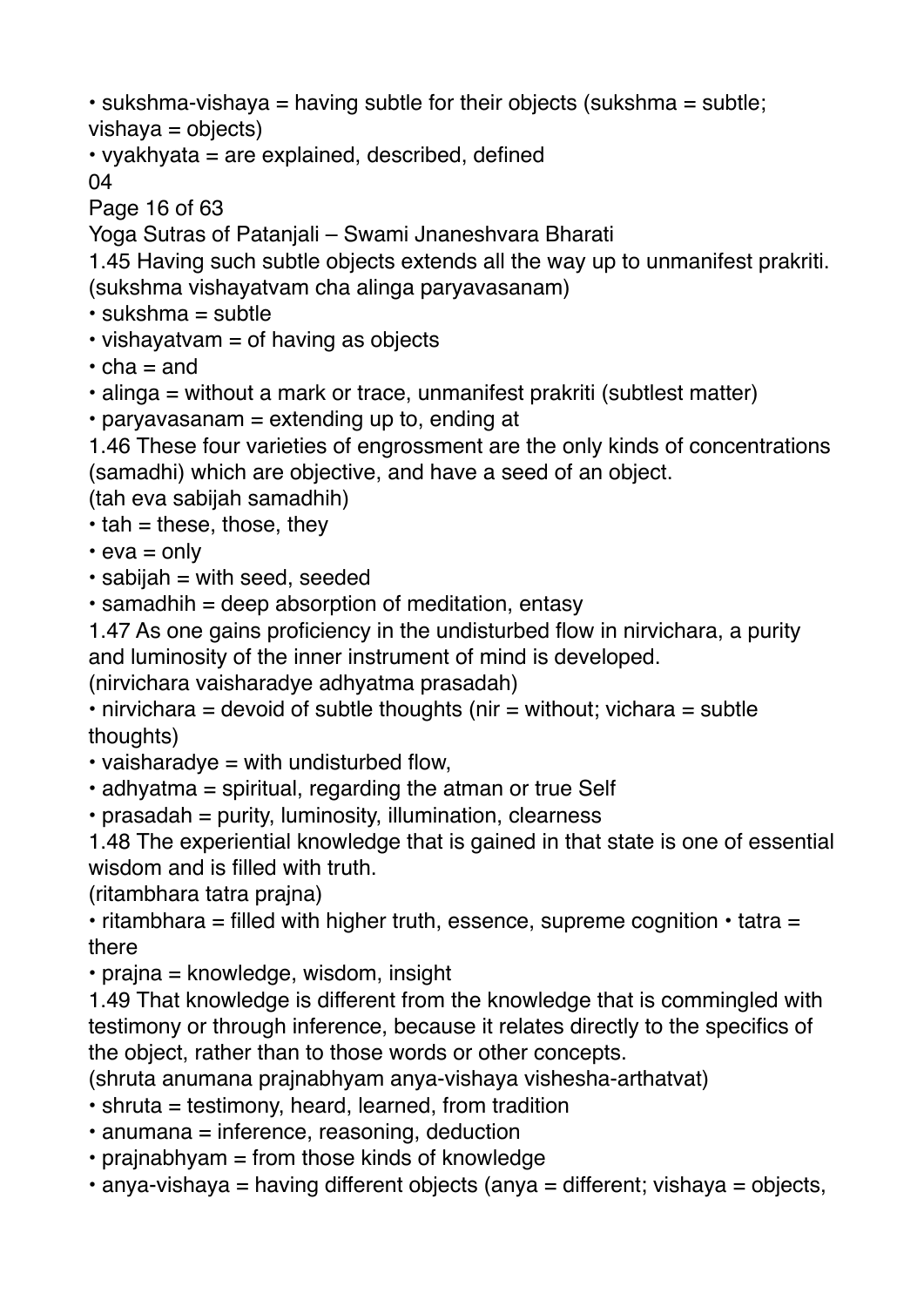• sukshma-vishaya = having subtle for their objects (sukshma = subtle; vishaya = objects)
• vyakhyata = are explained, described, defined

04

1.45 Having such subtle objects extends all the way up to unmanifest prakriti. (sukshma vishayatvam cha alinga paryavasanam)

• sukshma = subtle
• vishayatvam = of having as objects
• cha = and
• alinga = without a mark or trace, unmanifest prakriti (subtlest matter)
• paryavasanam = extending up to, ending at

1.46 These four varieties of engrossment are the only kinds of concentrations (samadhi) which are objective, and have a seed of an object.
(tah eva sabijah samadhih)

• tah = these, those, they
• eva = only
• sabijah = with seed, seeded
• samadhih = deep absorption of meditation, entasy

1.47 As one gains proficiency in the undisturbed flow in nirvichara, a purity and luminosity of the inner instrument of mind is developed.
(nirvichara vaisharadye adhyatma prasadah)

• nirvichara = devoid of subtle thoughts (nir = without; vichara = subtle thoughts)
• vaisharadye = with undisturbed flow,
• adhyatma = spiritual, regarding the atman or true Self
• prasadah = purity, luminosity, illumination, clearness

1.48 The experiential knowledge that is gained in that state is one of essential wisdom and is filled with truth.
(ritambhara tatra prajna)

• ritambhara = filled with higher truth, essence, supreme cognition • tatra = there
• prajna = knowledge, wisdom, insight

1.49 That knowledge is different from the knowledge that is commingled with testimony or through inference, because it relates directly to the specifics of the object, rather than to those words or other concepts.
(shruta anumana prajnabhyam anya-vishaya vishesha-arthatvat)

• shruta = testimony, heard, learned, from tradition
• anumana = inference, reasoning, deduction
• prajnabhyam = from those kinds of knowledge
• anya-vishaya = having different objects (anya = different; vishaya = objects,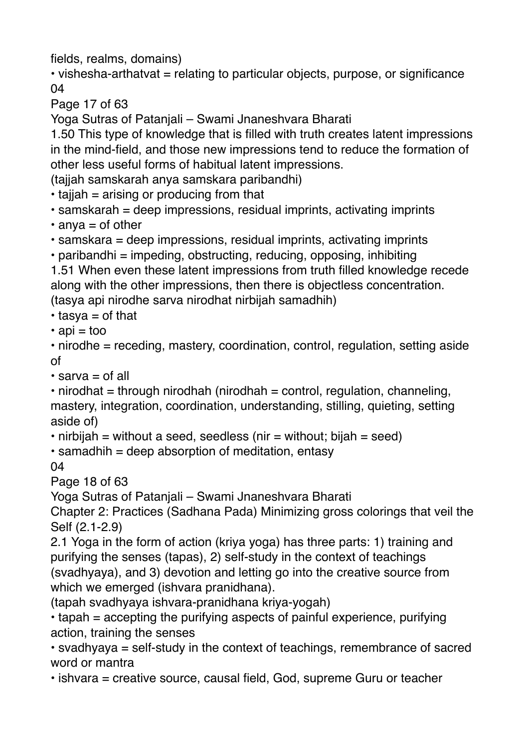fields, realms, domains)

- vishesha-arthatvat = relating to particular objects, purpose, or significance

1.50 This type of knowledge that is filled with truth creates latent impressions in the mind-field, and those new impressions tend to reduce the formation of other less useful forms of habitual latent impressions.
(tajjah samskarah anya samskara paribandhi)

- tajjah = arising or producing from that
- samskarah = deep impressions, residual imprints, activating imprints
- anya = of other
- samskara = deep impressions, residual imprints, activating imprints
- paribandhi = impeding, obstructing, reducing, opposing, inhibiting

1.51 When even these latent impressions from truth filled knowledge recede along with the other impressions, then there is objectless concentration.
(tasya api nirodhe sarva nirodhat nirbijah samadhih)

- tasya = of that
- api = too
- nirodhe = receding, mastery, coordination, control, regulation, setting aside of
- sarva = of all
- nirodhat = through nirodhah (nirodhah = control, regulation, channeling, mastery, integration, coordination, understanding, stilling, quieting, setting aside of)
- nirbijah = without a seed, seedless (nir = without; bijah = seed)
- samadhih = deep absorption of meditation, entasy

## Chapter 2: Practices (Sadhana Pada) Minimizing gross colorings that veil the Self (2.1-2.9)

2.1 Yoga in the form of action (kriya yoga) has three parts: 1) training and purifying the senses (tapas), 2) self-study in the context of teachings (svadhyaya), and 3) devotion and letting go into the creative source from which we emerged (ishvara pranidhana).
(tapah svadhyaya ishvara-pranidhana kriya-yogah)

- tapah = accepting the purifying aspects of painful experience, purifying action, training the senses
- svadhyaya = self-study in the context of teachings, remembrance of sacred word or mantra
- ishvara = creative source, causal field, God, supreme Guru or teacher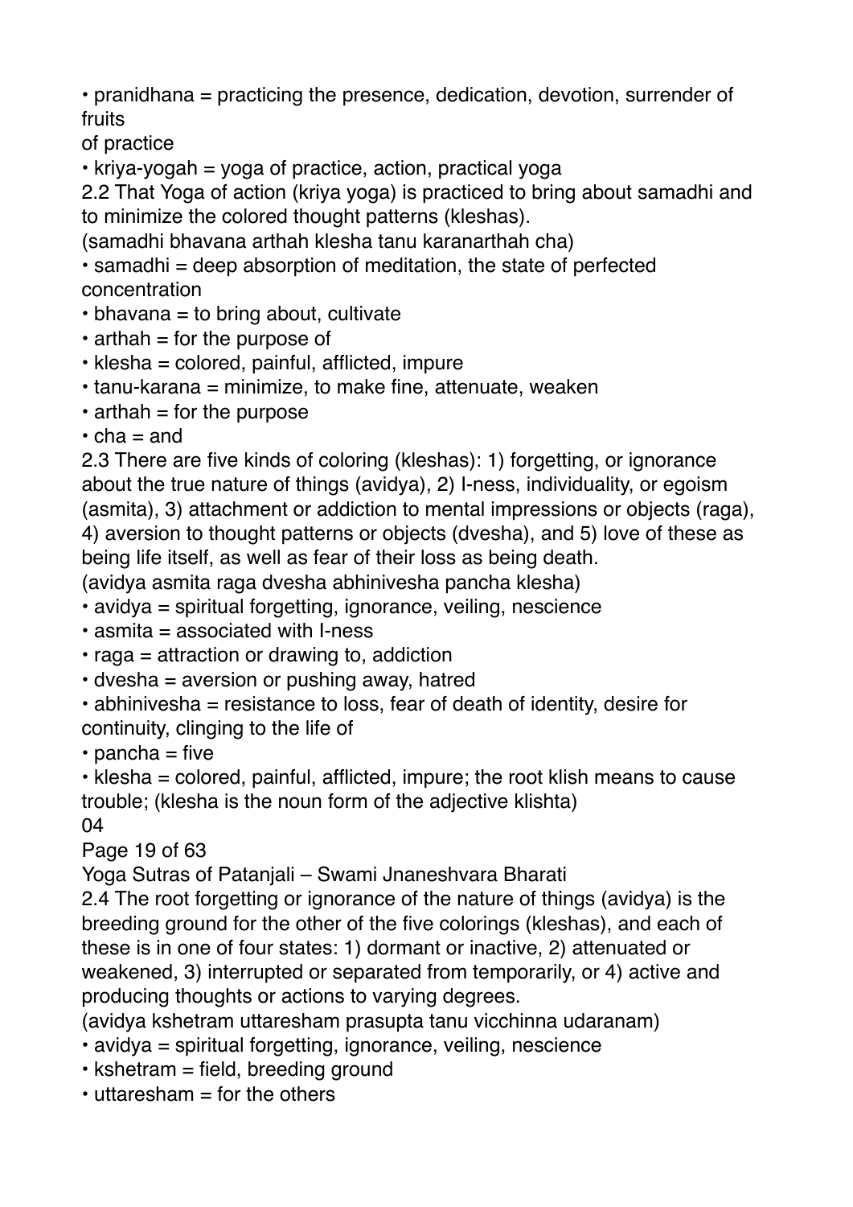• pranidhana = practicing the presence, dedication, devotion, surrender of fruits
of practice
• kriya-yogah = yoga of practice, action, practical yoga

2.2 That Yoga of action (kriya yoga) is practiced to bring about samadhi and to minimize the colored thought patterns (kleshas).
(samadhi bhavana arthah klesha tanu karanarthah cha)

• samadhi = deep absorption of meditation, the state of perfected concentration
• bhavana = to bring about, cultivate
• arthah = for the purpose of
• klesha = colored, painful, afflicted, impure
• tanu-karana = minimize, to make fine, attenuate, weaken
• arthah = for the purpose
• cha = and

2.3 There are five kinds of coloring (kleshas): 1) forgetting, or ignorance about the true nature of things (avidya), 2) I-ness, individuality, or egoism (asmita), 3) attachment or addiction to mental impressions or objects (raga), 4) aversion to thought patterns or objects (dvesha), and 5) love of these as being life itself, as well as fear of their loss as being death.
(avidya asmita raga dvesha abhinivesha pancha klesha)

• avidya = spiritual forgetting, ignorance, veiling, nescience
• asmita = associated with I-ness
• raga = attraction or drawing to, addiction
• dvesha = aversion or pushing away, hatred
• abhinivesha = resistance to loss, fear of death of identity, desire for continuity, clinging to the life of
• pancha = five
• klesha = colored, painful, afflicted, impure; the root klish means to cause trouble; (klesha is the noun form of the adjective klishta)

04

2.4 The root forgetting or ignorance of the nature of things (avidya) is the breeding ground for the other of the five colorings (kleshas), and each of these is in one of four states: 1) dormant or inactive, 2) attenuated or weakened, 3) interrupted or separated from temporarily, or 4) active and producing thoughts or actions to varying degrees.
(avidya kshetram uttaresham prasupta tanu vicchinna udaranam)

• avidya = spiritual forgetting, ignorance, veiling, nescience
• kshetram = field, breeding ground
• uttaresham = for the others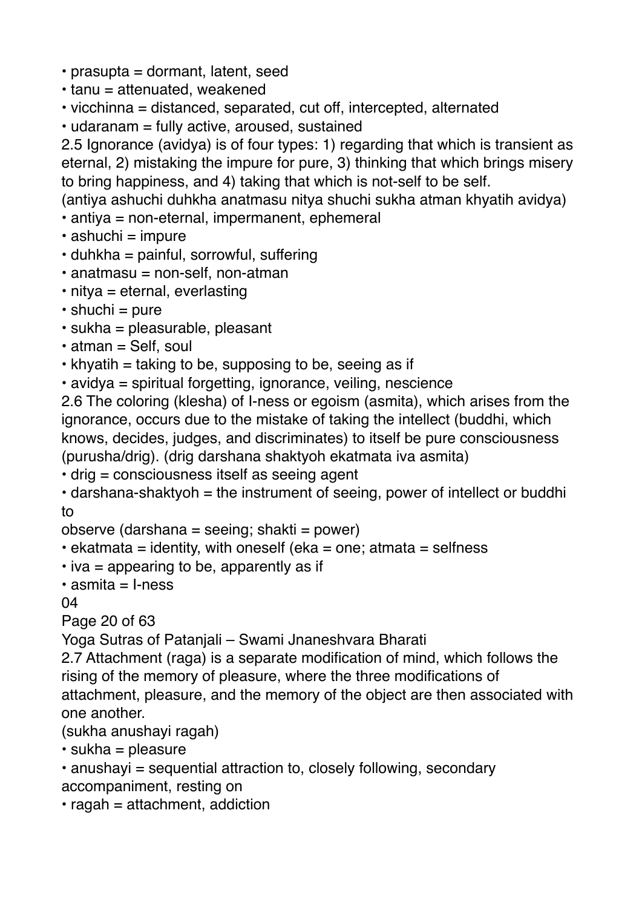• prasupta = dormant, latent, seed
• tanu = attenuated, weakened
• vicchinna = distanced, separated, cut off, intercepted, alternated
• udaranam = fully active, aroused, sustained

2.5 Ignorance (avidya) is of four types: 1) regarding that which is transient as eternal, 2) mistaking the impure for pure, 3) thinking that which brings misery to bring happiness, and 4) taking that which is not-self to be self.
(antiya ashuchi duhkha anatmasu nitya shuchi sukha atman khyatih avidya)

• antiya = non-eternal, impermanent, ephemeral
• ashuchi = impure
• duhkha = painful, sorrowful, suffering
• anatmasu = non-self, non-atman
• nitya = eternal, everlasting
• shuchi = pure
• sukha = pleasurable, pleasant
• atman = Self, soul
• khyatih = taking to be, supposing to be, seeing as if
• avidya = spiritual forgetting, ignorance, veiling, nescience

2.6 The coloring (klesha) of I-ness or egoism (asmita), which arises from the ignorance, occurs due to the mistake of taking the intellect (buddhi, which knows, decides, judges, and discriminates) to itself be pure consciousness (purusha/drig). (drig darshana shaktyoh ekatmata iva asmita)

• drig = consciousness itself as seeing agent
• darshana-shaktyoh = the instrument of seeing, power of intellect or buddhi to
observe (darshana = seeing; shakti = power)
• ekatmata = identity, with oneself (eka = one; atmata = selfness
• iva = appearing to be, apparently as if
• asmita = I-ness

04

2.7 Attachment (raga) is a separate modification of mind, which follows the rising of the memory of pleasure, where the three modifications of attachment, pleasure, and the memory of the object are then associated with one another.
(sukha anushayi ragah)

• sukha = pleasure
• anushayi = sequential attraction to, closely following, secondary accompaniment, resting on
• ragah = attachment, addiction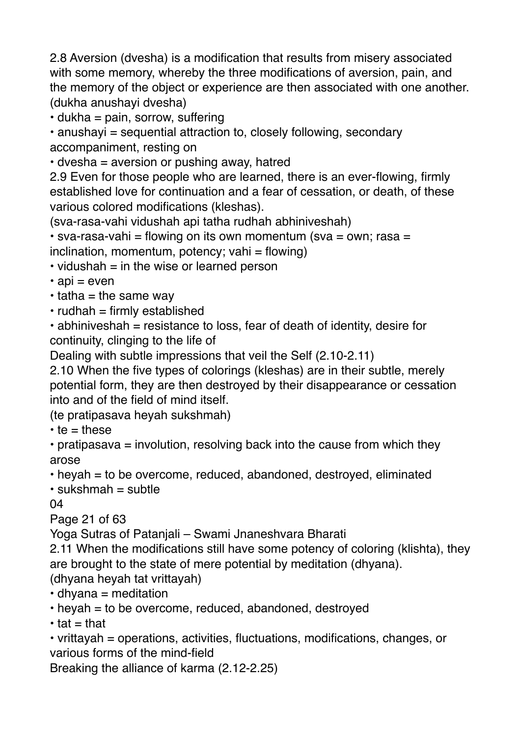2.8 Aversion (dvesha) is a modification that results from misery associated with some memory, whereby the three modifications of aversion, pain, and the memory of the object or experience are then associated with one another. (dukha anushayi dvesha)

- dukha = pain, sorrow, suffering
- anushayi = sequential attraction to, closely following, secondary accompaniment, resting on
- dvesha = aversion or pushing away, hatred

2.9 Even for those people who are learned, there is an ever-flowing, firmly established love for continuation and a fear of cessation, or death, of these various colored modifications (kleshas).
(sva-rasa-vahi vidushah api tatha rudhah abhiniveshah)

- sva-rasa-vahi = flowing on its own momentum (sva = own; rasa = inclination, momentum, potency; vahi = flowing)
- vidushah = in the wise or learned person
- api = even
- tatha = the same way
- rudhah = firmly established
- abhiniveshah = resistance to loss, fear of death of identity, desire for continuity, clinging to the life of

## Dealing with subtle impressions that veil the Self (2.10-2.11)

2.10 When the five types of colorings (kleshas) are in their subtle, merely potential form, they are then destroyed by their disappearance or cessation into and of the field of mind itself.
(te pratipasava heyah sukshmah)

- te = these
- pratipasava = involution, resolving back into the cause from which they arose
- heyah = to be overcome, reduced, abandoned, destroyed, eliminated
- sukshmah = subtle

2.11 When the modifications still have some potency of coloring (klishta), they are brought to the state of mere potential by meditation (dhyana).
(dhyana heyah tat vrittayah)

- dhyana = meditation
- heyah = to be overcome, reduced, abandoned, destroyed
- tat = that
- vrittayah = operations, activities, fluctuations, modifications, changes, or various forms of the mind-field

## Breaking the alliance of karma (2.12-2.25)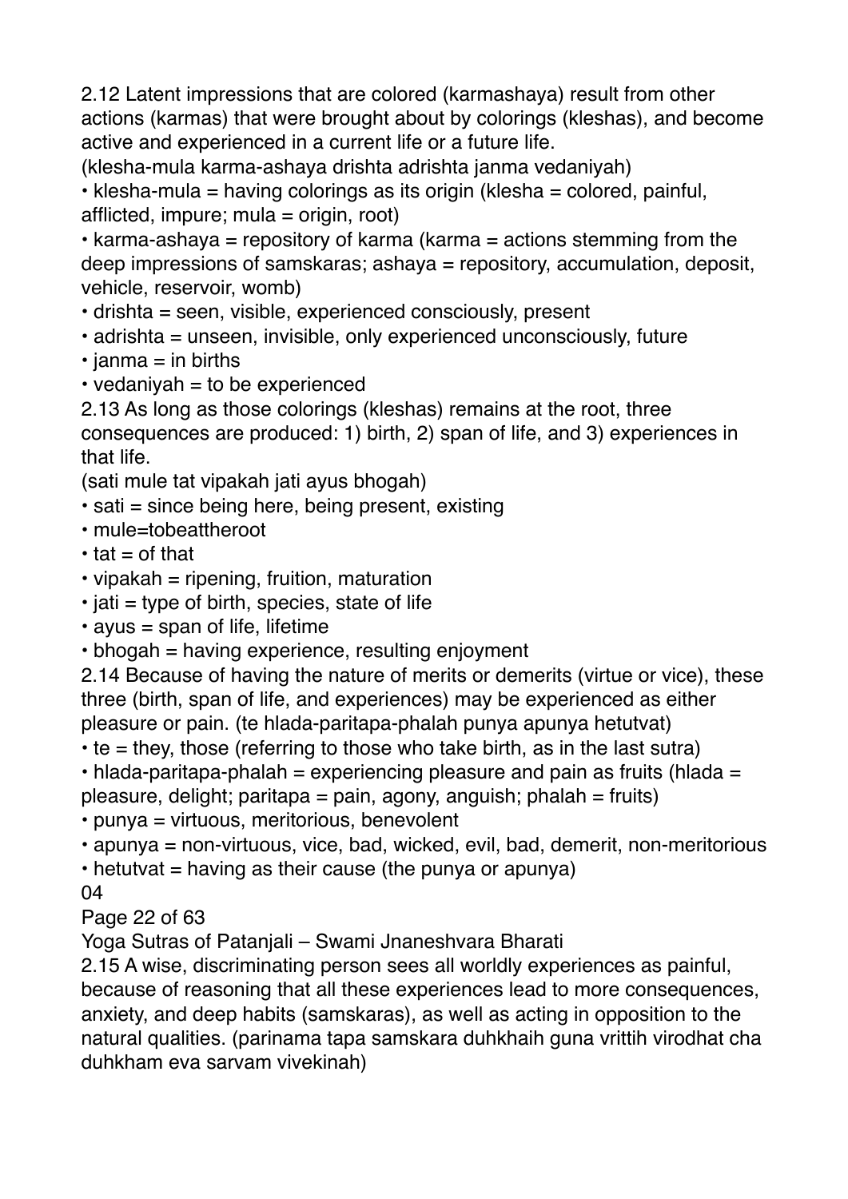2.12 Latent impressions that are colored (karmashaya) result from other actions (karmas) that were brought about by colorings (kleshas), and become active and experienced in a current life or a future life.
(klesha-mula karma-ashaya drishta adrishta janma vedaniyah)

- klesha-mula = having colorings as its origin (klesha = colored, painful, afflicted, impure; mula = origin, root)
- karma-ashaya = repository of karma (karma = actions stemming from the deep impressions of samskaras; ashaya = repository, accumulation, deposit, vehicle, reservoir, womb)
- drishta = seen, visible, experienced consciously, present
- adrishta = unseen, invisible, only experienced unconsciously, future
- janma = in births
- vedaniyah = to be experienced

2.13 As long as those colorings (kleshas) remains at the root, three consequences are produced: 1) birth, 2) span of life, and 3) experiences in that life.
(sati mule tat vipakah jati ayus bhogah)

- sati = since being here, being present, existing
- mule=tobeattheroot
- tat = of that
- vipakah = ripening, fruition, maturation
- jati = type of birth, species, state of life
- ayus = span of life, lifetime
- bhogah = having experience, resulting enjoyment

2.14 Because of having the nature of merits or demerits (virtue or vice), these three (birth, span of life, and experiences) may be experienced as either pleasure or pain. (te hlada-paritapa-phalah punya apunya hetutvat)

- te = they, those (referring to those who take birth, as in the last sutra)
- hlada-paritapa-phalah = experiencing pleasure and pain as fruits (hlada = pleasure, delight; paritapa = pain, agony, anguish; phalah = fruits)
- punya = virtuous, meritorious, benevolent
- apunya = non-virtuous, vice, bad, wicked, evil, bad, demerit, non-meritorious
- hetutvat = having as their cause (the punya or apunya)

04

2.15 A wise, discriminating person sees all worldly experiences as painful, because of reasoning that all these experiences lead to more consequences, anxiety, and deep habits (samskaras), as well as acting in opposition to the natural qualities. (parinama tapa samskara duhkhaih guna vrittih virodhat cha duhkham eva sarvam vivekinah)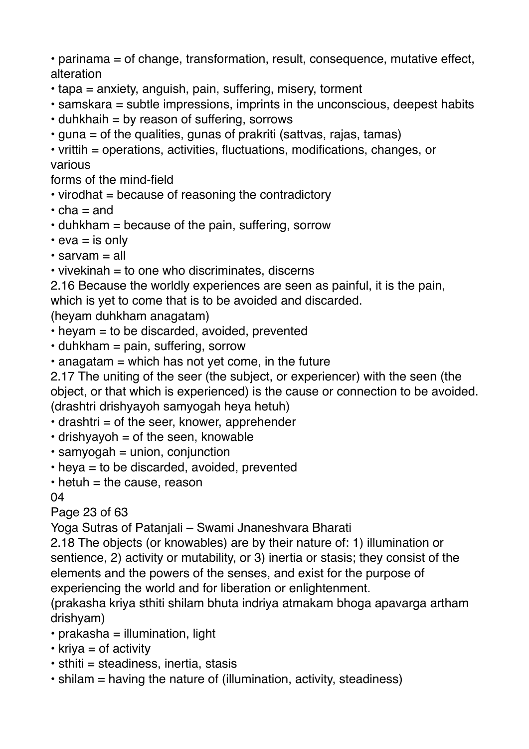- parinama = of change, transformation, result, consequence, mutative effect, alteration
- tapa = anxiety, anguish, pain, suffering, misery, torment
- samskara = subtle impressions, imprints in the unconscious, deepest habits
- duhkhaih = by reason of suffering, sorrows
- guna = of the qualities, gunas of prakriti (sattvas, rajas, tamas)
- vrittih = operations, activities, fluctuations, modifications, changes, or various forms of the mind-field
- virodhat = because of reasoning the contradictory
- cha = and
- duhkham = because of the pain, suffering, sorrow
- eva = is only
- sarvam = all
- vivekinah = to one who discriminates, discerns

2.16 Because the worldly experiences are seen as painful, it is the pain, which is yet to come that is to be avoided and discarded.
(heyam duhkham anagatam)

- heyam = to be discarded, avoided, prevented
- duhkham = pain, suffering, sorrow
- anagatam = which has not yet come, in the future

2.17 The uniting of the seer (the subject, or experiencer) with the seen (the object, or that which is experienced) is the cause or connection to be avoided.
(drashtri drishyayoh samyogah heya hetuh)

- drashtri = of the seer, knower, apprehender
- drishyayoh = of the seen, knowable
- samyogah = union, conjunction
- heya = to be discarded, avoided, prevented
- hetuh = the cause, reason

04

2.18 The objects (or knowables) are by their nature of: 1) illumination or sentience, 2) activity or mutability, or 3) inertia or stasis; they consist of the elements and the powers of the senses, and exist for the purpose of experiencing the world and for liberation or enlightenment.
(prakasha kriya sthiti shilam bhuta indriya atmakam bhoga apavarga artham drishyam)

- prakasha = illumination, light
- kriya = of activity
- sthiti = steadiness, inertia, stasis
- shilam = having the nature of (illumination, activity, steadiness)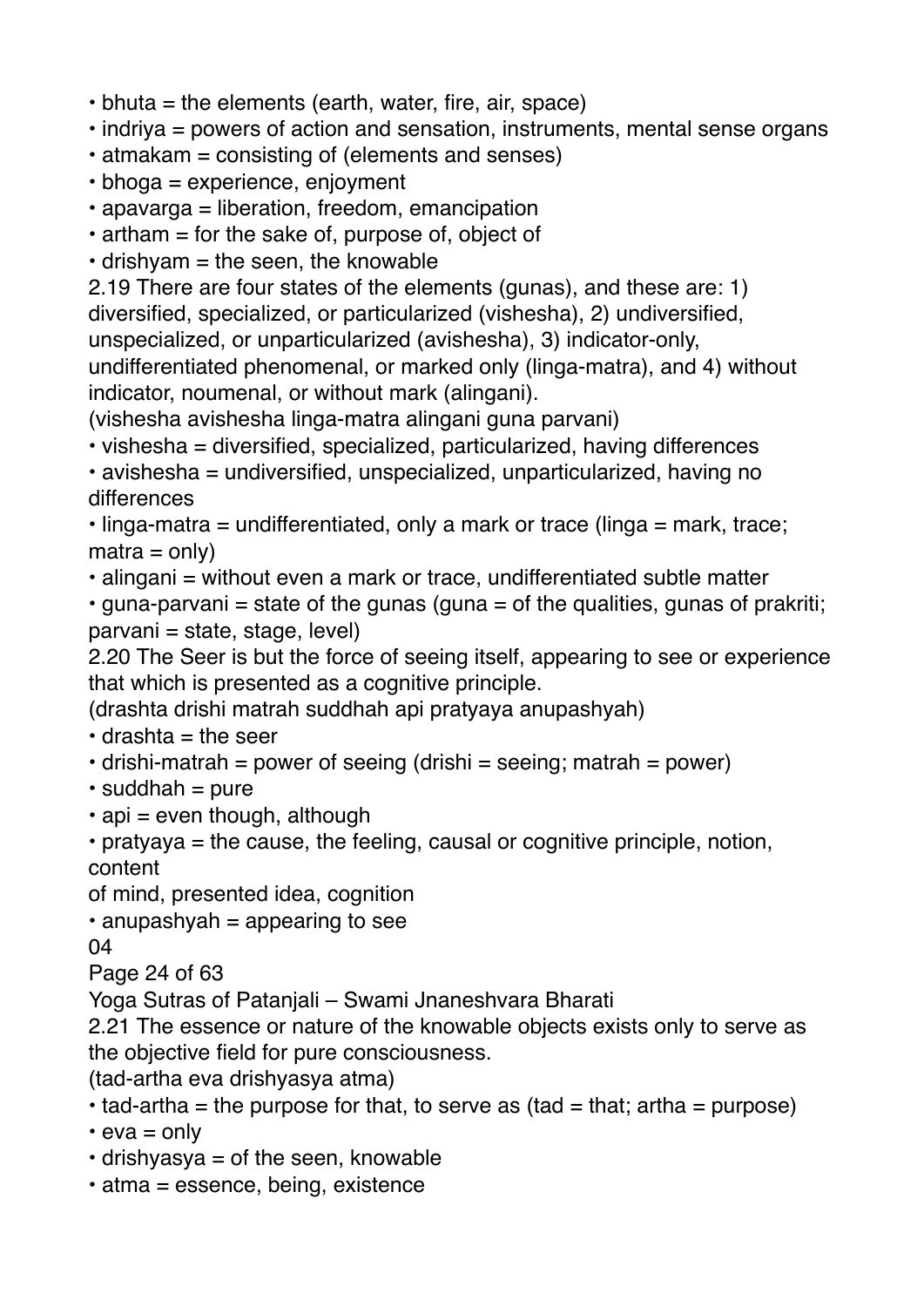- bhuta = the elements (earth, water, fire, air, space)
- indriya = powers of action and sensation, instruments, mental sense organs
- atmakam = consisting of (elements and senses)
- bhoga = experience, enjoyment
- apavarga = liberation, freedom, emancipation
- artham = for the sake of, purpose of, object of
- drishyam = the seen, the knowable

2.19 There are four states of the elements (gunas), and these are: 1) diversified, specialized, or particularized (vishesha), 2) undiversified, unspecialized, or unparticularized (avishesha), 3) indicator-only, undifferentiated phenomenal, or marked only (linga-matra), and 4) without indicator, noumenal, or without mark (alingani).

(vishesha avishesha linga-matra alingani guna parvani)

- vishesha = diversified, specialized, particularized, having differences
- avishesha = undiversified, unspecialized, unparticularized, having no differences
- linga-matra = undifferentiated, only a mark or trace (linga = mark, trace; matra = only)
- alingani = without even a mark or trace, undifferentiated subtle matter
- guna-parvani = state of the gunas (guna = of the qualities, gunas of prakriti; parvani = state, stage, level)

2.20 The Seer is but the force of seeing itself, appearing to see or experience that which is presented as a cognitive principle.

(drashta drishi matrah suddhah api pratyaya anupashyah)

- drashta = the seer
- drishi-matrah = power of seeing (drishi = seeing; matrah = power)
- suddhah = pure
- api = even though, although
- pratyaya = the cause, the feeling, causal or cognitive principle, notion, content of mind, presented idea, cognition
- anupashyah = appearing to see

2.21 The essence or nature of the knowable objects exists only to serve as the objective field for pure consciousness.

(tad-artha eva drishyasya atma)

- tad-artha = the purpose for that, to serve as (tad = that; artha = purpose)
- eva = only
- drishyasya = of the seen, knowable
- atma = essence, being, existence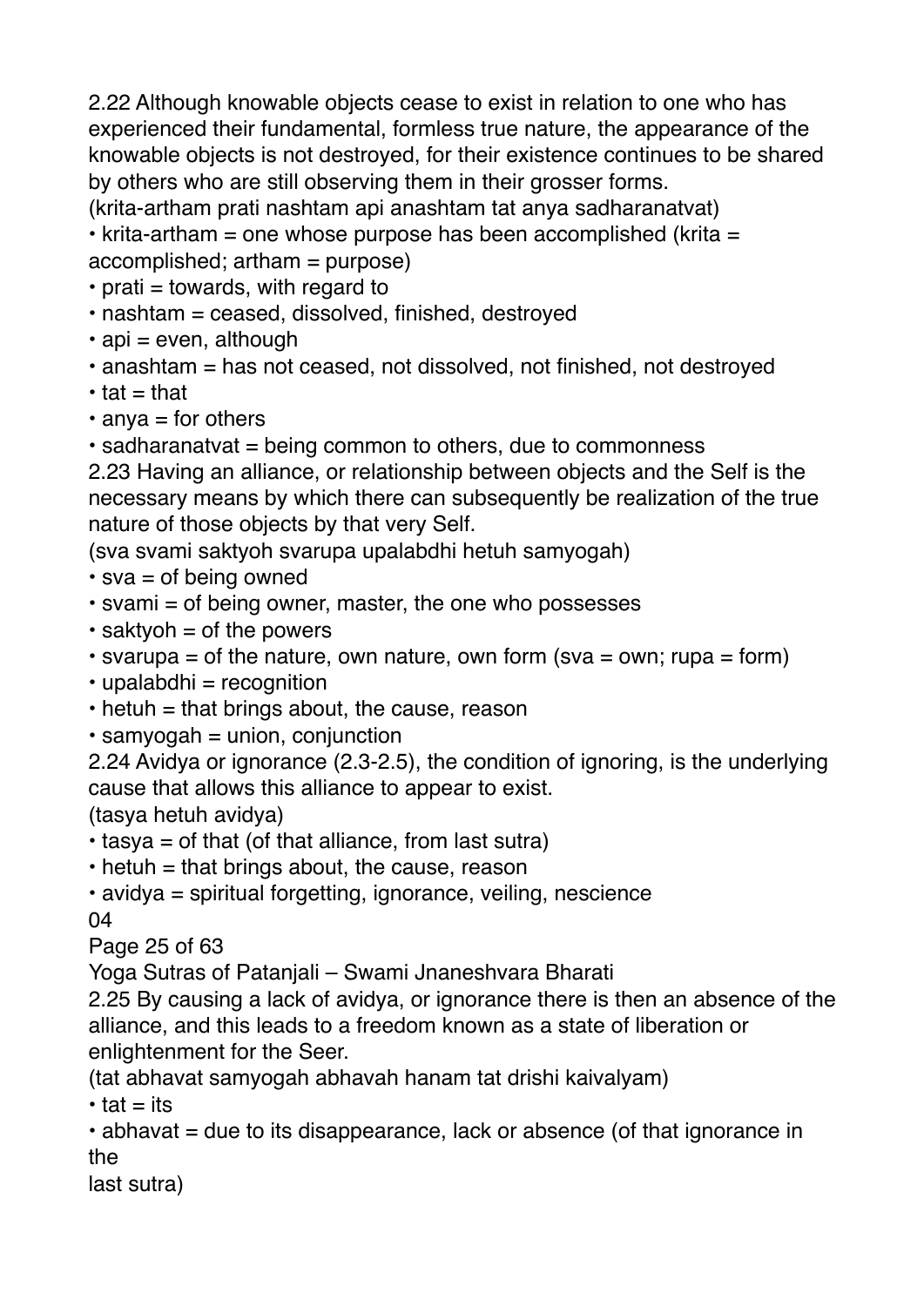2.22 Although knowable objects cease to exist in relation to one who has experienced their fundamental, formless true nature, the appearance of the knowable objects is not destroyed, for their existence continues to be shared by others who are still observing them in their grosser forms.
(krita-artham prati nashtam api anashtam tat anya sadharanatvat)

- krita-artham = one whose purpose has been accomplished (krita = accomplished; artham = purpose)
- prati = towards, with regard to
- nashtam = ceased, dissolved, finished, destroyed
- api = even, although
- anashtam = has not ceased, not dissolved, not finished, not destroyed
- tat = that
- anya = for others
- sadharanatvat = being common to others, due to commonness

2.23 Having an alliance, or relationship between objects and the Self is the necessary means by which there can subsequently be realization of the true nature of those objects by that very Self.
(sva svami saktyoh svarupa upalabdhi hetuh samyogah)

- sva = of being owned
- svami = of being owner, master, the one who possesses
- saktyoh = of the powers
- svarupa = of the nature, own nature, own form (sva = own; rupa = form)
- upalabdhi = recognition
- hetuh = that brings about, the cause, reason
- samyogah = union, conjunction

2.24 Avidya or ignorance (2.3-2.5), the condition of ignoring, is the underlying cause that allows this alliance to appear to exist.
(tasya hetuh avidya)

- tasya = of that (of that alliance, from last sutra)
- hetuh = that brings about, the cause, reason
- avidya = spiritual forgetting, ignorance, veiling, nescience

2.25 By causing a lack of avidya, or ignorance there is then an absence of the alliance, and this leads to a freedom known as a state of liberation or enlightenment for the Seer.
(tat abhavat samyogah abhavah hanam tat drishi kaivalyam)

- tat = its
- abhavat = due to its disappearance, lack or absence (of that ignorance in the last sutra)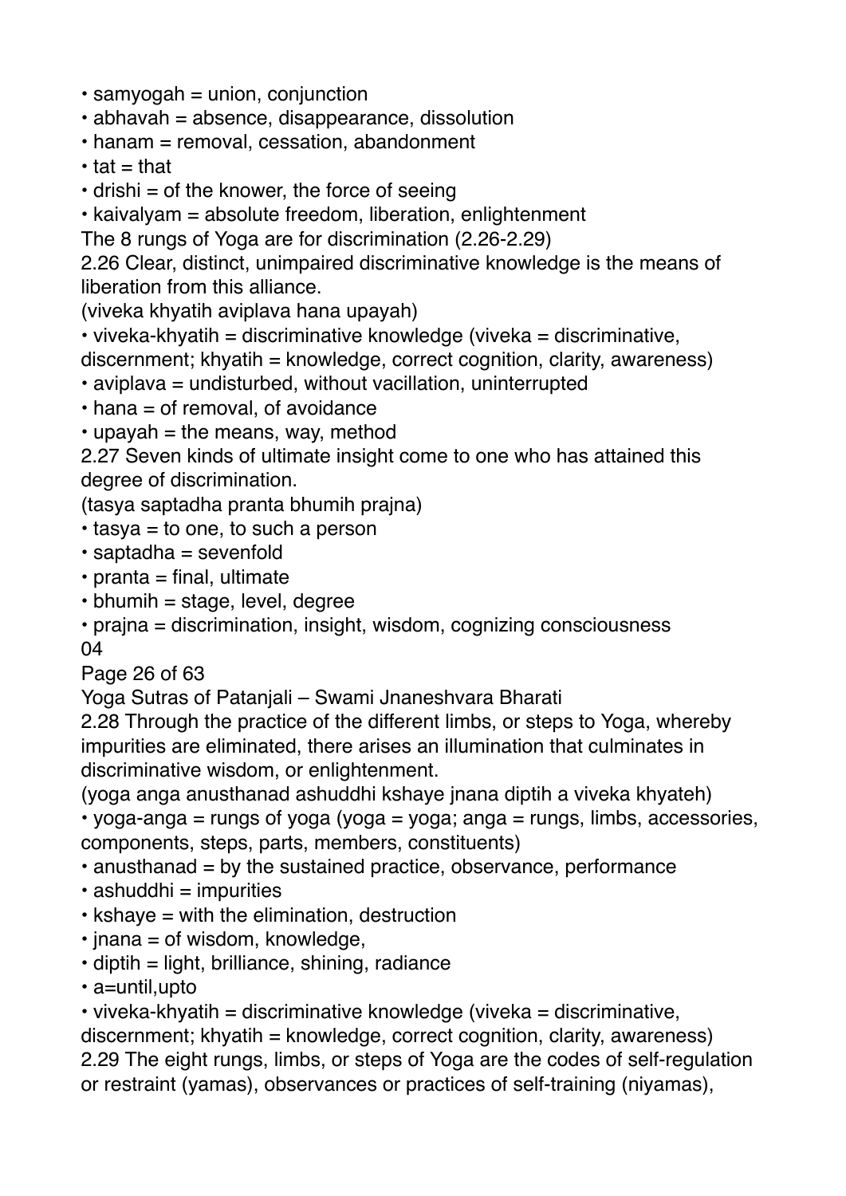- samyogah = union, conjunction
- abhavah = absence, disappearance, dissolution
- hanam = removal, cessation, abandonment
- tat = that
- drishi = of the knower, the force of seeing
- kaivalyam = absolute freedom, liberation, enlightenment

The 8 rungs of Yoga are for discrimination (2.26-2.29)

2.26 Clear, distinct, unimpaired discriminative knowledge is the means of liberation from this alliance.
(viveka khyatih aviplava hana upayah)

- viveka-khyatih = discriminative knowledge (viveka = discriminative, discernment; khyatih = knowledge, correct cognition, clarity, awareness)
- aviplava = undisturbed, without vacillation, uninterrupted
- hana = of removal, of avoidance
- upayah = the means, way, method

2.27 Seven kinds of ultimate insight come to one who has attained this degree of discrimination.
(tasya saptadha pranta bhumih prajna)

- tasya = to one, to such a person
- saptadha = sevenfold
- pranta = final, ultimate
- bhumih = stage, level, degree
- prajna = discrimination, insight, wisdom, cognizing consciousness

04

2.28 Through the practice of the different limbs, or steps to Yoga, whereby impurities are eliminated, there arises an illumination that culminates in discriminative wisdom, or enlightenment.
(yoga anga anusthanad ashuddhi kshaye jnana diptih a viveka khyateh)

- yoga-anga = rungs of yoga (yoga = yoga; anga = rungs, limbs, accessories, components, steps, parts, members, constituents)
- anusthanad = by the sustained practice, observance, performance
- ashuddhi = impurities
- kshaye = with the elimination, destruction
- jnana = of wisdom, knowledge,
- diptih = light, brilliance, shining, radiance
- a=until,upto
- viveka-khyatih = discriminative knowledge (viveka = discriminative, discernment; khyatih = knowledge, correct cognition, clarity, awareness)

2.29 The eight rungs, limbs, or steps of Yoga are the codes of self-regulation or restraint (yamas), observances or practices of self-training (niyamas),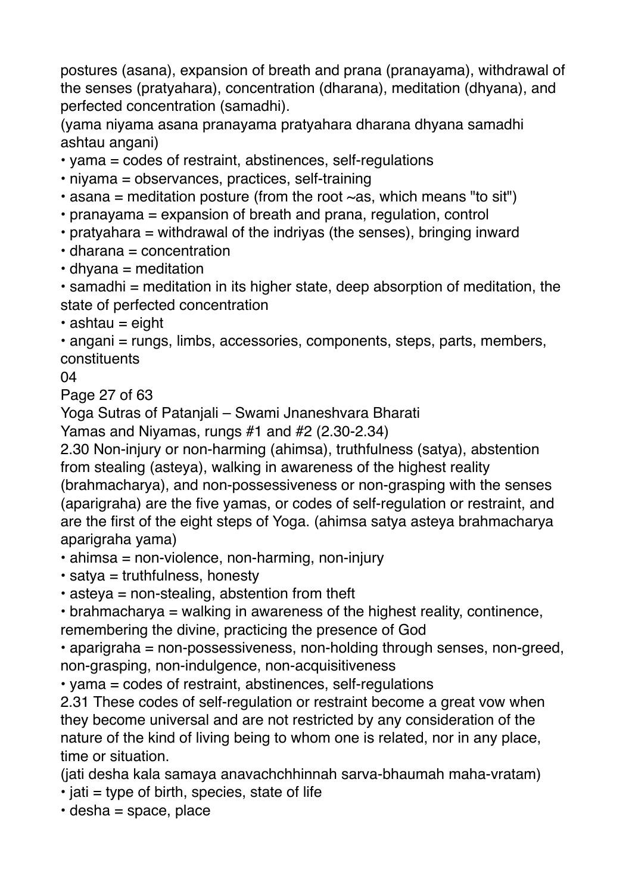postures (asana), expansion of breath and prana (pranayama), withdrawal of the senses (pratyahara), concentration (dharana), meditation (dhyana), and perfected concentration (samadhi).

(yama niyama asana pranayama pratyahara dharana dhyana samadhi ashtau angani)

- yama = codes of restraint, abstinences, self-regulations
- niyama = observances, practices, self-training
- asana = meditation posture (from the root ~as, which means "to sit")
- pranayama = expansion of breath and prana, regulation, control
- pratyahara = withdrawal of the indriyas (the senses), bringing inward
- dharana = concentration
- dhyana = meditation
- samadhi = meditation in its higher state, deep absorption of meditation, the state of perfected concentration
- ashtau = eight
- angani = rungs, limbs, accessories, components, steps, parts, members, constituents

04

## Yamas and Niyamas, rungs #1 and #2 (2.30-2.34)

2.30 Non-injury or non-harming (ahimsa), truthfulness (satya), abstention from stealing (asteya), walking in awareness of the highest reality (brahmacharya), and non-possessiveness or non-grasping with the senses (aparigraha) are the five yamas, or codes of self-regulation or restraint, and are the first of the eight steps of Yoga. (ahimsa satya asteya brahmacharya aparigraha yama)

- ahimsa = non-violence, non-harming, non-injury
- satya = truthfulness, honesty
- asteya = non-stealing, abstention from theft
- brahmacharya = walking in awareness of the highest reality, continence, remembering the divine, practicing the presence of God
- aparigraha = non-possessiveness, non-holding through senses, non-greed, non-grasping, non-indulgence, non-acquisitiveness
- yama = codes of restraint, abstinences, self-regulations

2.31 These codes of self-regulation or restraint become a great vow when they become universal and are not restricted by any consideration of the nature of the kind of living being to whom one is related, nor in any place, time or situation.

(jati desha kala samaya anavachchhinnah sarva-bhaumah maha-vratam)

- jati = type of birth, species, state of life
- desha = space, place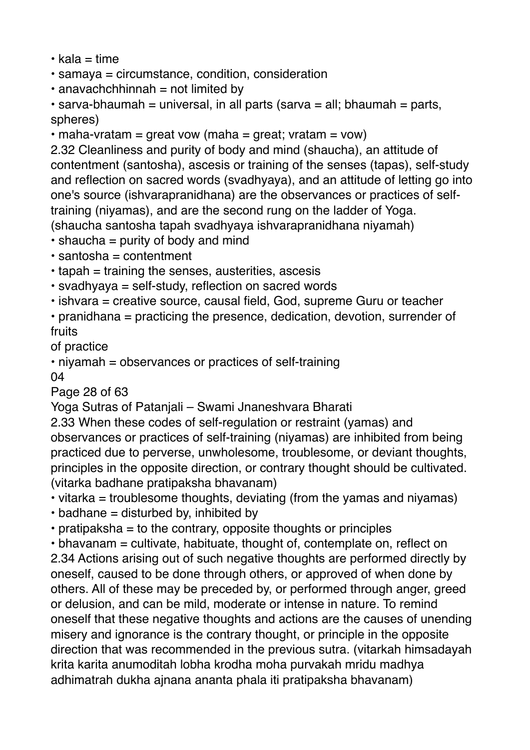- kala = time
- samaya = circumstance, condition, consideration
- anavachchhinnah = not limited by
- sarva-bhaumah = universal, in all parts (sarva = all; bhaumah = parts, spheres)
- maha-vratam = great vow (maha = great; vratam = vow)

2.32 Cleanliness and purity of body and mind (shaucha), an attitude of contentment (santosha), ascesis or training of the senses (tapas), self-study and reflection on sacred words (svadhyaya), and an attitude of letting go into one's source (ishvarapranidhana) are the observances or practices of self-training (niyamas), and are the second rung on the ladder of Yoga. (shaucha santosha tapah svadhyaya ishvarapranidhana niyamah)

- shaucha = purity of body and mind
- santosha = contentment
- tapah = training the senses, austerities, ascesis
- svadhyaya = self-study, reflection on sacred words
- ishvara = creative source, causal field, God, supreme Guru or teacher
- pranidhana = practicing the presence, dedication, devotion, surrender of fruits of practice
- niyamah = observances or practices of self-training

04

2.33 When these codes of self-regulation or restraint (yamas) and observances or practices of self-training (niyamas) are inhibited from being practiced due to perverse, unwholesome, troublesome, or deviant thoughts, principles in the opposite direction, or contrary thought should be cultivated. (vitarka badhane pratipaksha bhavanam)

- vitarka = troublesome thoughts, deviating (from the yamas and niyamas)
- badhane = disturbed by, inhibited by
- pratipaksha = to the contrary, opposite thoughts or principles
- bhavanam = cultivate, habituate, thought of, contemplate on, reflect on

2.34 Actions arising out of such negative thoughts are performed directly by oneself, caused to be done through others, or approved of when done by others. All of these may be preceded by, or performed through anger, greed or delusion, and can be mild, moderate or intense in nature. To remind oneself that these negative thoughts and actions are the causes of unending misery and ignorance is the contrary thought, or principle in the opposite direction that was recommended in the previous sutra. (vitarkah himsadayah krita karita anumoditah lobha krodha moha purvakah mridu madhya adhimatrah dukha ajnana ananta phala iti pratipaksha bhavanam)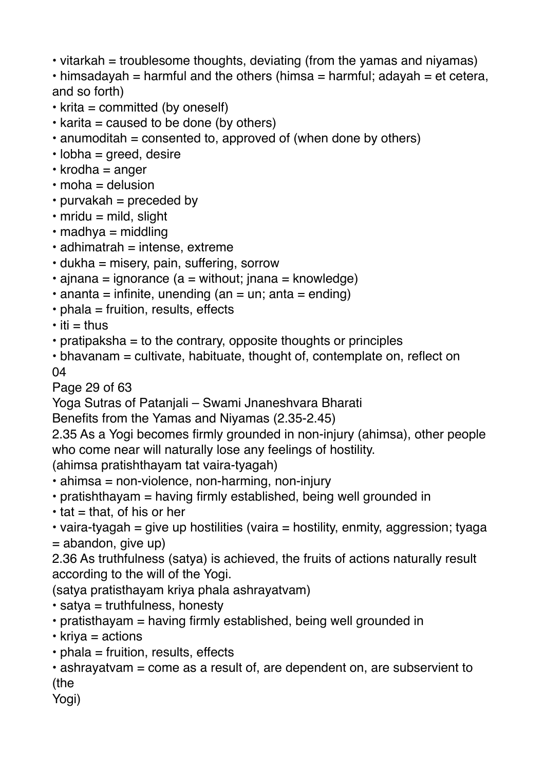- vitarkah = troublesome thoughts, deviating (from the yamas and niyamas)
- himsadayah = harmful and the others (himsa = harmful; adayah = et cetera, and so forth)
- krita = committed (by oneself)
- karita = caused to be done (by others)
- anumoditah = consented to, approved of (when done by others)
- lobha = greed, desire
- krodha = anger
- moha = delusion
- purvakah = preceded by
- mridu = mild, slight
- madhya = middling
- adhimatrah = intense, extreme
- dukha = misery, pain, suffering, sorrow
- ajnana = ignorance (a = without; jnana = knowledge)
- ananta = infinite, unending (an = un; anta = ending)
- phala = fruition, results, effects
- iti = thus
- pratipaksha = to the contrary, opposite thoughts or principles
- bhavanam = cultivate, habituate, thought of, contemplate on, reflect on

04

## Benefits from the Yamas and Niyamas (2.35-2.45)

2.35 As a Yogi becomes firmly grounded in non-injury (ahimsa), other people who come near will naturally lose any feelings of hostility.

(ahimsa pratishthayam tat vaira-tyagah)

- ahimsa = non-violence, non-harming, non-injury
- pratishthayam = having firmly established, being well grounded in
- tat = that, of his or her
- vaira-tyagah = give up hostilities (vaira = hostility, enmity, aggression; tyaga = abandon, give up)

2.36 As truthfulness (satya) is achieved, the fruits of actions naturally result according to the will of the Yogi.

(satya pratisthayam kriya phala ashrayatvam)

- satya = truthfulness, honesty
- pratisthayam = having firmly established, being well grounded in
- kriya = actions
- phala = fruition, results, effects
- ashrayatvam = come as a result of, are dependent on, are subservient to (the Yogi)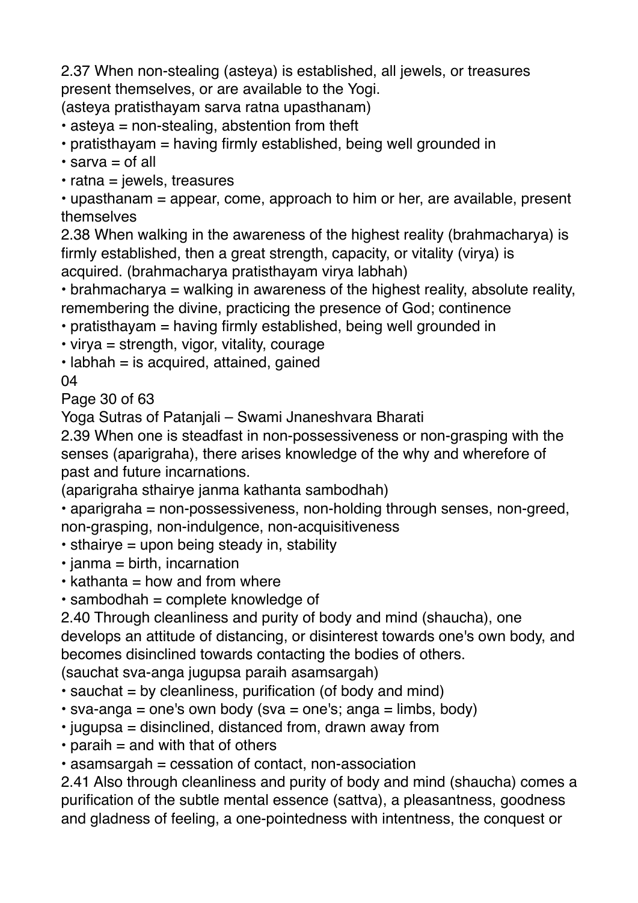2.37 When non-stealing (asteya) is established, all jewels, or treasures present themselves, or are available to the Yogi.
(asteya pratisthayam sarva ratna upasthanam)

- asteya = non-stealing, abstention from theft
- pratisthayam = having firmly established, being well grounded in
- sarva = of all
- ratna = jewels, treasures
- upasthanam = appear, come, approach to him or her, are available, present themselves

2.38 When walking in the awareness of the highest reality (brahmacharya) is firmly established, then a great strength, capacity, or vitality (virya) is acquired. (brahmacharya pratisthayam virya labhah)

- brahmacharya = walking in awareness of the highest reality, absolute reality, remembering the divine, practicing the presence of God; continence
- pratisthayam = having firmly established, being well grounded in
- virya = strength, vigor, vitality, courage
- labhah = is acquired, attained, gained

2.39 When one is steadfast in non-possessiveness or non-grasping with the senses (aparigraha), there arises knowledge of the why and wherefore of past and future incarnations.
(aparigraha sthairye janma kathanta sambodhah)

- aparigraha = non-possessiveness, non-holding through senses, non-greed, non-grasping, non-indulgence, non-acquisitiveness
- sthairye = upon being steady in, stability
- janma = birth, incarnation
- kathanta = how and from where
- sambodhah = complete knowledge of

2.40 Through cleanliness and purity of body and mind (shaucha), one develops an attitude of distancing, or disinterest towards one's own body, and becomes disinclined towards contacting the bodies of others.
(sauchat sva-anga jugupsa paraih asamsargah)

- sauchat = by cleanliness, purification (of body and mind)
- sva-anga = one's own body (sva = one's; anga = limbs, body)
- jugupsa = disinclined, distanced from, drawn away from
- paraih = and with that of others
- asamsargah = cessation of contact, non-association

2.41 Also through cleanliness and purity of body and mind (shaucha) comes a purification of the subtle mental essence (sattva), a pleasantness, goodness and gladness of feeling, a one-pointedness with intentness, the conquest or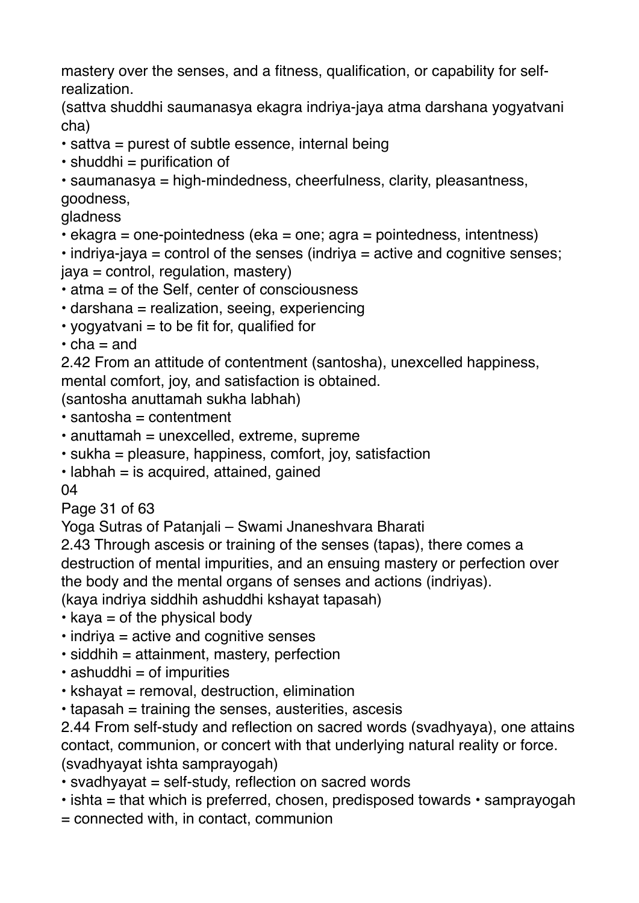mastery over the senses, and a fitness, qualification, or capability for self-realization.

(sattva shuddhi saumanasya ekagra indriya-jaya atma darshana yogyatvani cha)

- sattva = purest of subtle essence, internal being
- shuddhi = purification of
- saumanasya = high-mindedness, cheerfulness, clarity, pleasantness, goodness, gladness
- ekagra = one-pointedness (eka = one; agra = pointedness, intentness)
- indriya-jaya = control of the senses (indriya = active and cognitive senses; jaya = control, regulation, mastery)
- atma = of the Self, center of consciousness
- darshana = realization, seeing, experiencing
- yogyatvani = to be fit for, qualified for
- cha = and

2.42 From an attitude of contentment (santosha), unexcelled happiness, mental comfort, joy, and satisfaction is obtained.

(santosha anuttamah sukha labhah)

- santosha = contentment
- anuttamah = unexcelled, extreme, supreme
- sukha = pleasure, happiness, comfort, joy, satisfaction
- labhah = is acquired, attained, gained

04

2.43 Through ascesis or training of the senses (tapas), there comes a destruction of mental impurities, and an ensuing mastery or perfection over the body and the mental organs of senses and actions (indriyas).

(kaya indriya siddhih ashuddhi kshayat tapasah)

- kaya = of the physical body
- indriya = active and cognitive senses
- siddhih = attainment, mastery, perfection
- ashuddhi = of impurities
- kshayat = removal, destruction, elimination
- tapasah = training the senses, austerities, ascesis

2.44 From self-study and reflection on sacred words (svadhyaya), one attains contact, communion, or concert with that underlying natural reality or force.

(svadhyayat ishta samprayogah)

- svadhyayat = self-study, reflection on sacred words
- ishta = that which is preferred, chosen, predisposed towards
- samprayogah = connected with, in contact, communion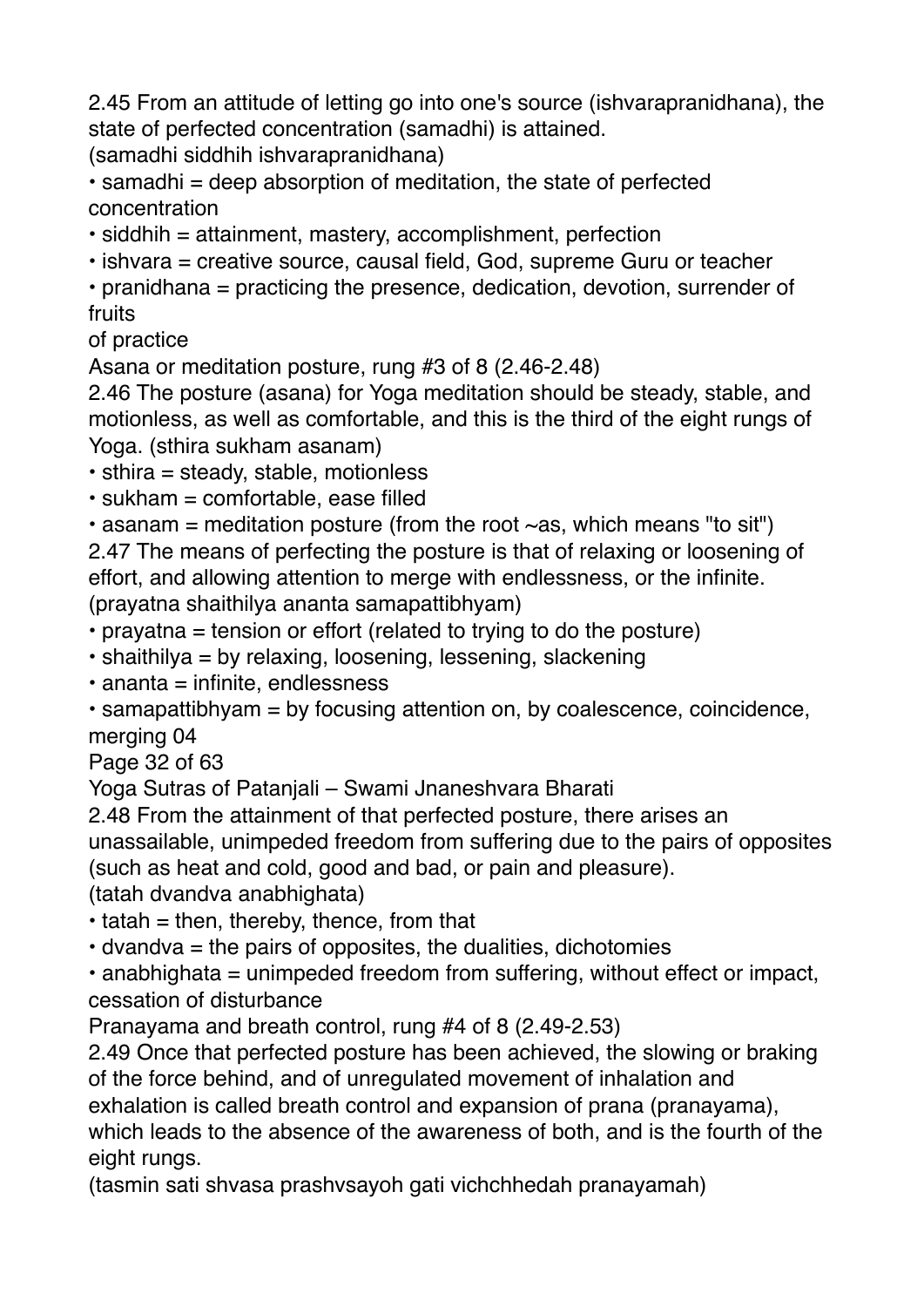2.45 From an attitude of letting go into one's source (ishvarapranidhana), the state of perfected concentration (samadhi) is attained.
(samadhi siddhih ishvarapranidhana)

- samadhi = deep absorption of meditation, the state of perfected concentration
- siddhih = attainment, mastery, accomplishment, perfection
- ishvara = creative source, causal field, God, supreme Guru or teacher
- pranidhana = practicing the presence, dedication, devotion, surrender of fruits of practice

## Asana or meditation posture, rung #3 of 8 (2.46-2.48)

2.46 The posture (asana) for Yoga meditation should be steady, stable, and motionless, as well as comfortable, and this is the third of the eight rungs of Yoga. (sthira sukham asanam)

- sthira = steady, stable, motionless
- sukham = comfortable, ease filled
- asanam = meditation posture (from the root ~as, which means "to sit")

2.47 The means of perfecting the posture is that of relaxing or loosening of effort, and allowing attention to merge with endlessness, or the infinite.
(prayatna shaithilya ananta samapattibhyam)

- prayatna = tension or effort (related to trying to do the posture)
- shaithilya = by relaxing, loosening, lessening, slackening
- ananta = infinite, endlessness
- samapattibhyam = by focusing attention on, by coalescence, coincidence, merging 04

2.48 From the attainment of that perfected posture, there arises an unassailable, unimpeded freedom from suffering due to the pairs of opposites (such as heat and cold, good and bad, or pain and pleasure).
(tatah dvandva anabhighata)

- tatah = then, thereby, thence, from that
- dvandva = the pairs of opposites, the dualities, dichotomies
- anabhighata = unimpeded freedom from suffering, without effect or impact, cessation of disturbance

## Pranayama and breath control, rung #4 of 8 (2.49-2.53)

2.49 Once that perfected posture has been achieved, the slowing or braking of the force behind, and of unregulated movement of inhalation and exhalation is called breath control and expansion of prana (pranayama), which leads to the absence of the awareness of both, and is the fourth of the eight rungs.
(tasmin sati shvasa prashvsayoh gati vichchhedah pranayamah)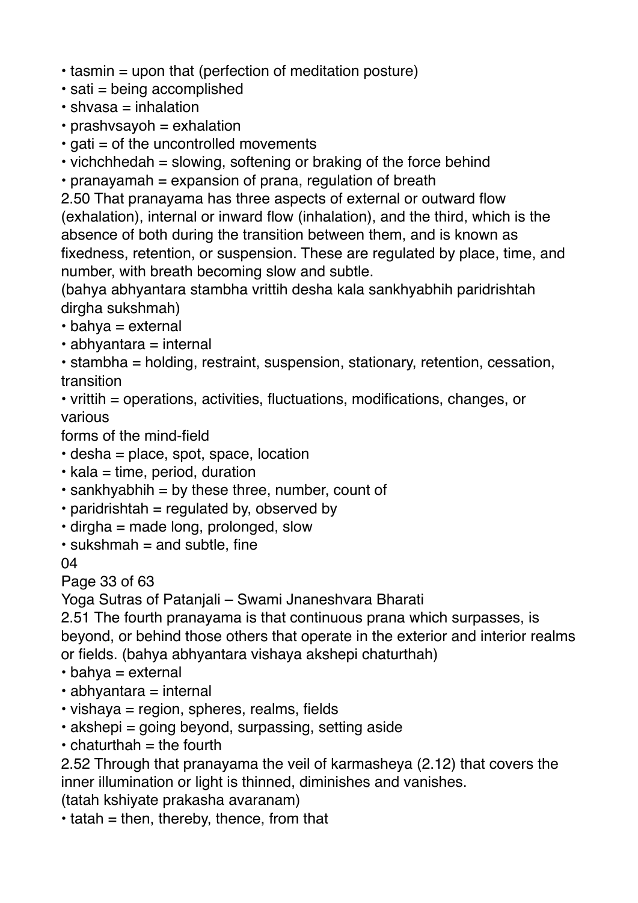- tasmin = upon that (perfection of meditation posture)
- sati = being accomplished
- shvasa = inhalation
- prashvsayoh = exhalation
- gati = of the uncontrolled movements
- vichchhedah = slowing, softening or braking of the force behind
- pranayamah = expansion of prana, regulation of breath

2.50 That pranayama has three aspects of external or outward flow (exhalation), internal or inward flow (inhalation), and the third, which is the absence of both during the transition between them, and is known as fixedness, retention, or suspension. These are regulated by place, time, and number, with breath becoming slow and subtle.
(bahya abhyantara stambha vrittih desha kala sankhyabhih paridrishtah dirgha sukshmah)

- bahya = external
- abhyantara = internal
- stambha = holding, restraint, suspension, stationary, retention, cessation, transition
- vrittih = operations, activities, fluctuations, modifications, changes, or various forms of the mind-field
- desha = place, spot, space, location
- kala = time, period, duration
- sankhyabhih = by these three, number, count of
- paridrishtah = regulated by, observed by
- dirgha = made long, prolonged, slow
- sukshmah = and subtle, fine

04

2.51 The fourth pranayama is that continuous prana which surpasses, is beyond, or behind those others that operate in the exterior and interior realms or fields. (bahya abhyantara vishaya akshepi chaturthah)

- bahya = external
- abhyantara = internal
- vishaya = region, spheres, realms, fields
- akshepi = going beyond, surpassing, setting aside
- chaturthah = the fourth

2.52 Through that pranayama the veil of karmasheya (2.12) that covers the inner illumination or light is thinned, diminishes and vanishes.
(tatah kshiyate prakasha avaranam)

- tatah = then, thereby, thence, from that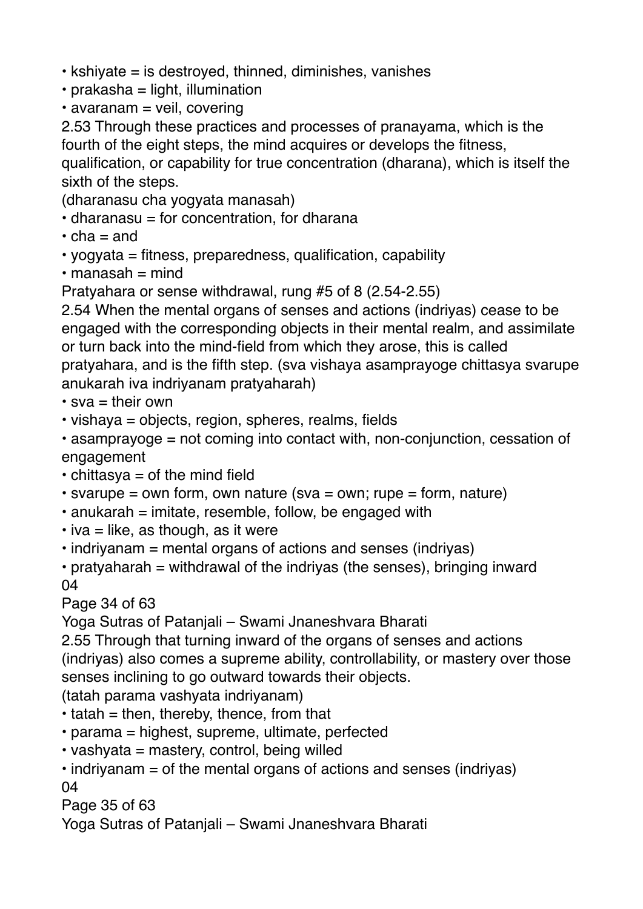- kshiyate = is destroyed, thinned, diminishes, vanishes
- prakasha = light, illumination
- avaranam = veil, covering

2.53 Through these practices and processes of pranayama, which is the fourth of the eight steps, the mind acquires or develops the fitness, qualification, or capability for true concentration (dharana), which is itself the sixth of the steps.
(dharanasu cha yogyata manasah)

- dharanasu = for concentration, for dharana
- cha = and
- yogyata = fitness, preparedness, qualification, capability
- manasah = mind

Pratyahara or sense withdrawal, rung #5 of 8 (2.54-2.55)

2.54 When the mental organs of senses and actions (indriyas) cease to be engaged with the corresponding objects in their mental realm, and assimilate or turn back into the mind-field from which they arose, this is called pratyahara, and is the fifth step. (sva vishaya asamprayoge chittasya svarupe anukarah iva indriyanam pratyaharah)

- sva = their own
- vishaya = objects, region, spheres, realms, fields
- asamprayoge = not coming into contact with, non-conjunction, cessation of engagement
- chittasya = of the mind field
- svarupe = own form, own nature (sva = own; rupe = form, nature)
- anukarah = imitate, resemble, follow, be engaged with
- iva = like, as though, as it were
- indriyanam = mental organs of actions and senses (indriyas)
- pratyaharah = withdrawal of the indriyas (the senses), bringing inward

04

2.55 Through that turning inward of the organs of senses and actions (indriyas) also comes a supreme ability, controllability, or mastery over those senses inclining to go outward towards their objects.
(tatah parama vashyata indriyanam)

- tatah = then, thereby, thence, from that
- parama = highest, supreme, ultimate, perfected
- vashyata = mastery, control, being willed
- indriyanam = of the mental organs of actions and senses (indriyas)

04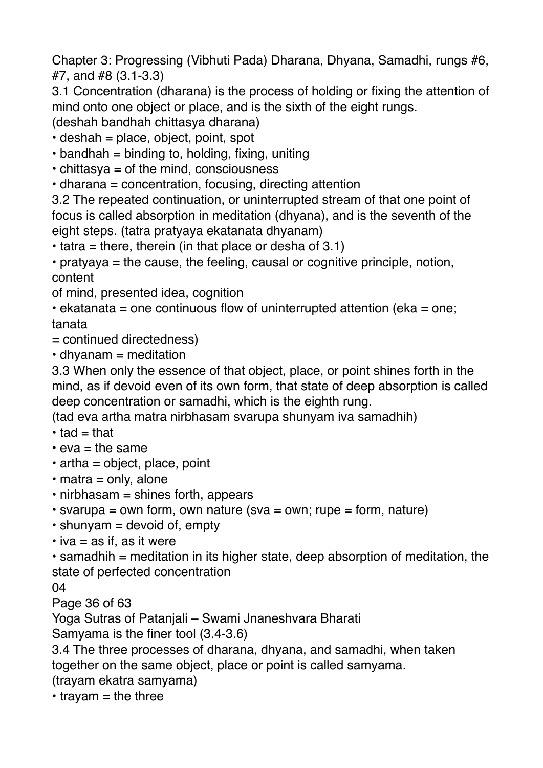## Chapter 3: Progressing (Vibhuti Pada) Dharana, Dhyana, Samadhi, rungs #6, #7, and #8 (3.1-3.3)

3.1 Concentration (dharana) is the process of holding or fixing the attention of mind onto one object or place, and is the sixth of the eight rungs.
(deshah bandhah chittasya dharana)

- deshah = place, object, point, spot
- bandhah = binding to, holding, fixing, uniting
- chittasya = of the mind, consciousness
- dharana = concentration, focusing, directing attention

3.2 The repeated continuation, or uninterrupted stream of that one point of focus is called absorption in meditation (dhyana), and is the seventh of the eight steps. (tatra pratyaya ekatanata dhyanam)

- tatra = there, therein (in that place or desha of 3.1)
- pratyaya = the cause, the feeling, causal or cognitive principle, notion, content of mind, presented idea, cognition
- ekatanata = one continuous flow of uninterrupted attention (eka = one; tanata = continued directedness)
- dhyanam = meditation

3.3 When only the essence of that object, place, or point shines forth in the mind, as if devoid even of its own form, that state of deep absorption is called deep concentration or samadhi, which is the eighth rung.
(tad eva artha matra nirbhasam svarupa shunyam iva samadhih)

- tad = that
- eva = the same
- artha = object, place, point
- matra = only, alone
- nirbhasam = shines forth, appears
- svarupa = own form, own nature (sva = own; rupe = form, nature)
- shunyam = devoid of, empty
- iva = as if, as it were
- samadhih = meditation in its higher state, deep absorption of meditation, the state of perfected concentration

04

## Samyama is the finer tool (3.4-3.6)

3.4 The three processes of dharana, dhyana, and samadhi, when taken together on the same object, place or point is called samyama.
(trayam ekatra samyama)

- trayam = the three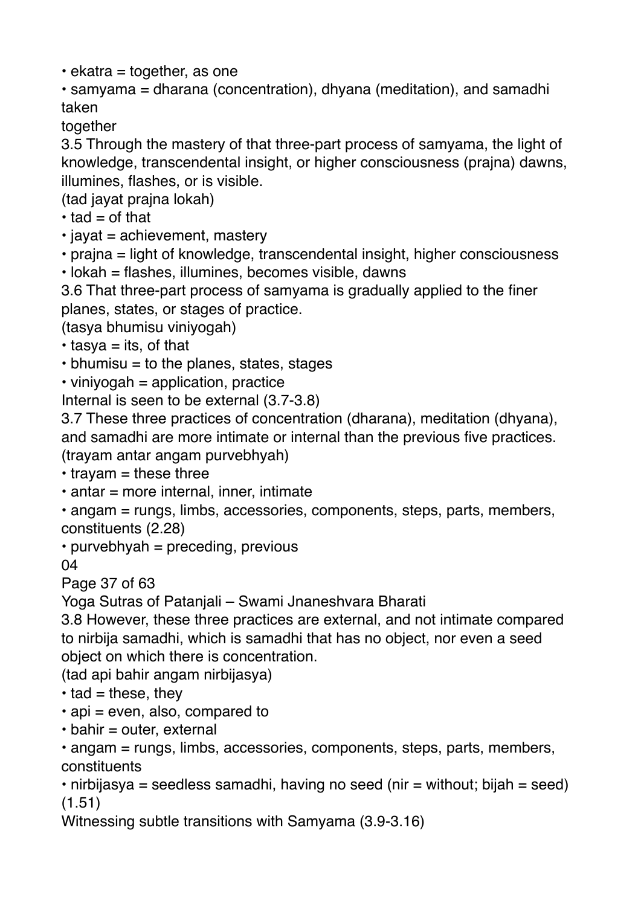• ekatra = together, as one

• samyama = dharana (concentration), dhyana (meditation), and samadhi taken together

3.5 Through the mastery of that three-part process of samyama, the light of knowledge, transcendental insight, or higher consciousness (prajna) dawns, illumines, flashes, or is visible.

(tad jayat prajna lokah)

• tad = of that
• jayat = achievement, mastery
• prajna = light of knowledge, transcendental insight, higher consciousness
• lokah = flashes, illumines, becomes visible, dawns

3.6 That three-part process of samyama is gradually applied to the finer planes, states, or stages of practice.

(tasya bhumisu viniyogah)

• tasya = its, of that
• bhumisu = to the planes, states, stages
• viniyogah = application, practice

Internal is seen to be external (3.7-3.8)

3.7 These three practices of concentration (dharana), meditation (dhyana), and samadhi are more intimate or internal than the previous five practices.

(trayam antar angam purvebhyah)

• trayam = these three
• antar = more internal, inner, intimate
• angam = rungs, limbs, accessories, components, steps, parts, members, constituents (2.28)
• purvebhyah = preceding, previous

04

3.8 However, these three practices are external, and not intimate compared to nirbija samadhi, which is samadhi that has no object, nor even a seed object on which there is concentration.

(tad api bahir angam nirbijasya)

• tad = these, they
• api = even, also, compared to
• bahir = outer, external
• angam = rungs, limbs, accessories, components, steps, parts, members, constituents
• nirbijasya = seedless samadhi, having no seed (nir = without; bijah = seed) (1.51)

Witnessing subtle transitions with Samyama (3.9-3.16)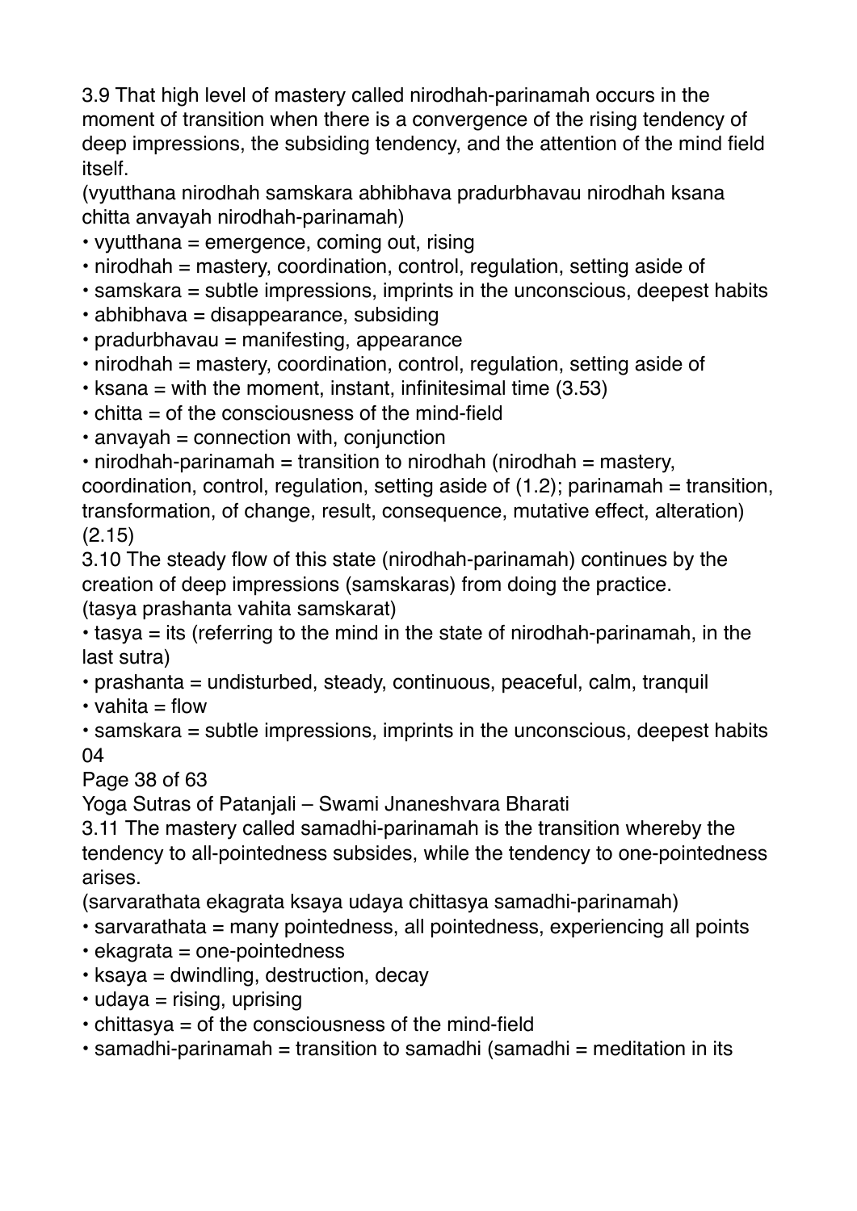3.9 That high level of mastery called nirodhah-parinamah occurs in the moment of transition when there is a convergence of the rising tendency of deep impressions, the subsiding tendency, and the attention of the mind field itself.

(vyutthana nirodhah samskara abhibhava pradurbhavau nirodhah ksana chitta anvayah nirodhah-parinamah)

- vyutthana = emergence, coming out, rising
- nirodhah = mastery, coordination, control, regulation, setting aside of
- samskara = subtle impressions, imprints in the unconscious, deepest habits
- abhibhava = disappearance, subsiding
- pradurbhavau = manifesting, appearance
- nirodhah = mastery, coordination, control, regulation, setting aside of
- ksana = with the moment, instant, infinitesimal time (3.53)
- chitta = of the consciousness of the mind-field
- anvayah = connection with, conjunction
- nirodhah-parinamah = transition to nirodhah (nirodhah = mastery, coordination, control, regulation, setting aside of (1.2); parinamah = transition, transformation, of change, result, consequence, mutative effect, alteration) (2.15)

3.10 The steady flow of this state (nirodhah-parinamah) continues by the creation of deep impressions (samskaras) from doing the practice.

(tasya prashanta vahita samskarat)

- tasya = its (referring to the mind in the state of nirodhah-parinamah, in the last sutra)
- prashanta = undisturbed, steady, continuous, peaceful, calm, tranquil
- vahita = flow
- samskara = subtle impressions, imprints in the unconscious, deepest habits

04

3.11 The mastery called samadhi-parinamah is the transition whereby the tendency to all-pointedness subsides, while the tendency to one-pointedness arises.

(sarvarathata ekagrata ksaya udaya chittasya samadhi-parinamah)

- sarvarathata = many pointedness, all pointedness, experiencing all points
- ekagrata = one-pointedness
- ksaya = dwindling, destruction, decay
- udaya = rising, uprising
- chittasya = of the consciousness of the mind-field
- samadhi-parinamah = transition to samadhi (samadhi = meditation in its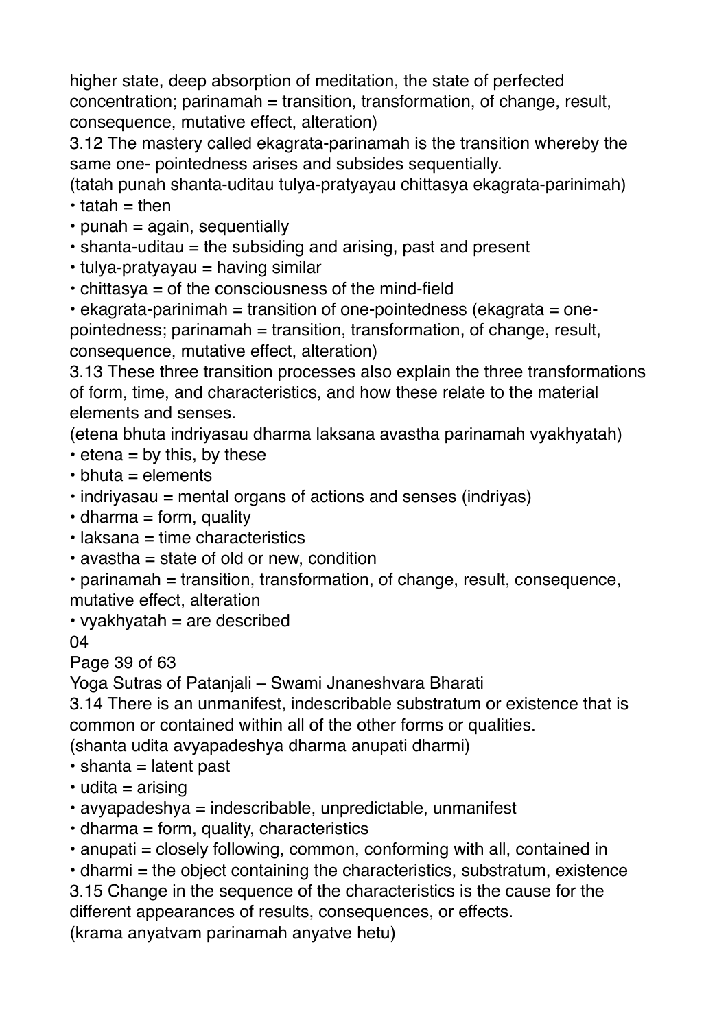higher state, deep absorption of meditation, the state of perfected concentration; parinamah = transition, transformation, of change, result, consequence, mutative effect, alteration)

3.12 The mastery called ekagrata-parinamah is the transition whereby the same one- pointedness arises and subsides sequentially.

(tatah punah shanta-uditau tulya-pratyayau chittasya ekagrata-parinimah)

- tatah = then
- punah = again, sequentially
- shanta-uditau = the subsiding and arising, past and present
- tulya-pratyayau = having similar
- chittasya = of the consciousness of the mind-field
- ekagrata-parinimah = transition of one-pointedness (ekagrata = one-pointedness; parinamah = transition, transformation, of change, result, consequence, mutative effect, alteration)

3.13 These three transition processes also explain the three transformations of form, time, and characteristics, and how these relate to the material elements and senses.

(etena bhuta indriyasau dharma laksana avastha parinamah vyakhyatah)

- etena = by this, by these
- bhuta = elements
- indriyasau = mental organs of actions and senses (indriyas)
- dharma = form, quality
- laksana = time characteristics
- avastha = state of old or new, condition
- parinamah = transition, transformation, of change, result, consequence, mutative effect, alteration
- vyakhyatah = are described

3.14 There is an unmanifest, indescribable substratum or existence that is common or contained within all of the other forms or qualities.

(shanta udita avyapadeshya dharma anupati dharmi)

- shanta = latent past
- udita = arising
- avyapadeshya = indescribable, unpredictable, unmanifest
- dharma = form, quality, characteristics
- anupati = closely following, common, conforming with all, contained in
- dharmi = the object containing the characteristics, substratum, existence

3.15 Change in the sequence of the characteristics is the cause for the different appearances of results, consequences, or effects.

(krama anyatvam parinamah anyatve hetu)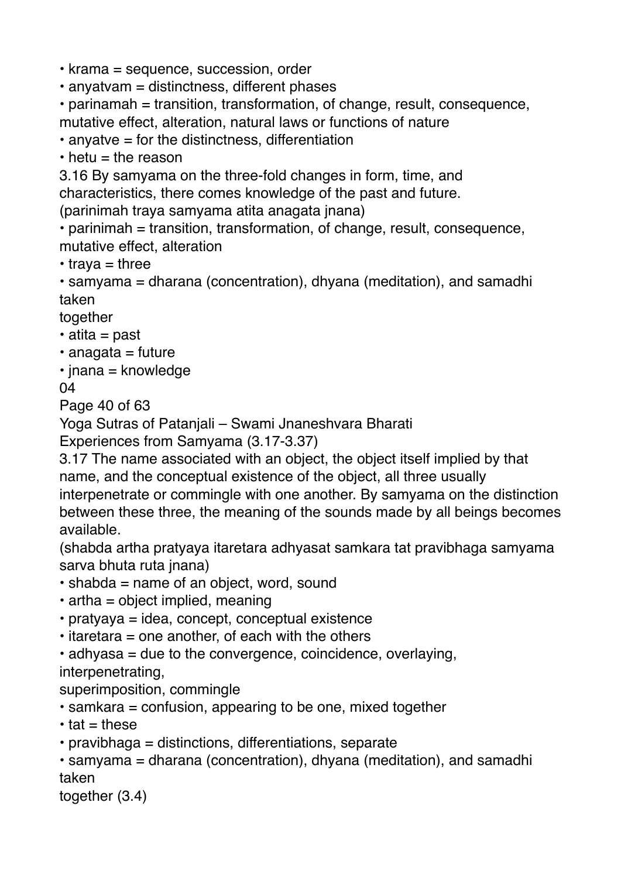- krama = sequence, succession, order
- anyatvam = distinctness, different phases
- parinamah = transition, transformation, of change, result, consequence, mutative effect, alteration, natural laws or functions of nature
- anyatve = for the distinctness, differentiation
- hetu = the reason

3.16 By samyama on the three-fold changes in form, time, and characteristics, there comes knowledge of the past and future.
(parinimah traya samyama atita anagata jnana)

- parinimah = transition, transformation, of change, result, consequence, mutative effect, alteration
- traya = three
- samyama = dharana (concentration), dhyana (meditation), and samadhi taken together
- atita = past
- anagata = future
- jnana = knowledge

04

## Experiences from Samyama (3.17-3.37)

3.17 The name associated with an object, the object itself implied by that name, and the conceptual existence of the object, all three usually interpenetrate or commingle with one another. By samyama on the distinction between these three, the meaning of the sounds made by all beings becomes available.
(shabda artha pratyaya itaretara adhyasat samkara tat pravibhaga samyama sarva bhuta ruta jnana)

- shabda = name of an object, word, sound
- artha = object implied, meaning
- pratyaya = idea, concept, conceptual existence
- itaretara = one another, of each with the others
- adhyasa = due to the convergence, coincidence, overlaying, interpenetrating, superimposition, commingle
- samkara = confusion, appearing to be one, mixed together
- tat = these
- pravibhaga = distinctions, differentiations, separate
- samyama = dharana (concentration), dhyana (meditation), and samadhi taken together (3.4)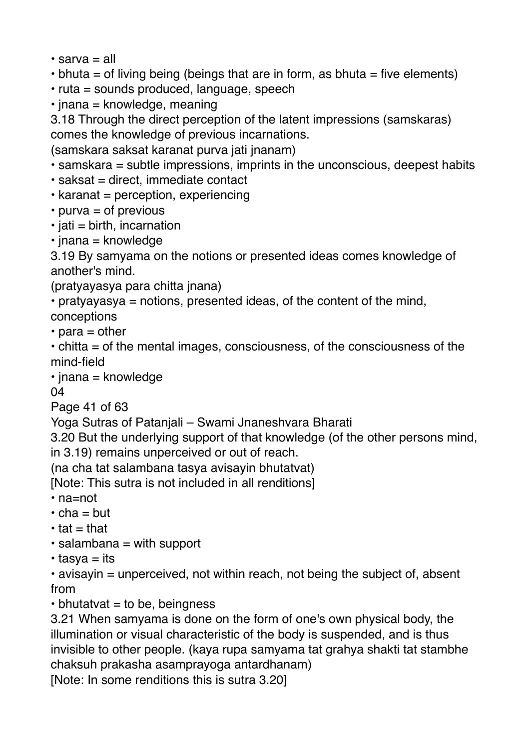- sarva = all
- bhuta = of living being (beings that are in form, as bhuta = five elements)
- ruta = sounds produced, language, speech
- jnana = knowledge, meaning

3.18 Through the direct perception of the latent impressions (samskaras) comes the knowledge of previous incarnations.
(samskara saksat karanat purva jati jnanam)

- samskara = subtle impressions, imprints in the unconscious, deepest habits
- saksat = direct, immediate contact
- karanat = perception, experiencing
- purva = of previous
- jati = birth, incarnation
- jnana = knowledge

3.19 By samyama on the notions or presented ideas comes knowledge of another's mind.
(pratyayasya para chitta jnana)

- pratyayasya = notions, presented ideas, of the content of the mind, conceptions
- para = other
- chitta = of the mental images, consciousness, of the consciousness of the mind-field
- jnana = knowledge

04

3.20 But the underlying support of that knowledge (of the other persons mind, in 3.19) remains unperceived or out of reach.
(na cha tat salambana tasya avisayin bhutatvat)
[Note: This sutra is not included in all renditions]

- na=not
- cha = but
- tat = that
- salambana = with support
- tasya = its
- avisayin = unperceived, not within reach, not being the subject of, absent from
- bhutatvat = to be, beingness

3.21 When samyama is done on the form of one's own physical body, the illumination or visual characteristic of the body is suspended, and is thus invisible to other people. (kaya rupa samyama tat grahya shakti tat stambhe chaksuh prakasha asamprayoga antardhanam)
[Note: In some renditions this is sutra 3.20]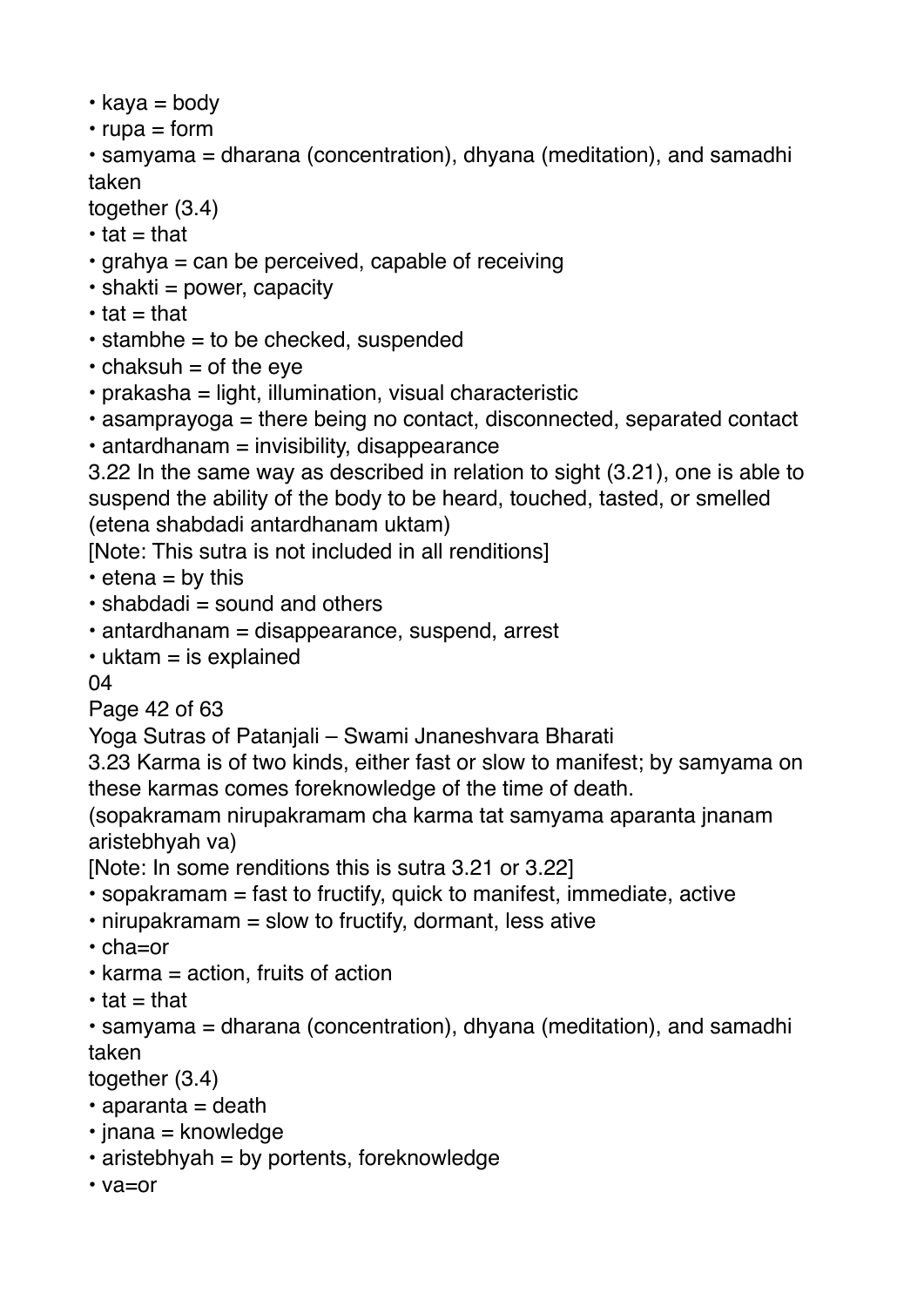- kaya = body
- rupa = form
- samyama = dharana (concentration), dhyana (meditation), and samadhi taken together (3.4)
- tat = that
- grahya = can be perceived, capable of receiving
- shakti = power, capacity
- tat = that
- stambhe = to be checked, suspended
- chaksuh = of the eye
- prakasha = light, illumination, visual characteristic
- asamprayoga = there being no contact, disconnected, separated contact
- antardhanam = invisibility, disappearance

3.22 In the same way as described in relation to sight (3.21), one is able to suspend the ability of the body to be heard, touched, tasted, or smelled (etena shabdadi antardhanam uktam)

[Note: This sutra is not included in all renditions]

- etena = by this
- shabdadi = sound and others
- antardhanam = disappearance, suspend, arrest
- uktam = is explained

04

3.23 Karma is of two kinds, either fast or slow to manifest; by samyama on these karmas comes foreknowledge of the time of death.

(sopakramam nirupakramam cha karma tat samyama aparanta jnanam aristebhyah va)

[Note: In some renditions this is sutra 3.21 or 3.22]

- sopakramam = fast to fructify, quick to manifest, immediate, active
- nirupakramam = slow to fructify, dormant, less ative
- cha=or
- karma = action, fruits of action
- tat = that
- samyama = dharana (concentration), dhyana (meditation), and samadhi taken together (3.4)
- aparanta = death
- jnana = knowledge
- aristebhyah = by portents, foreknowledge
- va=or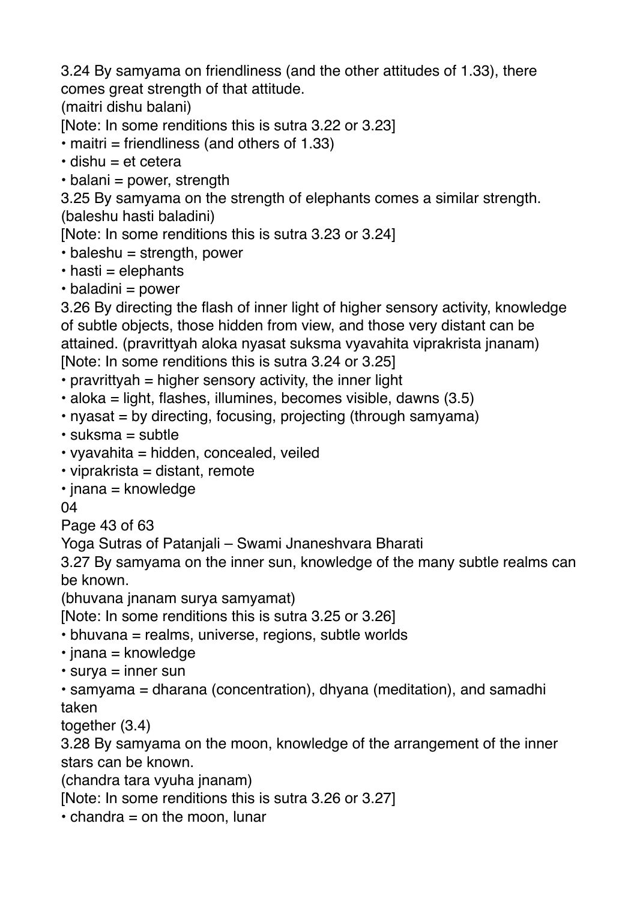3.24 By samyama on friendliness (and the other attitudes of 1.33), there comes great strength of that attitude.
(maitri dishu balani)
[Note: In some renditions this is sutra 3.22 or 3.23]

- maitri = friendliness (and others of 1.33)
- dishu = et cetera
- balani = power, strength

3.25 By samyama on the strength of elephants comes a similar strength.
(baleshu hasti baladini)
[Note: In some renditions this is sutra 3.23 or 3.24]

- baleshu = strength, power
- hasti = elephants
- baladini = power

3.26 By directing the flash of inner light of higher sensory activity, knowledge of subtle objects, those hidden from view, and those very distant can be attained. (pravrittyah aloka nyasat suksma vyavahita viprakrista jnanam)
[Note: In some renditions this is sutra 3.24 or 3.25]

- pravrittyah = higher sensory activity, the inner light
- aloka = light, flashes, illumines, becomes visible, dawns (3.5)
- nyasat = by directing, focusing, projecting (through samyama)
- suksma = subtle
- vyavahita = hidden, concealed, veiled
- viprakrista = distant, remote
- jnana = knowledge

3.27 By samyama on the inner sun, knowledge of the many subtle realms can be known.
(bhuvana jnanam surya samyamat)
[Note: In some renditions this is sutra 3.25 or 3.26]

- bhuvana = realms, universe, regions, subtle worlds
- jnana = knowledge
- surya = inner sun
- samyama = dharana (concentration), dhyana (meditation), and samadhi taken together (3.4)

3.28 By samyama on the moon, knowledge of the arrangement of the inner stars can be known.
(chandra tara vyuha jnanam)
[Note: In some renditions this is sutra 3.26 or 3.27]

- chandra = on the moon, lunar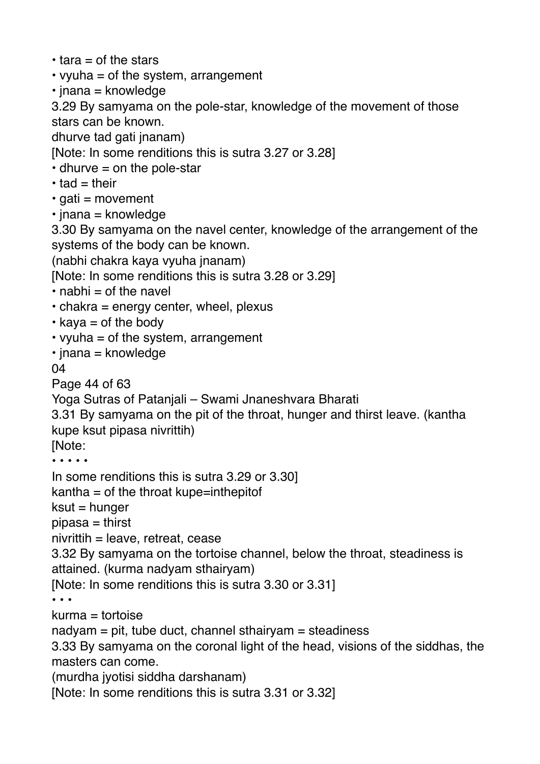• tara = of the stars
• vyuha = of the system, arrangement
• jnana = knowledge

3.29 By samyama on the pole-star, knowledge of the movement of those stars can be known.
dhurve tad gati jnanam)
[Note: In some renditions this is sutra 3.27 or 3.28]

• dhurve = on the pole-star
• tad = their
• gati = movement
• jnana = knowledge

3.30 By samyama on the navel center, knowledge of the arrangement of the systems of the body can be known.
(nabhi chakra kaya vyuha jnanam)
[Note: In some renditions this is sutra 3.28 or 3.29]

• nabhi = of the navel
• chakra = energy center, wheel, plexus
• kaya = of the body
• vyuha = of the system, arrangement
• jnana = knowledge

04

3.31 By samyama on the pit of the throat, hunger and thirst leave. (kantha kupe ksut pipasa nivrittih)
[Note:
• • • • •
In some renditions this is sutra 3.29 or 3.30]
kantha = of the throat kupe=inthepitof
ksut = hunger
pipasa = thirst
nivrittih = leave, retreat, cease

3.32 By samyama on the tortoise channel, below the throat, steadiness is attained. (kurma nadyam sthairyam)
[Note: In some renditions this is sutra 3.30 or 3.31]
• • •
kurma = tortoise
nadyam = pit, tube duct, channel sthairyam = steadiness

3.33 By samyama on the coronal light of the head, visions of the siddhas, the masters can come.
(murdha jyotisi siddha darshanam)
[Note: In some renditions this is sutra 3.31 or 3.32]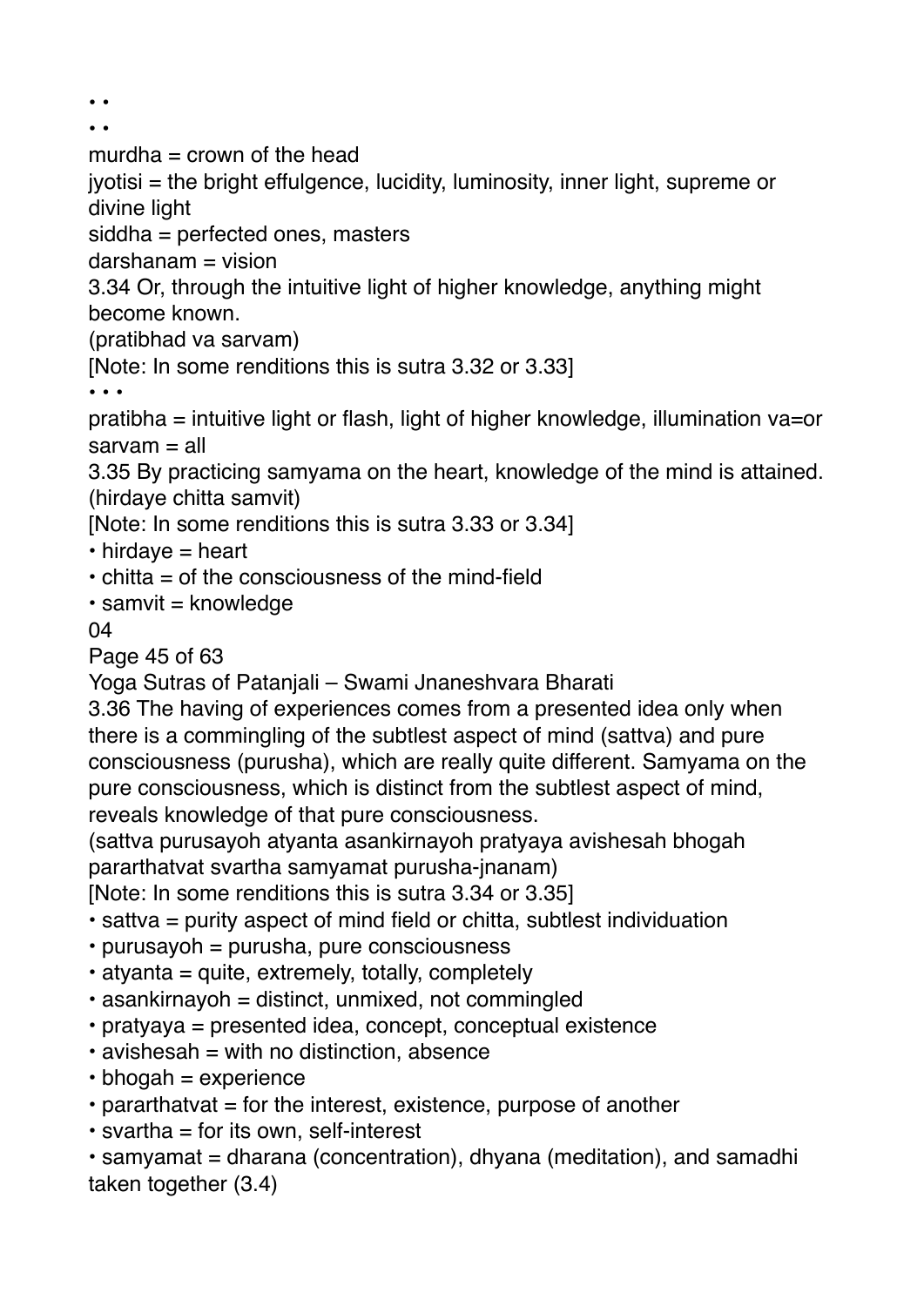• •

• •

murdha = crown of the head

jyotisi = the bright effulgence, lucidity, luminosity, inner light, supreme or divine light

siddha = perfected ones, masters

darshanam = vision

3.34 Or, through the intuitive light of higher knowledge, anything might become known.

(pratibhad va sarvam)

[Note: In some renditions this is sutra 3.32 or 3.33]

• • •

pratibha = intuitive light or flash, light of higher knowledge, illumination va=or sarvam = all

3.35 By practicing samyama on the heart, knowledge of the mind is attained.

(hirdaye chitta samvit)

[Note: In some renditions this is sutra 3.33 or 3.34]

- hirdaye = heart
- chitta = of the consciousness of the mind-field
- samvit = knowledge

04

3.36 The having of experiences comes from a presented idea only when there is a commingling of the subtlest aspect of mind (sattva) and pure consciousness (purusha), which are really quite different. Samyama on the pure consciousness, which is distinct from the subtlest aspect of mind, reveals knowledge of that pure consciousness.

(sattva purusayoh atyanta asankirnayoh pratyaya avishesah bhogah pararthatvat svartha samyamat purusha-jnanam)

[Note: In some renditions this is sutra 3.34 or 3.35]

- sattva = purity aspect of mind field or chitta, subtlest individuation
- purusayoh = purusha, pure consciousness
- atyanta = quite, extremely, totally, completely
- asankirnayoh = distinct, unmixed, not commingled
- pratyaya = presented idea, concept, conceptual existence
- avishesah = with no distinction, absence
- bhogah = experience
- pararthatvat = for the interest, existence, purpose of another
- svartha = for its own, self-interest
- samyamat = dharana (concentration), dhyana (meditation), and samadhi taken together (3.4)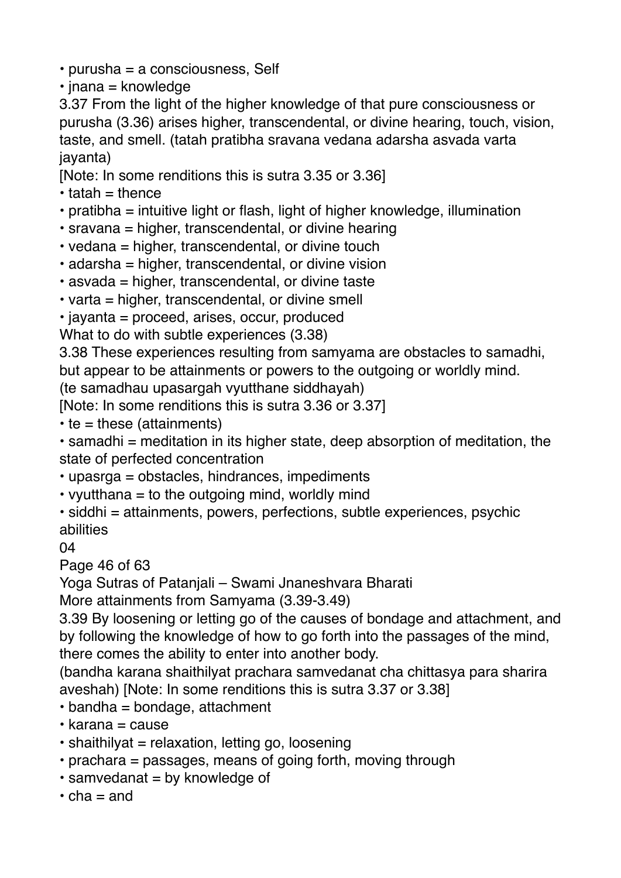- purusha = a consciousness, Self
- jnana = knowledge

3.37 From the light of the higher knowledge of that pure consciousness or purusha (3.36) arises higher, transcendental, or divine hearing, touch, vision, taste, and smell. (tatah pratibha sravana vedana adarsha asvada varta jayanta)
[Note: In some renditions this is sutra 3.35 or 3.36]

- tatah = thence
- pratibha = intuitive light or flash, light of higher knowledge, illumination
- sravana = higher, transcendental, or divine hearing
- vedana = higher, transcendental, or divine touch
- adarsha = higher, transcendental, or divine vision
- asvada = higher, transcendental, or divine taste
- varta = higher, transcendental, or divine smell
- jayanta = proceed, arises, occur, produced

What to do with subtle experiences (3.38)

3.38 These experiences resulting from samyama are obstacles to samadhi, but appear to be attainments or powers to the outgoing or worldly mind. (te samadhau upasargah vyutthane siddhayah)
[Note: In some renditions this is sutra 3.36 or 3.37]

- te = these (attainments)
- samadhi = meditation in its higher state, deep absorption of meditation, the state of perfected concentration
- upasrga = obstacles, hindrances, impediments
- vyutthana = to the outgoing mind, worldly mind
- siddhi = attainments, powers, perfections, subtle experiences, psychic abilities

04

More attainments from Samyama (3.39-3.49)

3.39 By loosening or letting go of the causes of bondage and attachment, and by following the knowledge of how to go forth into the passages of the mind, there comes the ability to enter into another body.
(bandha karana shaithilyat prachara samvedanat cha chittasya para sharira aveshah) [Note: In some renditions this is sutra 3.37 or 3.38]

- bandha = bondage, attachment
- karana = cause
- shaithilyat = relaxation, letting go, loosening
- prachara = passages, means of going forth, moving through
- samvedanat = by knowledge of
- cha = and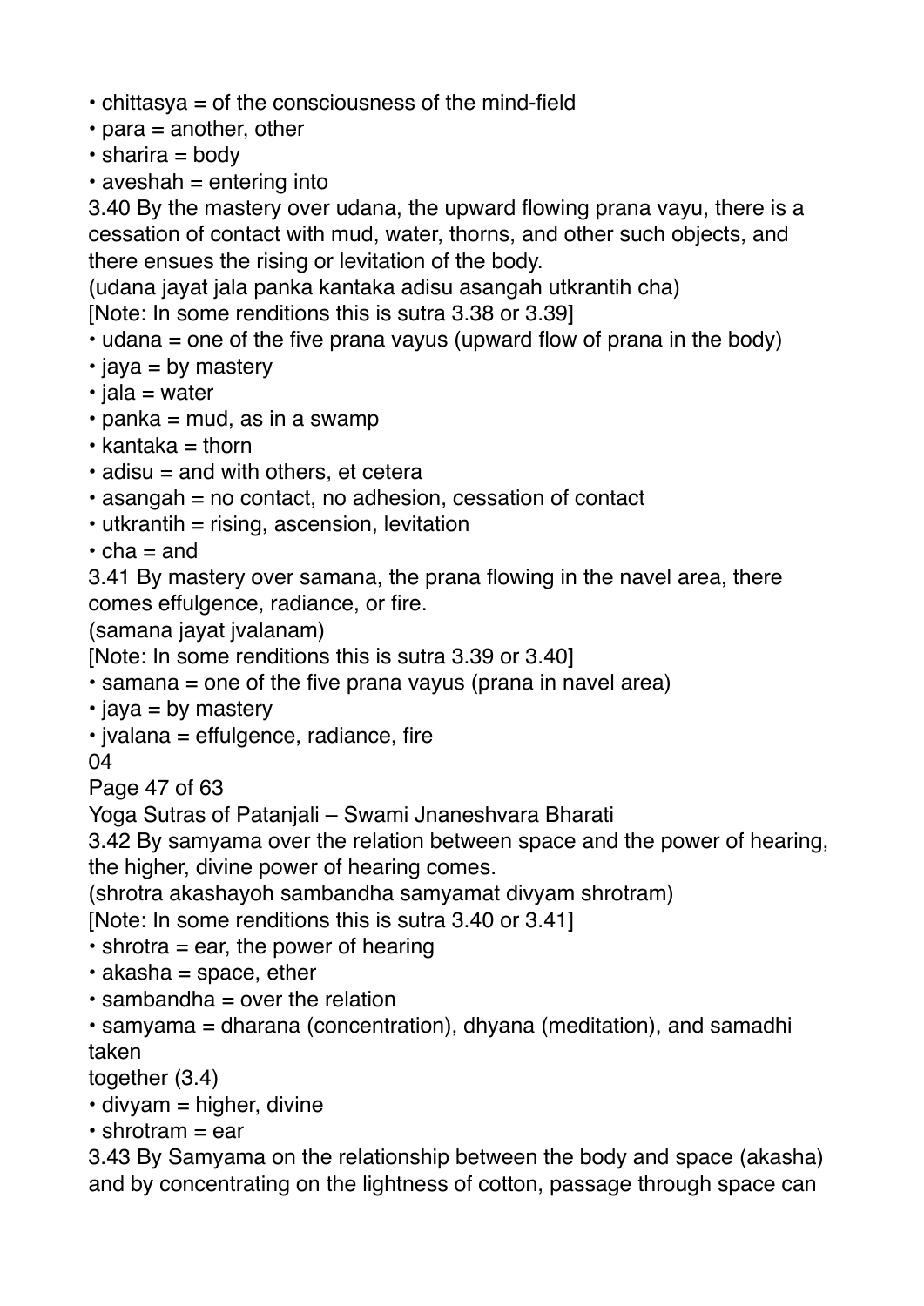- chittasya = of the consciousness of the mind-field
- para = another, other
- sharira = body
- aveshah = entering into

3.40 By the mastery over udana, the upward flowing prana vayu, there is a cessation of contact with mud, water, thorns, and other such objects, and there ensues the rising or levitation of the body.
(udana jayat jala panka kantaka adisu asangah utkrantih cha)
[Note: In some renditions this is sutra 3.38 or 3.39]

- udana = one of the five prana vayus (upward flow of prana in the body)
- jaya = by mastery
- jala = water
- panka = mud, as in a swamp
- kantaka = thorn
- adisu = and with others, et cetera
- asangah = no contact, no adhesion, cessation of contact
- utkrantih = rising, ascension, levitation
- cha = and

3.41 By mastery over samana, the prana flowing in the navel area, there comes effulgence, radiance, or fire.
(samana jayat jvalanam)
[Note: In some renditions this is sutra 3.39 or 3.40]

- samana = one of the five prana vayus (prana in navel area)
- jaya = by mastery
- jvalana = effulgence, radiance, fire

04

3.42 By samyama over the relation between space and the power of hearing, the higher, divine power of hearing comes.
(shrotra akashayoh sambandha samyamat divyam shrotram)
[Note: In some renditions this is sutra 3.40 or 3.41]

- shrotra = ear, the power of hearing
- akasha = space, ether
- sambandha = over the relation
- samyama = dharana (concentration), dhyana (meditation), and samadhi taken together (3.4)
- divyam = higher, divine
- shrotram = ear

3.43 By Samyama on the relationship between the body and space (akasha) and by concentrating on the lightness of cotton, passage through space can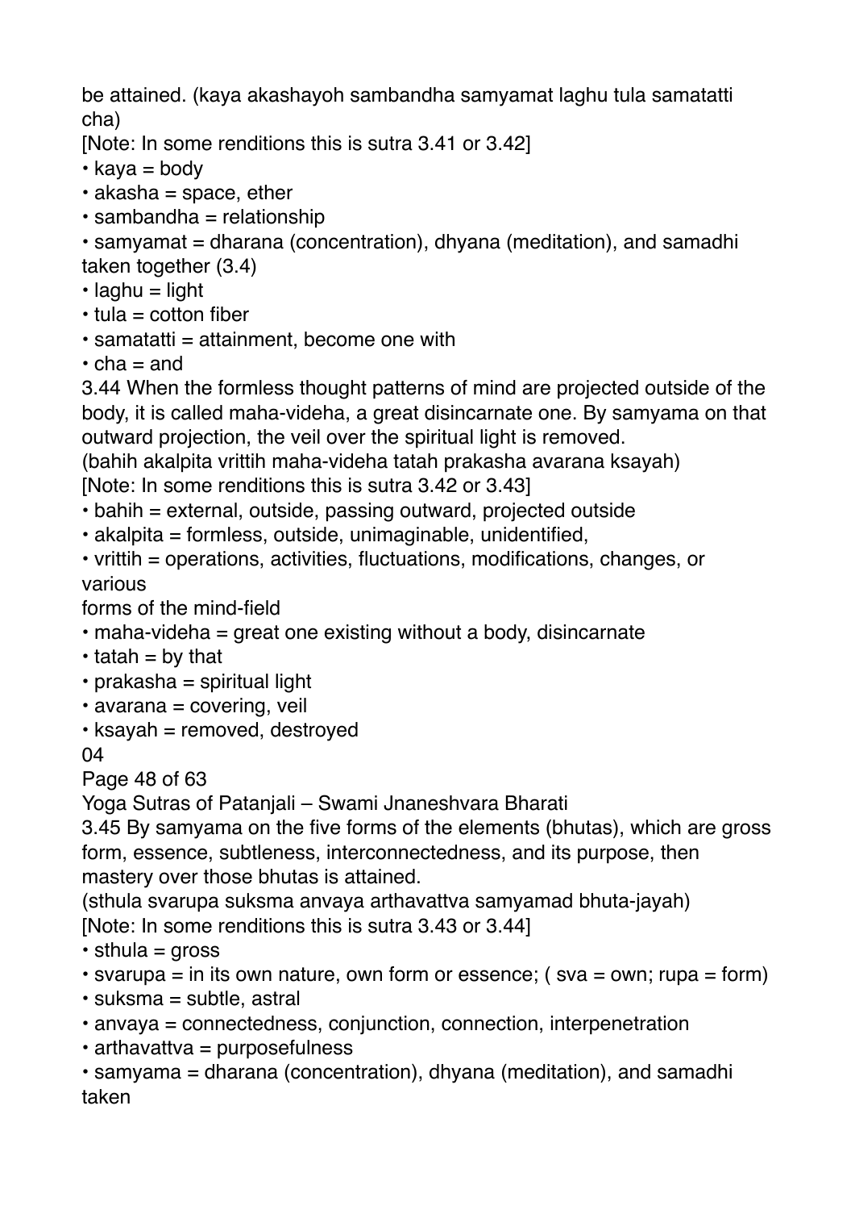be attained. (kaya akashayoh sambandha samyamat laghu tula samatatti cha)

[Note: In some renditions this is sutra 3.41 or 3.42]

- kaya = body
- akasha = space, ether
- sambandha = relationship
- samyamat = dharana (concentration), dhyana (meditation), and samadhi taken together (3.4)
- laghu = light
- tula = cotton fiber
- samatatti = attainment, become one with
- cha = and

3.44 When the formless thought patterns of mind are projected outside of the body, it is called maha-videha, a great disincarnate one. By samyama on that outward projection, the veil over the spiritual light is removed.

(bahih akalpita vrittih maha-videha tatah prakasha avarana ksayah)

[Note: In some renditions this is sutra 3.42 or 3.43]

- bahih = external, outside, passing outward, projected outside
- akalpita = formless, outside, unimaginable, unidentified,
- vrittih = operations, activities, fluctuations, modifications, changes, or various
forms of the mind-field
- maha-videha = great one existing without a body, disincarnate
- tatah = by that
- prakasha = spiritual light
- avarana = covering, veil
- ksayah = removed, destroyed

04

3.45 By samyama on the five forms of the elements (bhutas), which are gross form, essence, subtleness, interconnectedness, and its purpose, then mastery over those bhutas is attained.

(sthula svarupa suksma anvaya arthavattva samyamad bhuta-jayah)

[Note: In some renditions this is sutra 3.43 or 3.44]

- sthula = gross
- svarupa = in its own nature, own form or essence; ( sva = own; rupa = form)
- suksma = subtle, astral
- anvaya = connectedness, conjunction, connection, interpenetration
- arthavattva = purposefulness
- samyama = dharana (concentration), dhyana (meditation), and samadhi taken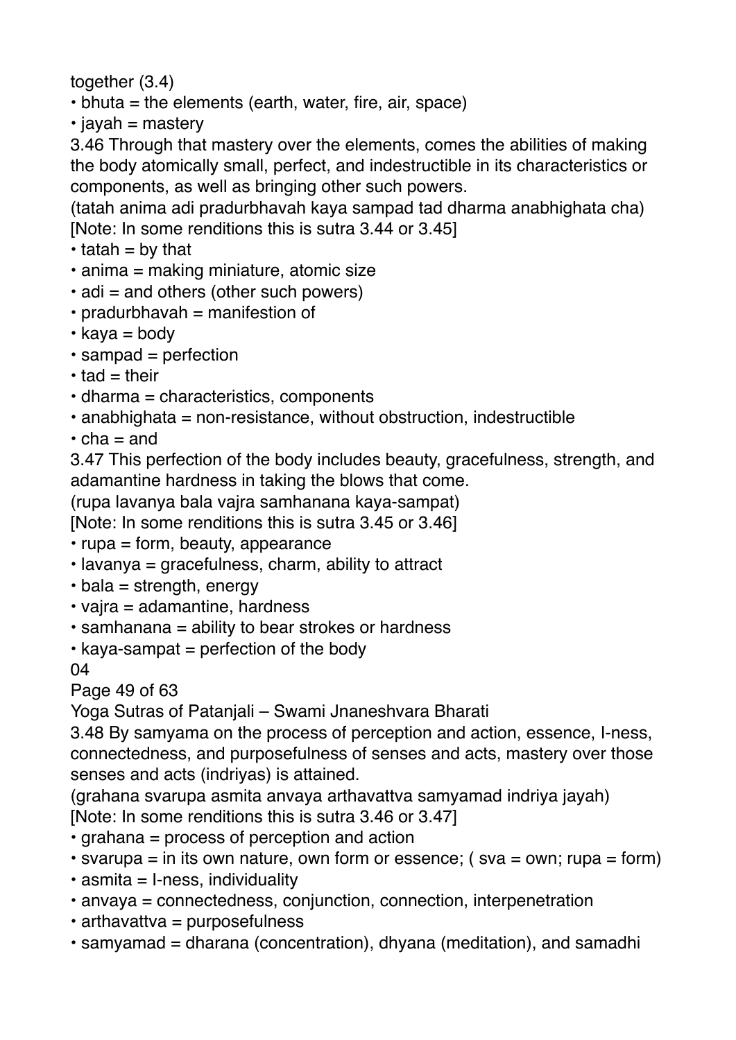together (3.4)

- bhuta = the elements (earth, water, fire, air, space)
- jayah = mastery

3.46 Through that mastery over the elements, comes the abilities of making the body atomically small, perfect, and indestructible in its characteristics or components, as well as bringing other such powers.

(tatah anima adi pradurbhavah kaya sampad tad dharma anabhighata cha)

[Note: In some renditions this is sutra 3.44 or 3.45]

- tatah = by that
- anima = making miniature, atomic size
- adi = and others (other such powers)
- pradurbhavah = manifestion of
- kaya = body
- sampad = perfection
- tad = their
- dharma = characteristics, components
- anabhighata = non-resistance, without obstruction, indestructible
- cha = and

3.47 This perfection of the body includes beauty, gracefulness, strength, and adamantine hardness in taking the blows that come.

(rupa lavanya bala vajra samhanana kaya-sampat)

[Note: In some renditions this is sutra 3.45 or 3.46]

- rupa = form, beauty, appearance
- lavanya = gracefulness, charm, ability to attract
- bala = strength, energy
- vajra = adamantine, hardness
- samhanana = ability to bear strokes or hardness
- kaya-sampat = perfection of the body

04

3.48 By samyama on the process of perception and action, essence, I-ness, connectedness, and purposefulness of senses and acts, mastery over those senses and acts (indriyas) is attained.

(grahana svarupa asmita anvaya arthavattva samyamad indriya jayah)

[Note: In some renditions this is sutra 3.46 or 3.47]

- grahana = process of perception and action
- svarupa = in its own nature, own form or essence; ( sva = own; rupa = form)
- asmita = I-ness, individuality
- anvaya = connectedness, conjunction, connection, interpenetration
- arthavattva = purposefulness
- samyamad = dharana (concentration), dhyana (meditation), and samadhi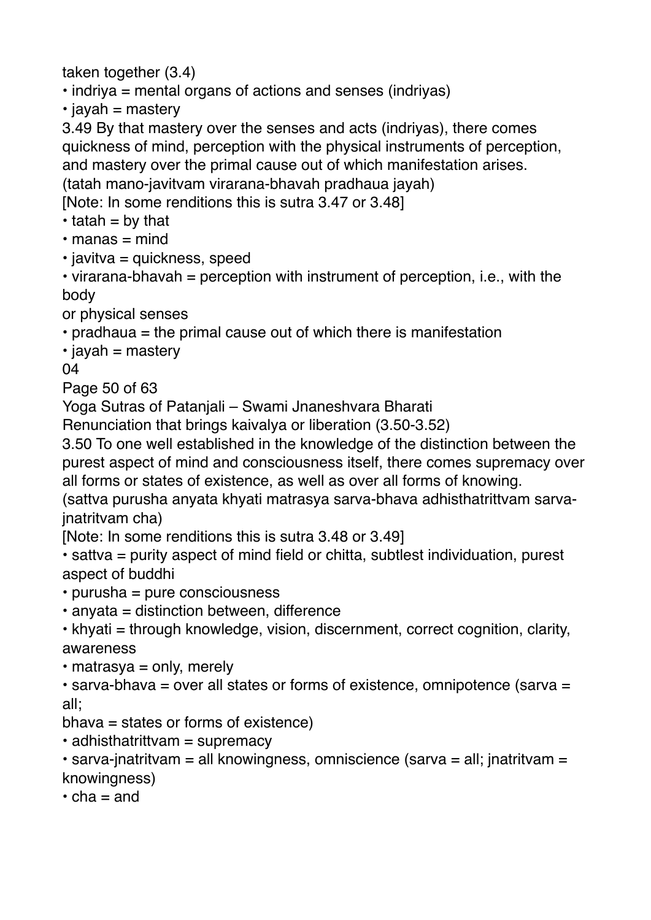taken together (3.4)

- indriya = mental organs of actions and senses (indriyas)
- jayah = mastery

3.49 By that mastery over the senses and acts (indriyas), there comes quickness of mind, perception with the physical instruments of perception, and mastery over the primal cause out of which manifestation arises.
(tatah mano-javitvam virarana-bhavah pradhaua jayah)
[Note: In some renditions this is sutra 3.47 or 3.48]

- tatah = by that
- manas = mind
- javitva = quickness, speed
- virarana-bhavah = perception with instrument of perception, i.e., with the body
or physical senses
- pradhaua = the primal cause out of which there is manifestation
- jayah = mastery

04

## Renunciation that brings kaivalya or liberation (3.50-3.52)

3.50 To one well established in the knowledge of the distinction between the purest aspect of mind and consciousness itself, there comes supremacy over all forms or states of existence, as well as over all forms of knowing.
(sattva purusha anyata khyati matrasya sarva-bhava adhisthatrittvam sarva-jnatritvam cha)
[Note: In some renditions this is sutra 3.48 or 3.49]

- sattva = purity aspect of mind field or chitta, subtlest individuation, purest aspect of buddhi
- purusha = pure consciousness
- anyata = distinction between, difference
- khyati = through knowledge, vision, discernment, correct cognition, clarity, awareness
- matrasya = only, merely
- sarva-bhava = over all states or forms of existence, omnipotence (sarva = all;
bhava = states or forms of existence)
- adhisthatrittvam = supremacy
- sarva-jnatritvam = all knowingness, omniscience (sarva = all; jnatritvam = knowingness)
- cha = and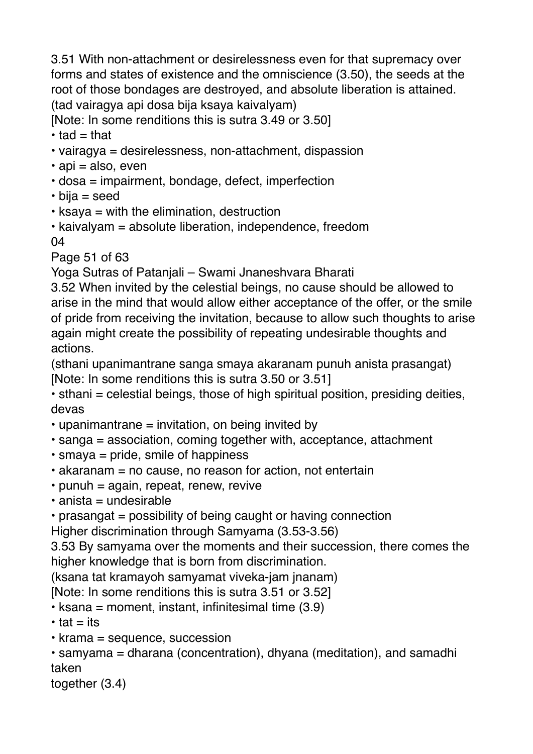3.51 With non-attachment or desirelessness even for that supremacy over forms and states of existence and the omniscience (3.50), the seeds at the root of those bondages are destroyed, and absolute liberation is attained.
(tad vairagya api dosa bija ksaya kaivalyam)
[Note: In some renditions this is sutra 3.49 or 3.50]

- tad = that
- vairagya = desirelessness, non-attachment, dispassion
- api = also, even
- dosa = impairment, bondage, defect, imperfection
- bija = seed
- ksaya = with the elimination, destruction
- kaivalyam = absolute liberation, independence, freedom

3.52 When invited by the celestial beings, no cause should be allowed to arise in the mind that would allow either acceptance of the offer, or the smile of pride from receiving the invitation, because to allow such thoughts to arise again might create the possibility of repeating undesirable thoughts and actions.
(sthani upanimantrane sanga smaya akaranam punuh anista prasangat)
[Note: In some renditions this is sutra 3.50 or 3.51]

- sthani = celestial beings, those of high spiritual position, presiding deities, devas
- upanimantrane = invitation, on being invited by
- sanga = association, coming together with, acceptance, attachment
- smaya = pride, smile of happiness
- akaranam = no cause, no reason for action, not entertain
- punuh = again, repeat, renew, revive
- anista = undesirable
- prasangat = possibility of being caught or having connection

## Higher discrimination through Samyama (3.53-3.56)

3.53 By samyama over the moments and their succession, there comes the higher knowledge that is born from discrimination.
(ksana tat kramayoh samyamat viveka-jam jnanam)
[Note: In some renditions this is sutra 3.51 or 3.52]

- ksana = moment, instant, infinitesimal time (3.9)
- tat = its
- krama = sequence, succession
- samyama = dharana (concentration), dhyana (meditation), and samadhi taken together (3.4)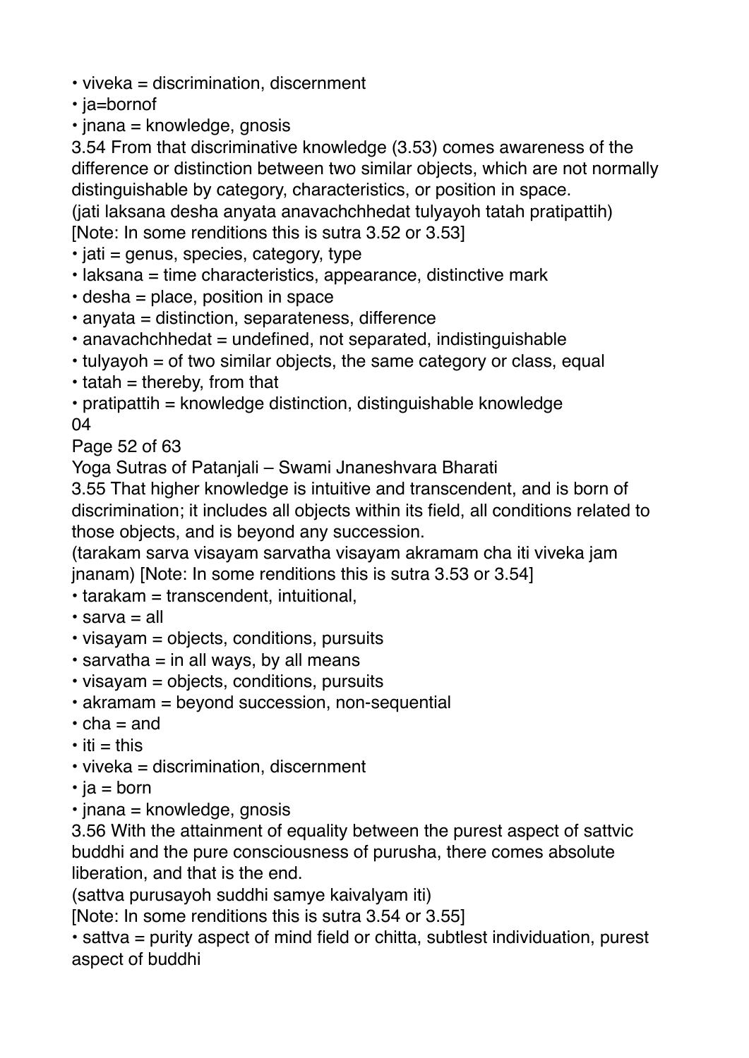- viveka = discrimination, discernment
- ja=bornof
- jnana = knowledge, gnosis

3.54 From that discriminative knowledge (3.53) comes awareness of the difference or distinction between two similar objects, which are not normally distinguishable by category, characteristics, or position in space.
(jati laksana desha anyata anavachchhedat tulyayoh tatah pratipattih)
[Note: In some renditions this is sutra 3.52 or 3.53]

- jati = genus, species, category, type
- laksana = time characteristics, appearance, distinctive mark
- desha = place, position in space
- anyata = distinction, separateness, difference
- anavachchhedat = undefined, not separated, indistinguishable
- tulyayoh = of two similar objects, the same category or class, equal
- tatah = thereby, from that
- pratipattih = knowledge distinction, distinguishable knowledge

04

3.55 That higher knowledge is intuitive and transcendent, and is born of discrimination; it includes all objects within its field, all conditions related to those objects, and is beyond any succession.
(tarakam sarva visayam sarvatha visayam akramam cha iti viveka jam jnanam) [Note: In some renditions this is sutra 3.53 or 3.54]

- tarakam = transcendent, intuitional,
- sarva = all
- visayam = objects, conditions, pursuits
- sarvatha = in all ways, by all means
- visayam = objects, conditions, pursuits
- akramam = beyond succession, non-sequential
- cha = and
- iti = this
- viveka = discrimination, discernment
- ja = born
- jnana = knowledge, gnosis

3.56 With the attainment of equality between the purest aspect of sattvic buddhi and the pure consciousness of purusha, there comes absolute liberation, and that is the end.
(sattva purusayoh suddhi samye kaivalyam iti)
[Note: In some renditions this is sutra 3.54 or 3.55]

- sattva = purity aspect of mind field or chitta, subtlest individuation, purest aspect of buddhi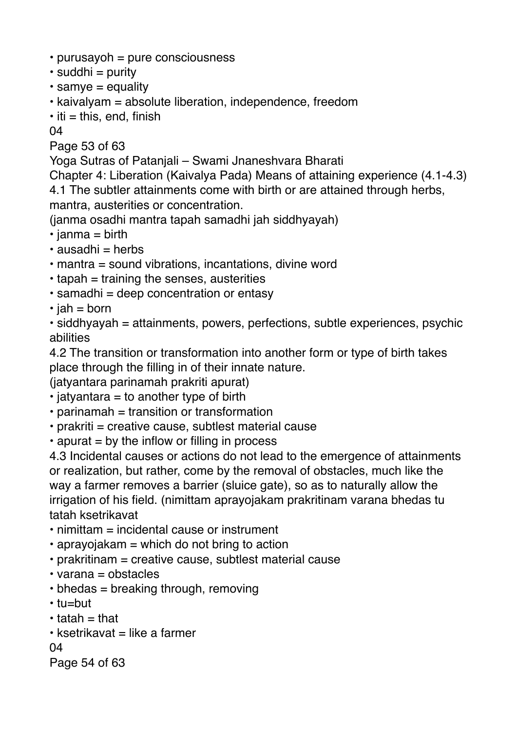- purusayoh = pure consciousness
- suddhi = purity
- samye = equality
- kaivalyam = absolute liberation, independence, freedom
- iti = this, end, finish

## Chapter 4: Liberation (Kaivalya Pada) Means of attaining experience (4.1-4.3)

4.1 The subtler attainments come with birth or are attained through herbs, mantra, austerities or concentration.
(janma osadhi mantra tapah samadhi jah siddhyayah)

- janma = birth
- ausadhi = herbs
- mantra = sound vibrations, incantations, divine word
- tapah = training the senses, austerities
- samadhi = deep concentration or entasy
- jah = born
- siddhyayah = attainments, powers, perfections, subtle experiences, psychic abilities

4.2 The transition or transformation into another form or type of birth takes place through the filling in of their innate nature.
(jatyantara parinamah prakriti apurat)

- jatyantara = to another type of birth
- parinamah = transition or transformation
- prakriti = creative cause, subtlest material cause
- apurat = by the inflow or filling in process

4.3 Incidental causes or actions do not lead to the emergence of attainments or realization, but rather, come by the removal of obstacles, much like the way a farmer removes a barrier (sluice gate), so as to naturally allow the irrigation of his field. (nimittam aprayojakam prakritinam varana bhedas tu tatah ksetrikavat

- nimittam = incidental cause or instrument
- aprayojakam = which do not bring to action
- prakritinam = creative cause, subtlest material cause
- varana = obstacles
- bhedas = breaking through, removing
- tu=but
- tatah = that
- ksetrikavat = like a farmer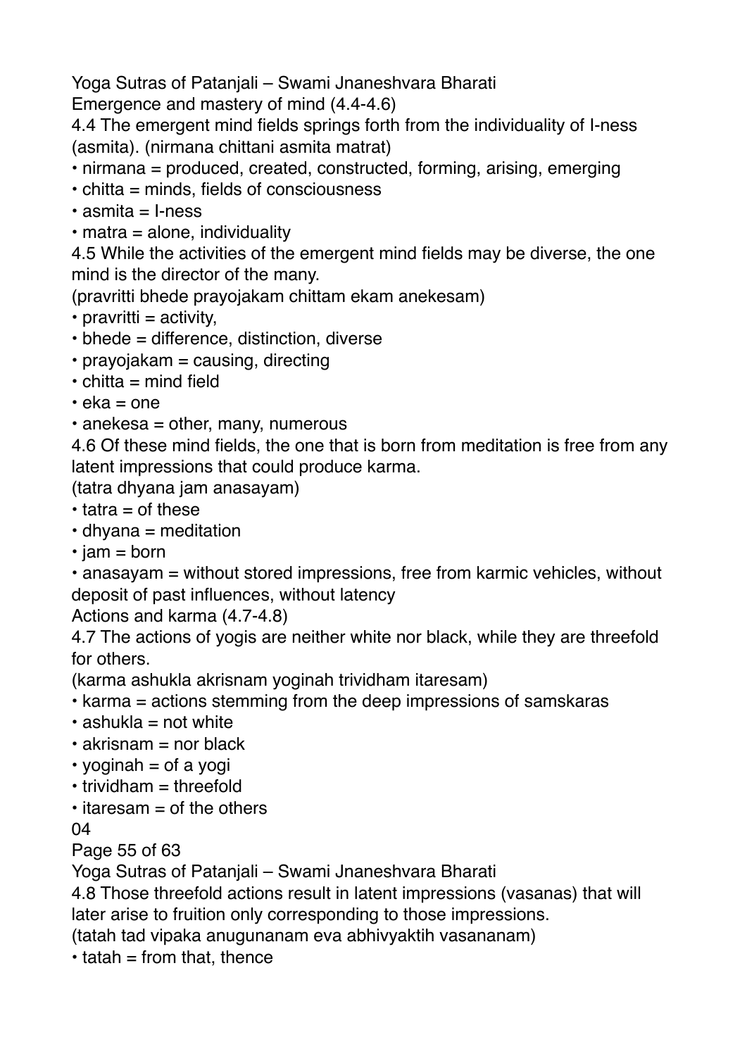## Emergence and mastery of mind (4.4-4.6)

4.4 The emergent mind fields springs forth from the individuality of I-ness (asmita). (nirmana chittani asmita matrat)

- nirmana = produced, created, constructed, forming, arising, emerging
- chitta = minds, fields of consciousness
- asmita = I-ness
- matra = alone, individuality

4.5 While the activities of the emergent mind fields may be diverse, the one mind is the director of the many.
(pravritti bhede prayojakam chittam ekam anekesam)

- pravritti = activity,
- bhede = difference, distinction, diverse
- prayojakam = causing, directing
- chitta = mind field
- eka = one
- anekesa = other, many, numerous

4.6 Of these mind fields, the one that is born from meditation is free from any latent impressions that could produce karma.
(tatra dhyana jam anasayam)

- tatra = of these
- dhyana = meditation
- jam = born
- anasayam = without stored impressions, free from karmic vehicles, without deposit of past influences, without latency

## Actions and karma (4.7-4.8)

4.7 The actions of yogis are neither white nor black, while they are threefold for others.
(karma ashukla akrisnam yoginah trividham itaresam)

- karma = actions stemming from the deep impressions of samskaras
- ashukla = not white
- akrisnam = nor black
- yoginah = of a yogi
- trividham = threefold
- itaresam = of the others

04

4.8 Those threefold actions result in latent impressions (vasanas) that will later arise to fruition only corresponding to those impressions.
(tatah tad vipaka anugunanam eva abhivyaktih vasananam)

- tatah = from that, thence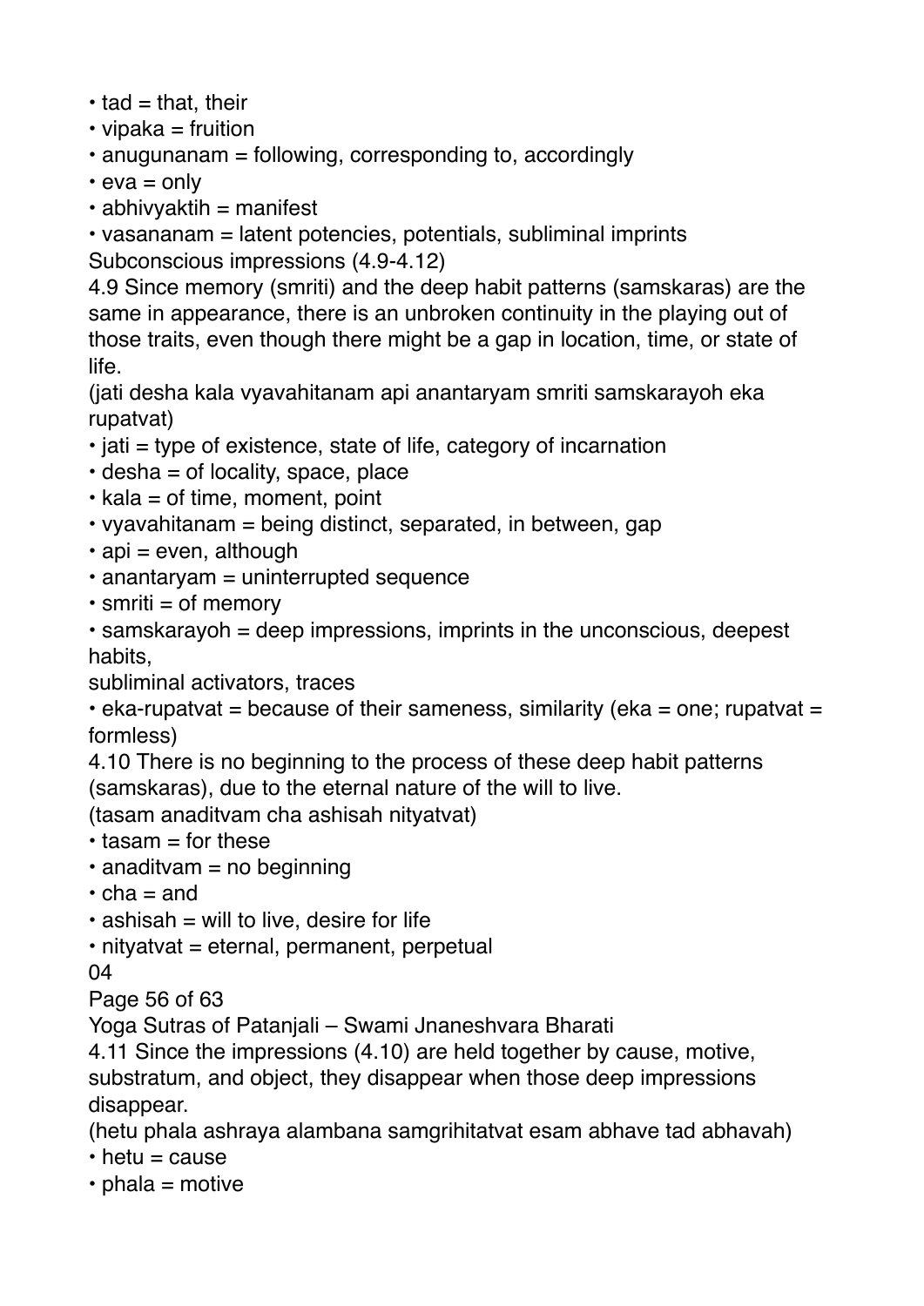- tad = that, their
- vipaka = fruition
- anugunanam = following, corresponding to, accordingly
- eva = only
- abhivyaktih = manifest
- vasananam = latent potencies, potentials, subliminal imprints

Subconscious impressions (4.9-4.12)

4.9 Since memory (smriti) and the deep habit patterns (samskaras) are the same in appearance, there is an unbroken continuity in the playing out of those traits, even though there might be a gap in location, time, or state of life.

(jati desha kala vyavahitanam api anantaryam smriti samskarayoh eka rupatvat)

- jati = type of existence, state of life, category of incarnation
- desha = of locality, space, place
- kala = of time, moment, point
- vyavahitanam = being distinct, separated, in between, gap
- api = even, although
- anantaryam = uninterrupted sequence
- smriti = of memory
- samskarayoh = deep impressions, imprints in the unconscious, deepest habits, subliminal activators, traces
- eka-rupatvat = because of their sameness, similarity (eka = one; rupatvat = formless)

4.10 There is no beginning to the process of these deep habit patterns (samskaras), due to the eternal nature of the will to live.

(tasam anaditvam cha ashisah nityatvat)

- tasam = for these
- anaditvam = no beginning
- cha = and
- ashisah = will to live, desire for life
- nityatvat = eternal, permanent, perpetual

04

4.11 Since the impressions (4.10) are held together by cause, motive, substratum, and object, they disappear when those deep impressions disappear.

(hetu phala ashraya alambana samgrihitatvat esam abhave tad abhavah)

- hetu = cause
- phala = motive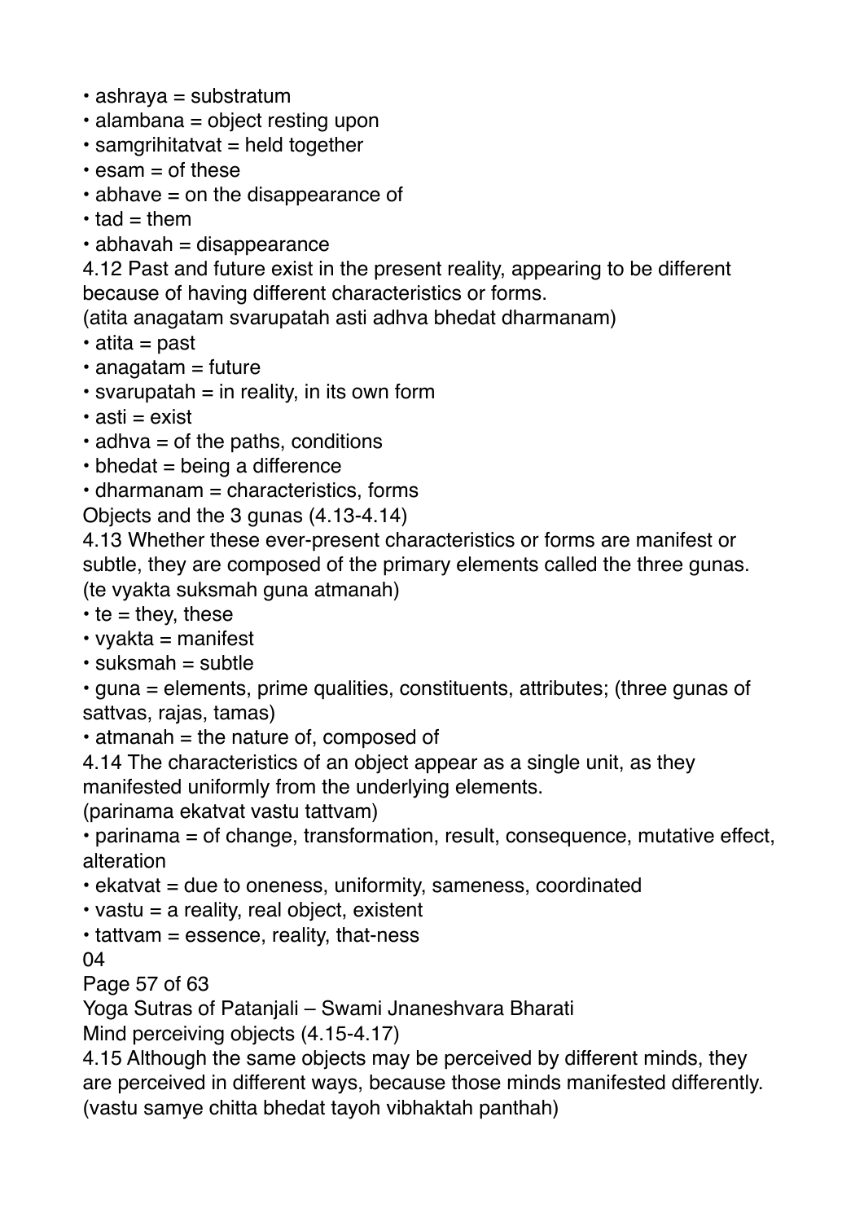- ashraya = substratum
- alambana = object resting upon
- samgrihitatvat = held together
- esam = of these
- abhave = on the disappearance of
- tad = them
- abhavah = disappearance

4.12 Past and future exist in the present reality, appearing to be different because of having different characteristics or forms.
(atita anagatam svarupatah asti adhva bhedat dharmanam)

- atita = past
- anagatam = future
- svarupatah = in reality, in its own form
- asti = exist
- adhva = of the paths, conditions
- bhedat = being a difference
- dharmanam = characteristics, forms

Objects and the 3 gunas (4.13-4.14)

4.13 Whether these ever-present characteristics or forms are manifest or subtle, they are composed of the primary elements called the three gunas.
(te vyakta suksmah guna atmanah)

- te = they, these
- vyakta = manifest
- suksmah = subtle
- guna = elements, prime qualities, constituents, attributes; (three gunas of sattvas, rajas, tamas)
- atmanah = the nature of, composed of

4.14 The characteristics of an object appear as a single unit, as they manifested uniformly from the underlying elements.
(parinama ekatvat vastu tattvam)

- parinama = of change, transformation, result, consequence, mutative effect, alteration
- ekatvat = due to oneness, uniformity, sameness, coordinated
- vastu = a reality, real object, existent
- tattvam = essence, reality, that-ness

Mind perceiving objects (4.15-4.17)

4.15 Although the same objects may be perceived by different minds, they are perceived in different ways, because those minds manifested differently.
(vastu samye chitta bhedat tayoh vibhaktah panthah)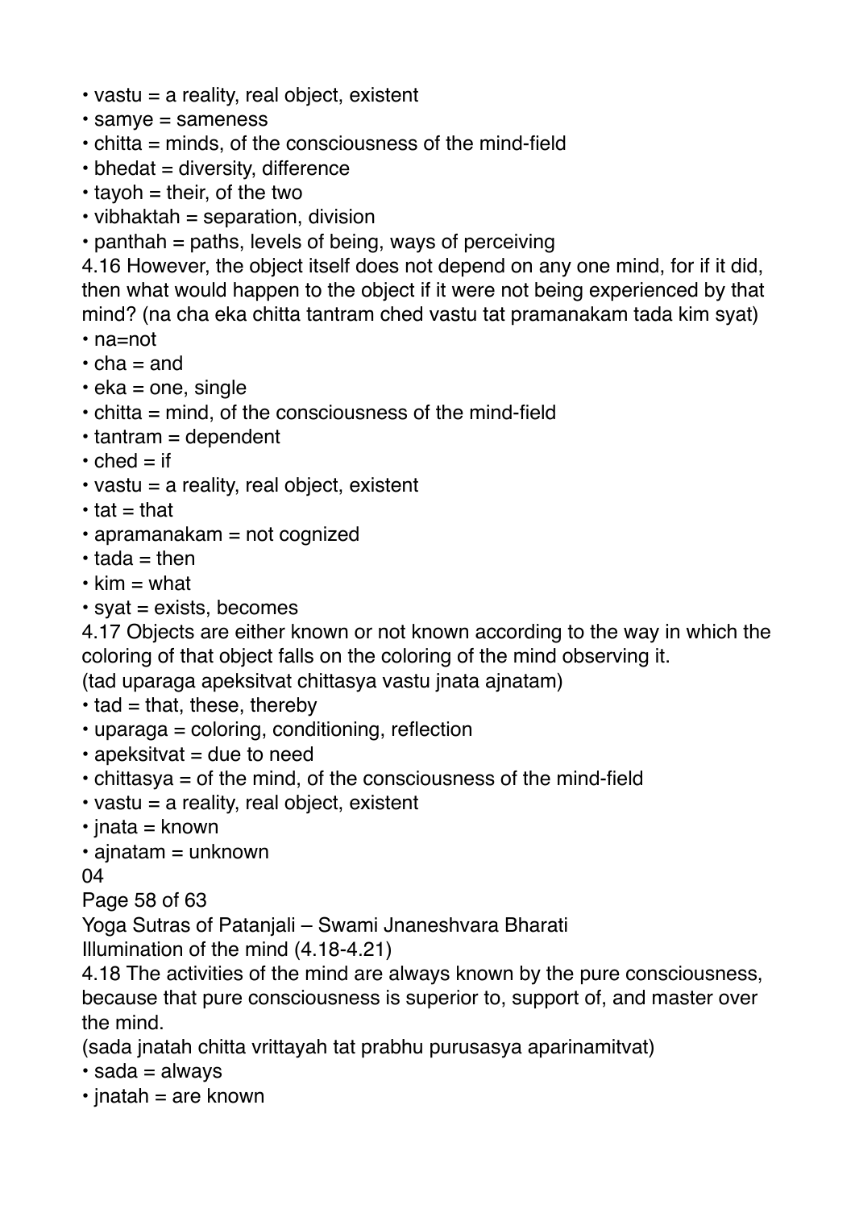- vastu = a reality, real object, existent
- samye = sameness
- chitta = minds, of the consciousness of the mind-field
- bhedat = diversity, difference
- tayoh = their, of the two
- vibhaktah = separation, division
- panthah = paths, levels of being, ways of perceiving

4.16 However, the object itself does not depend on any one mind, for if it did, then what would happen to the object if it were not being experienced by that mind? (na cha eka chitta tantram ched vastu tat pramanakam tada kim syat)

- na=not
- cha = and
- eka = one, single
- chitta = mind, of the consciousness of the mind-field
- tantram = dependent
- ched = if
- vastu = a reality, real object, existent
- tat = that
- apramanakam = not cognized
- tada = then
- kim = what
- syat = exists, becomes

4.17 Objects are either known or not known according to the way in which the coloring of that object falls on the coloring of the mind observing it.
(tad uparaga apeksitvat chittasya vastu jnata ajnatam)

- tad = that, these, thereby
- uparaga = coloring, conditioning, reflection
- apeksitvat = due to need
- chittasya = of the mind, of the consciousness of the mind-field
- vastu = a reality, real object, existent
- jnata = known
- ajnatam = unknown

04

## Illumination of the mind (4.18-4.21)

4.18 The activities of the mind are always known by the pure consciousness, because that pure consciousness is superior to, support of, and master over the mind.
(sada jnatah chitta vrittayah tat prabhu purusasya aparinamitvat)

- sada = always
- jnatah = are known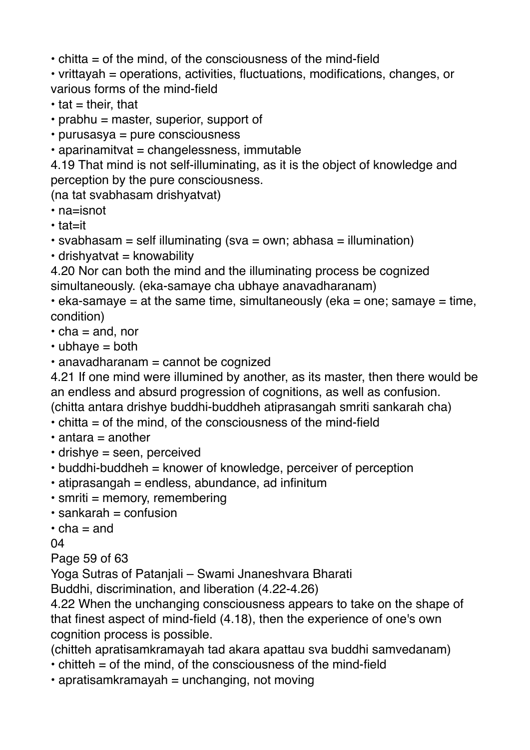- chitta = of the mind, of the consciousness of the mind-field
- vrittayah = operations, activities, fluctuations, modifications, changes, or various forms of the mind-field
- tat = their, that
- prabhu = master, superior, support of
- purusasya = pure consciousness
- aparinamitvat = changelessness, immutable

4.19 That mind is not self-illuminating, as it is the object of knowledge and perception by the pure consciousness.
(na tat svabhasam drishyatvat)

- na=isnot
- tat=it
- svabhasam = self illuminating (sva = own; abhasa = illumination)
- drishyatvat = knowability

4.20 Nor can both the mind and the illuminating process be cognized simultaneously. (eka-samaye cha ubhaye anavadharanam)

- eka-samaye = at the same time, simultaneously (eka = one; samaye = time, condition)
- cha = and, nor
- ubhaye = both
- anavadharanam = cannot be cognized

4.21 If one mind were illumined by another, as its master, then there would be an endless and absurd progression of cognitions, as well as confusion.
(chitta antara drishye buddhi-buddheh atiprasangah smriti sankarah cha)

- chitta = of the mind, of the consciousness of the mind-field
- antara = another
- drishye = seen, perceived
- buddhi-buddheh = knower of knowledge, perceiver of perception
- atiprasangah = endless, abundance, ad infinitum
- smriti = memory, remembering
- sankarah = confusion
- cha = and

## Buddhi, discrimination, and liberation (4.22-4.26)

4.22 When the unchanging consciousness appears to take on the shape of that finest aspect of mind-field (4.18), then the experience of one's own cognition process is possible.
(chitteh apratisamkramayah tad akara apattau sva buddhi samvedanam)

- chitteh = of the mind, of the consciousness of the mind-field
- apratisamkramayah = unchanging, not moving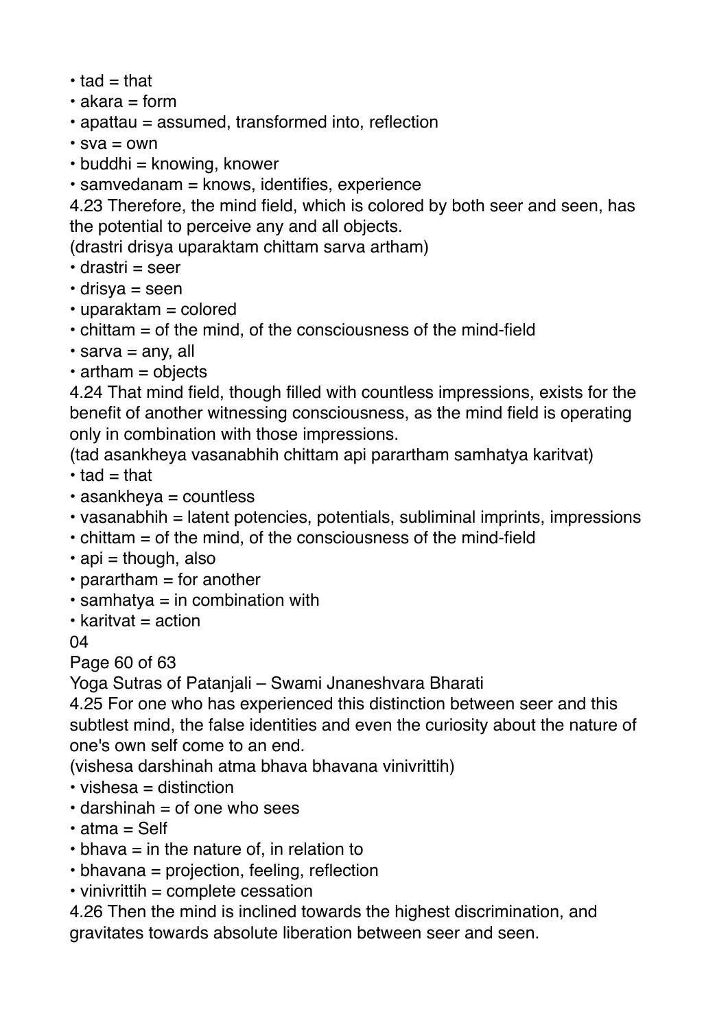- tad = that
- akara = form
- apattau = assumed, transformed into, reflection
- sva = own
- buddhi = knowing, knower
- samvedanam = knows, identifies, experience

4.23 Therefore, the mind field, which is colored by both seer and seen, has the potential to perceive any and all objects.
(drastri drisya uparaktam chittam sarva artham)

- drastri = seer
- drisya = seen
- uparaktam = colored
- chittam = of the mind, of the consciousness of the mind-field
- sarva = any, all
- artham = objects

4.24 That mind field, though filled with countless impressions, exists for the benefit of another witnessing consciousness, as the mind field is operating only in combination with those impressions.
(tad asankheya vasanabhih chittam api parartham samhatya karitvat)

- tad = that
- asankheya = countless
- vasanabhih = latent potencies, potentials, subliminal imprints, impressions
- chittam = of the mind, of the consciousness of the mind-field
- api = though, also
- parartham = for another
- samhatya = in combination with
- karitvat = action

4.25 For one who has experienced this distinction between seer and this subtlest mind, the false identities and even the curiosity about the nature of one's own self come to an end.
(vishesa darshinah atma bhava bhavana vinivrittih)

- vishesa = distinction
- darshinah = of one who sees
- atma = Self
- bhava = in the nature of, in relation to
- bhavana = projection, feeling, reflection
- vinivrittih = complete cessation

4.26 Then the mind is inclined towards the highest discrimination, and gravitates towards absolute liberation between seer and seen.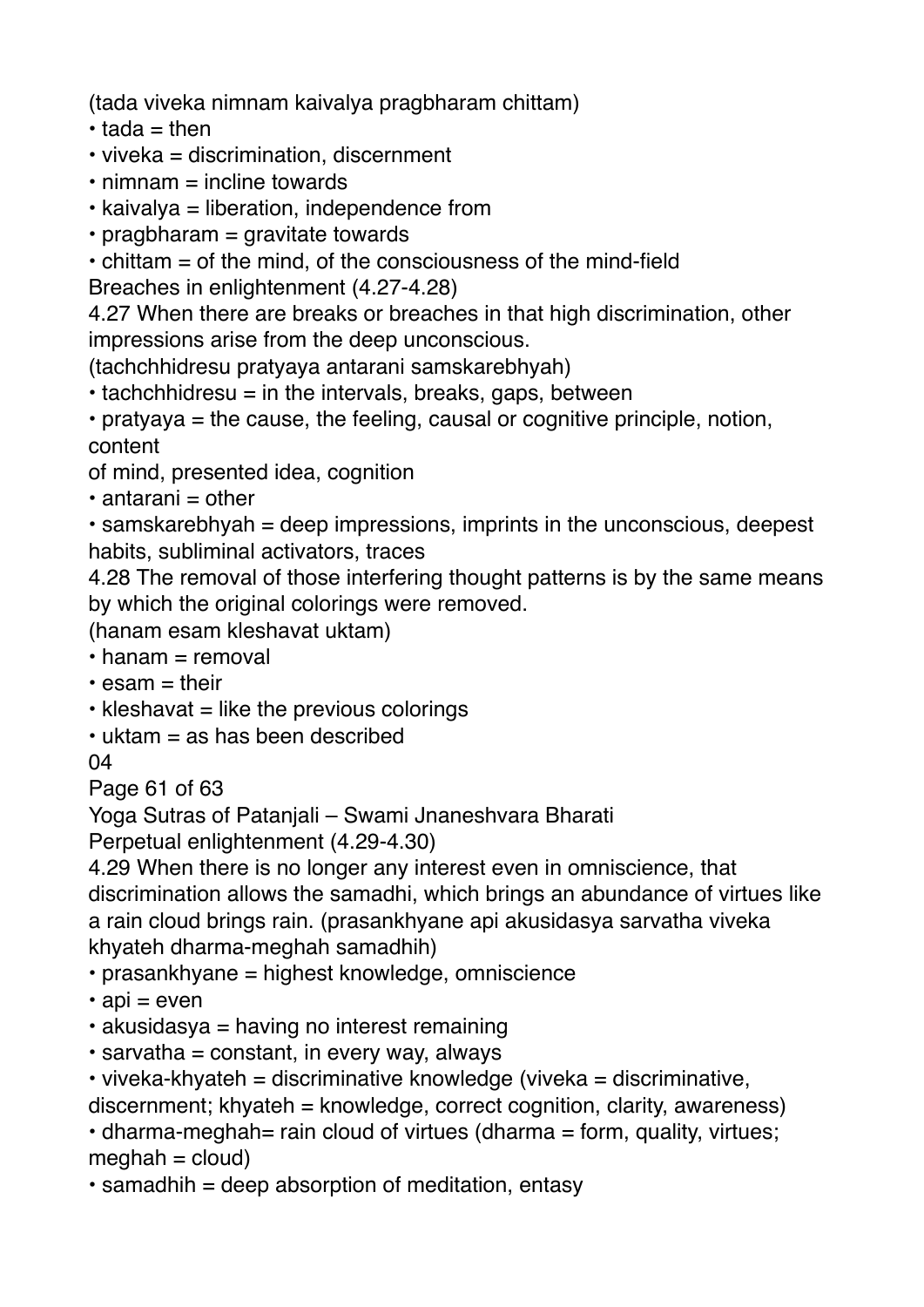(tada viveka nimnam kaivalya pragbharam chittam)

- tada = then
- viveka = discrimination, discernment
- nimnam = incline towards
- kaivalya = liberation, independence from
- pragbharam = gravitate towards
- chittam = of the mind, of the consciousness of the mind-field

## Breaches in enlightenment (4.27-4.28)

4.27 When there are breaks or breaches in that high discrimination, other impressions arise from the deep unconscious.

(tachchhidresu pratyaya antarani samskarebhyah)

- tachchhidresu = in the intervals, breaks, gaps, between
- pratyaya = the cause, the feeling, causal or cognitive principle, notion, content of mind, presented idea, cognition
- antarani = other
- samskarebhyah = deep impressions, imprints in the unconscious, deepest habits, subliminal activators, traces

4.28 The removal of those interfering thought patterns is by the same means by which the original colorings were removed.

(hanam esam kleshavat uktam)

- hanam = removal
- esam = their
- kleshavat = like the previous colorings
- uktam = as has been described

## Perpetual enlightenment (4.29-4.30)

4.29 When there is no longer any interest even in omniscience, that discrimination allows the samadhi, which brings an abundance of virtues like a rain cloud brings rain. (prasankhyane api akusidasya sarvatha viveka khyateh dharma-meghah samadhih)

- prasankhyane = highest knowledge, omniscience
- api = even
- akusidasya = having no interest remaining
- sarvatha = constant, in every way, always
- viveka-khyateh = discriminative knowledge (viveka = discriminative, discernment; khyateh = knowledge, correct cognition, clarity, awareness)
- dharma-meghah= rain cloud of virtues (dharma = form, quality, virtues; meghah = cloud)
- samadhih = deep absorption of meditation, entasy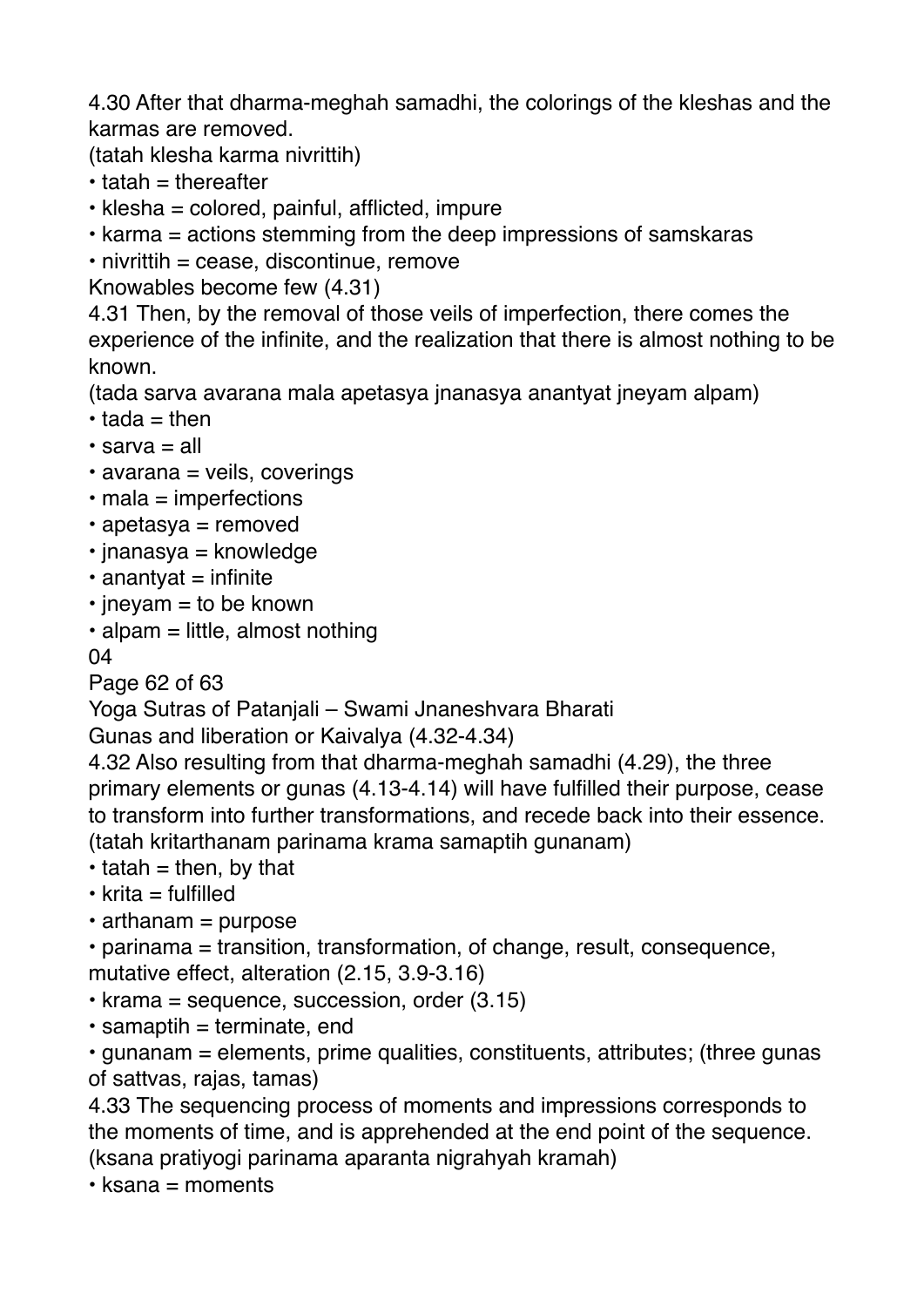4.30 After that dharma-meghah samadhi, the colorings of the kleshas and the karmas are removed.

(tatah klesha karma nivrittih)

- tatah = thereafter
- klesha = colored, painful, afflicted, impure
- karma = actions stemming from the deep impressions of samskaras
- nivrittih = cease, discontinue, remove

### Knowables become few (4.31)

4.31 Then, by the removal of those veils of imperfection, there comes the experience of the infinite, and the realization that there is almost nothing to be known.

(tada sarva avarana mala apetasya jnanasya anantyat jneyam alpam)

- tada = then
- sarva = all
- avarana = veils, coverings
- mala = imperfections
- apetasya = removed
- jnanasya = knowledge
- anantyat = infinite
- jneyam = to be known
- alpam = little, almost nothing

### Gunas and liberation or Kaivalya (4.32-4.34)

4.32 Also resulting from that dharma-meghah samadhi (4.29), the three primary elements or gunas (4.13-4.14) will have fulfilled their purpose, cease to transform into further transformations, and recede back into their essence.

(tatah kritarthanam parinama krama samaptih gunanam)

- tatah = then, by that
- krita = fulfilled
- arthanam = purpose
- parinama = transition, transformation, of change, result, consequence, mutative effect, alteration (2.15, 3.9-3.16)
- krama = sequence, succession, order (3.15)
- samaptih = terminate, end
- gunanam = elements, prime qualities, constituents, attributes; (three gunas of sattvas, rajas, tamas)

4.33 The sequencing process of moments and impressions corresponds to the moments of time, and is apprehended at the end point of the sequence.

(ksana pratiyogi parinama aparanta nigrahyah kramah)

- ksana = moments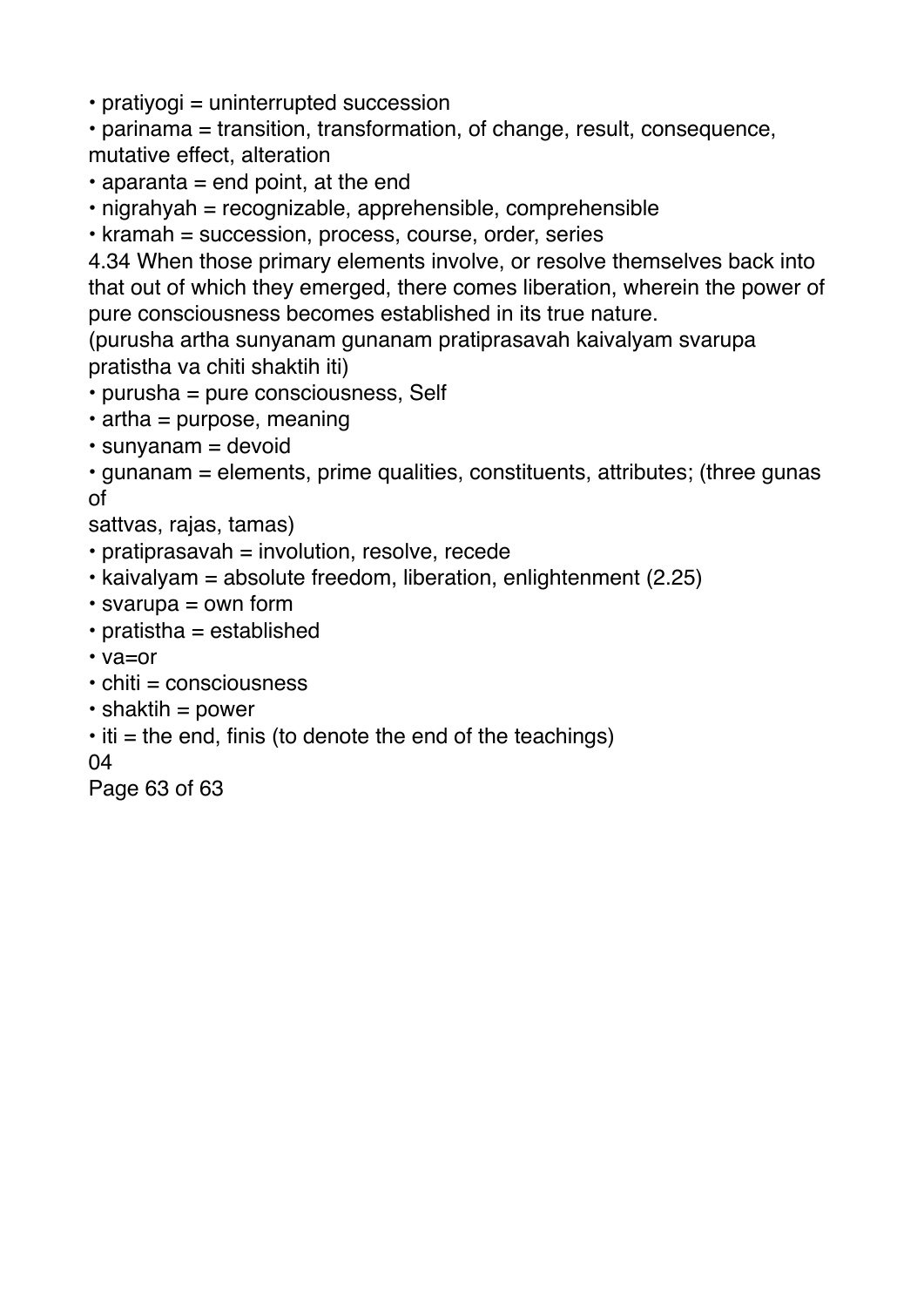- pratiyogi = uninterrupted succession
- parinama = transition, transformation, of change, result, consequence, mutative effect, alteration
- aparanta = end point, at the end
- nigrahyah = recognizable, apprehensible, comprehensible
- kramah = succession, process, course, order, series

4.34 When those primary elements involve, or resolve themselves back into that out of which they emerged, there comes liberation, wherein the power of pure consciousness becomes established in its true nature.
(purusha artha sunyanam gunanam pratiprasavah kaivalyam svarupa pratistha va chiti shaktih iti)

- purusha = pure consciousness, Self
- artha = purpose, meaning
- sunyanam = devoid
- gunanam = elements, prime qualities, constituents, attributes; (three gunas of sattvas, rajas, tamas)
- pratiprasavah = involution, resolve, recede
- kaivalyam = absolute freedom, liberation, enlightenment (2.25)
- svarupa = own form
- pratistha = established
- va=or
- chiti = consciousness
- shaktih = power
- iti = the end, finis (to denote the end of the teachings)